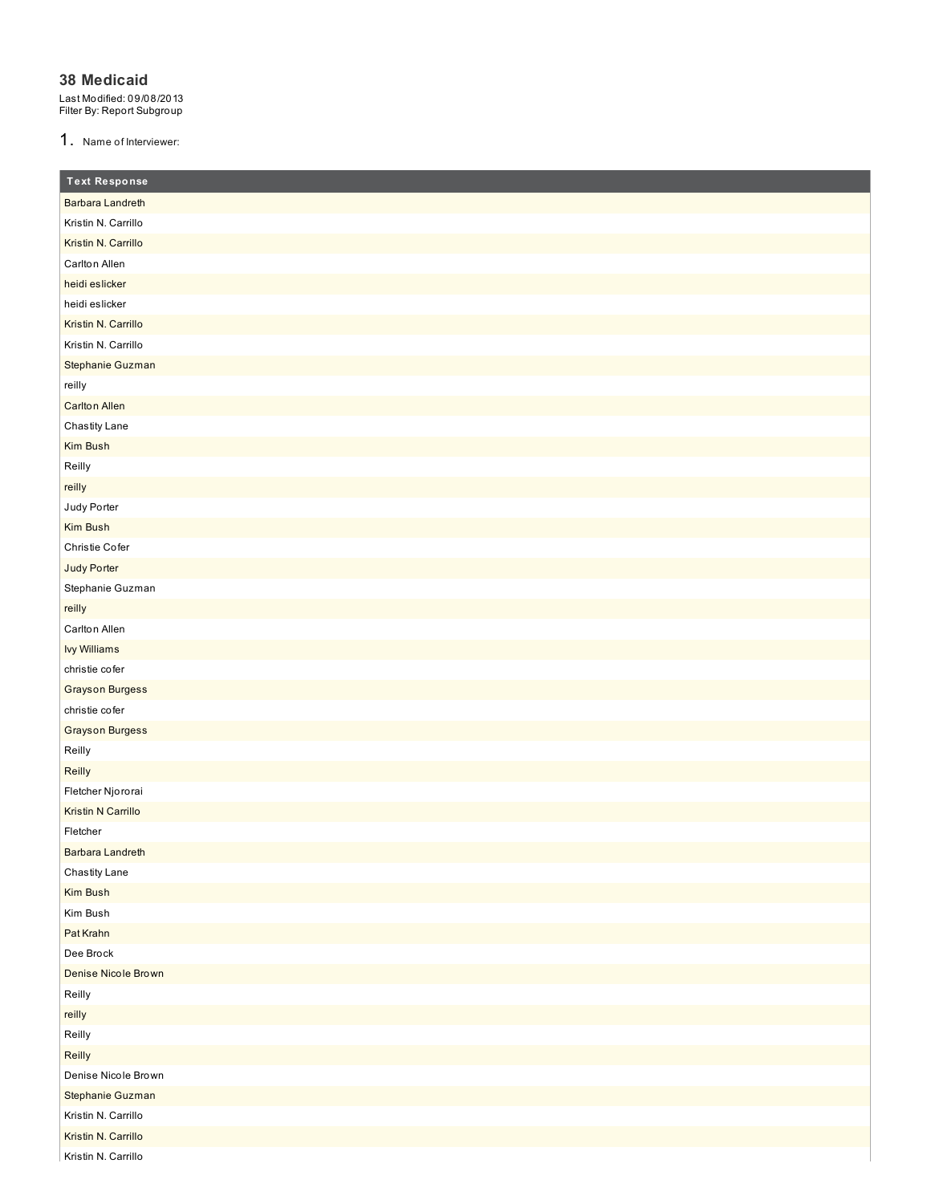# 38 Medicaid

Last Modified: 09/08/2013
Filter By: Report Subgroup

## 1. Name of Interviewer:

| Text Response |
| --- |
| Barbara Landreth |
| Kristin N. Carrillo |
| Kristin N. Carrillo |
| Carlton Allen |
| heidi eslicker |
| heidi eslicker |
| Kristin N. Carrillo |
| Kristin N. Carrillo |
| Stephanie Guzman |
| reilly |
| Carlton Allen |
| Chastity Lane |
| Kim Bush |
| Reilly |
| reilly |
| Judy Porter |
| Kim Bush |
| Christie Cofer |
| Judy Porter |
| Stephanie Guzman |
| reilly |
| Carlton Allen |
| Ivy Williams |
| christie cofer |
| Grayson Burgess |
| christie cofer |
| Grayson Burgess |
| Reilly |
| Reilly |
| Fletcher Njororai |
| Kristin N Carrillo |
| Fletcher |
| Barbara Landreth |
| Chastity Lane |
| Kim Bush |
| Kim Bush |
| Pat Krahn |
| Dee Brock |
| Denise Nicole Brown |
| Reilly |
| reilly |
| Reilly |
| Reilly |
| Denise Nicole Brown |
| Stephanie Guzman |
| Kristin N. Carrillo |
| Kristin N. Carrillo |
| Kristin N. Carrillo |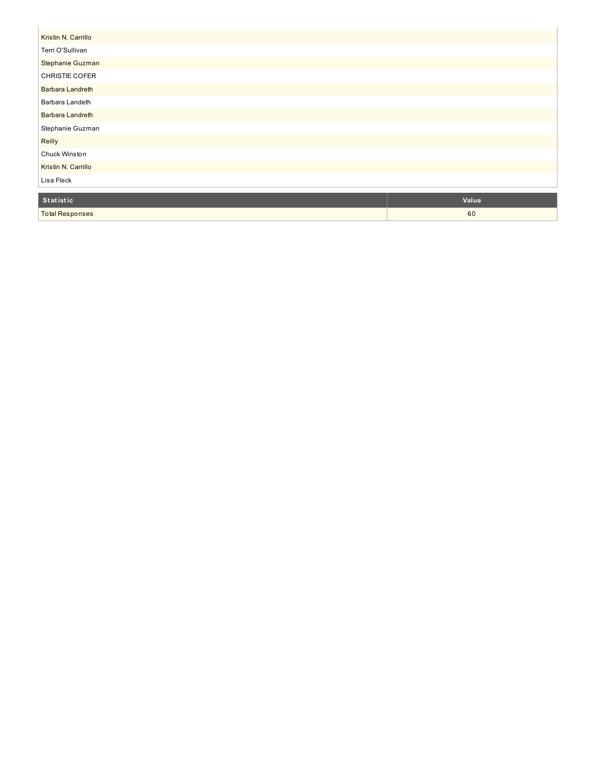| |
|---|
| Kristin N. Carrillo |
| Terri O'Sullivan |
| Stephanie Guzman |
| CHRISTIE COFER |
| Barbara Landreth |
| Barbara Landeth |
| Barbara Landreth |
| Stephanie Guzman |
| Reilly |
| Chuck Winston |
| Kristin N. Carrillo |
| Lisa Fleck |

| Statistic | Value |
|---|---|
| Total Responses | 60 |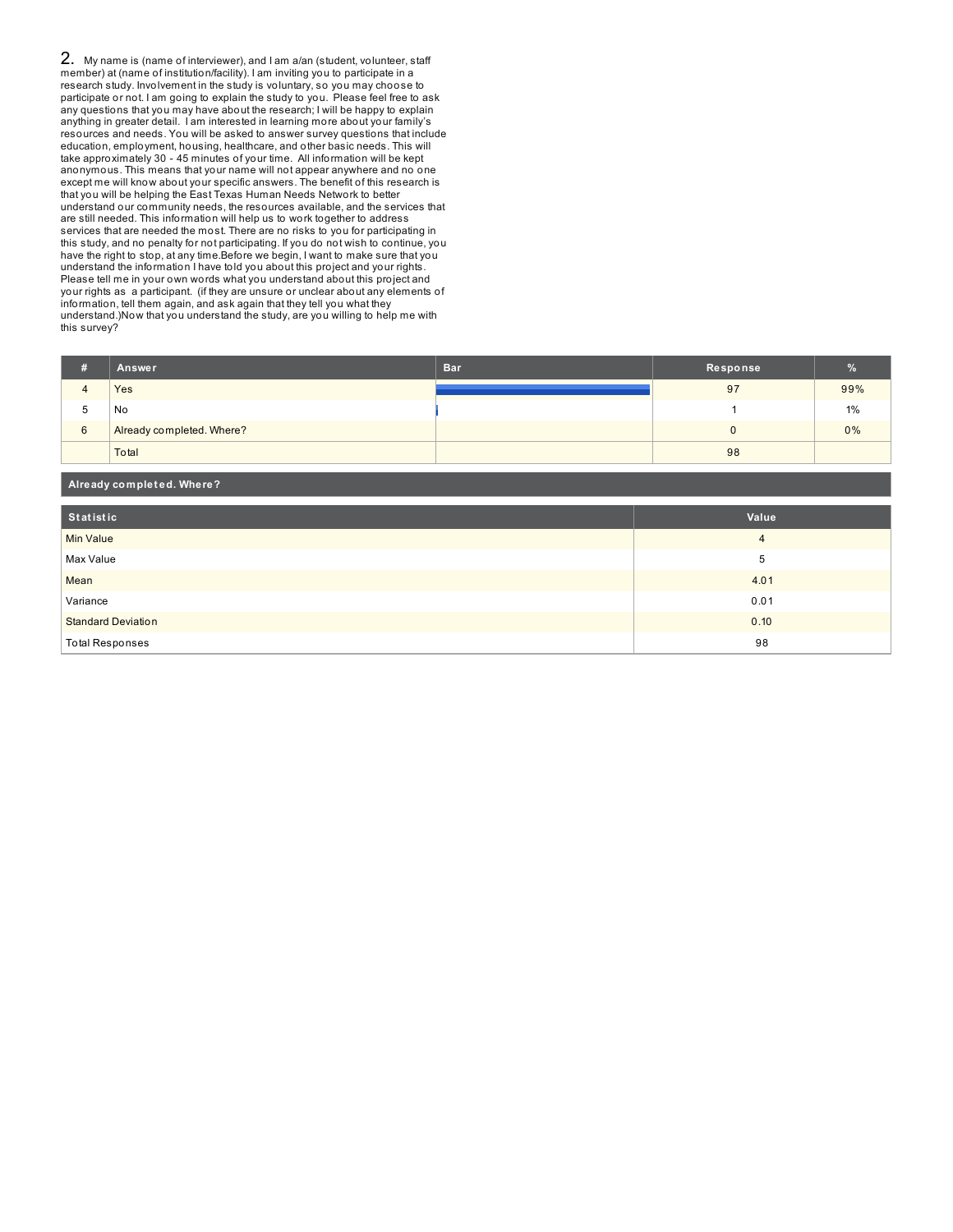2. My name is (name of interviewer), and I am a/an (student, volunteer, staff member) at (name of institution/facility). I am inviting you to participate in a research study. Involvement in the study is voluntary, so you may choose to participate or not. I am going to explain the study to you. Please feel free to ask any questions that you may have about the research; I will be happy to explain anything in greater detail. I am interested in learning more about your family's resources and needs. You will be asked to answer survey questions that include education, employment, housing, healthcare, and other basic needs. This will take approximately 30 - 45 minutes of your time. All information will be kept anonymous. This means that your name will not appear anywhere and no one except me will know about your specific answers. The benefit of this research is that you will be helping the East Texas Human Needs Network to better understand our community needs, the resources available, and the services that are still needed. This information will help us to work together to address services that are needed the most. There are no risks to you for participating in this study, and no penalty for not participating. If you do not wish to continue, you have the right to stop, at any time.Before we begin, I want to make sure that you understand the information I have told you about this project and your rights. Please tell me in your own words what you understand about this project and your rights as a participant. (if they are unsure or unclear about any elements of information, tell them again, and ask again that they tell you what they understand.)Now that you understand the study, are you willing to help me with this survey?

| # | Answer | Bar | Response | % |
|---|---|---|---|---|
| 4 | Yes | | 97 | 99% |
| 5 | No | | 1 | 1% |
| 6 | Already completed. Where? | | 0 | 0% |
| | Total | | 98 | |

| Already completed. Where? |
|---|

| Statistic | Value |
|---|---|
| Min Value | 4 |
| Max Value | 5 |
| Mean | 4.01 |
| Variance | 0.01 |
| Standard Deviation | 0.10 |
| Total Responses | 98 |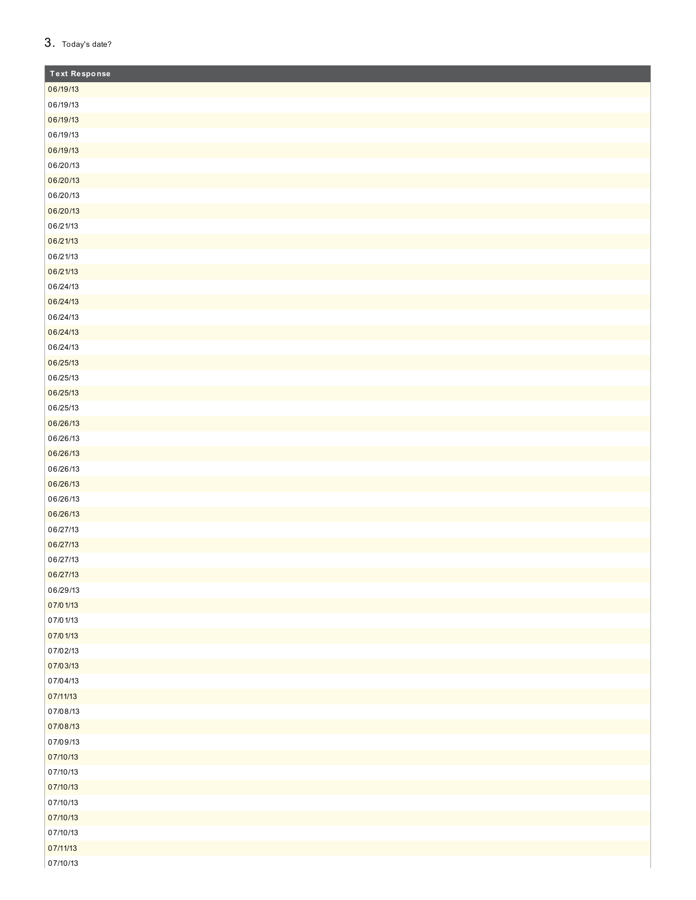3. Today's date?

| Text Response |
|---|
| 06/19/13 |
| 06/19/13 |
| 06/19/13 |
| 06/19/13 |
| 06/19/13 |
| 06/20/13 |
| 06/20/13 |
| 06/20/13 |
| 06/20/13 |
| 06/21/13 |
| 06/21/13 |
| 06/21/13 |
| 06/21/13 |
| 06/24/13 |
| 06/24/13 |
| 06/24/13 |
| 06/24/13 |
| 06/24/13 |
| 06/25/13 |
| 06/25/13 |
| 06/25/13 |
| 06/25/13 |
| 06/26/13 |
| 06/26/13 |
| 06/26/13 |
| 06/26/13 |
| 06/26/13 |
| 06/26/13 |
| 06/26/13 |
| 06/27/13 |
| 06/27/13 |
| 06/27/13 |
| 06/27/13 |
| 06/29/13 |
| 07/01/13 |
| 07/01/13 |
| 07/01/13 |
| 07/02/13 |
| 07/03/13 |
| 07/04/13 |
| 07/11/13 |
| 07/08/13 |
| 07/08/13 |
| 07/09/13 |
| 07/10/13 |
| 07/10/13 |
| 07/10/13 |
| 07/10/13 |
| 07/10/13 |
| 07/10/13 |
| 07/11/13 |
| 07/10/13 |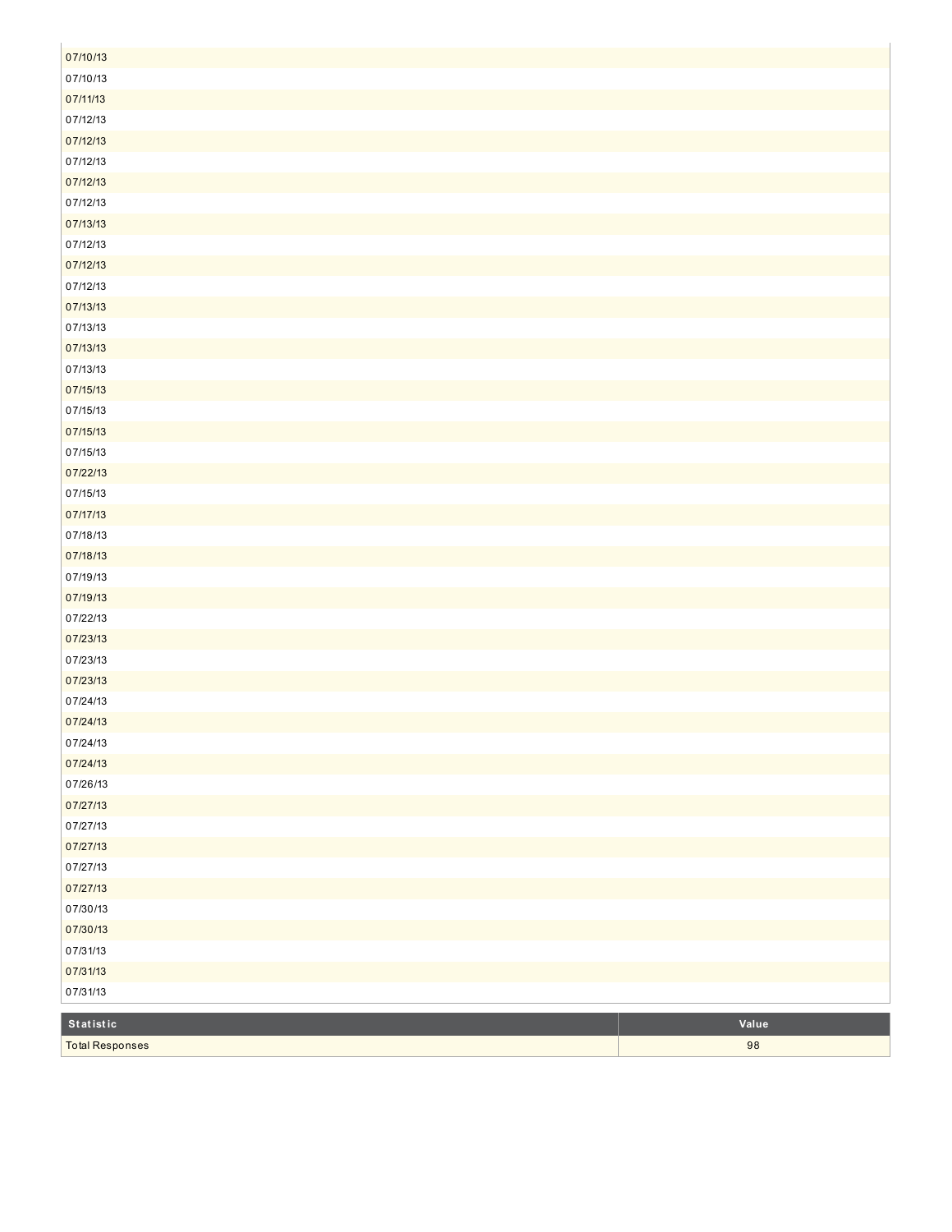| |
|---|
| 07/10/13 |
| 07/10/13 |
| 07/11/13 |
| 07/12/13 |
| 07/12/13 |
| 07/12/13 |
| 07/12/13 |
| 07/12/13 |
| 07/13/13 |
| 07/12/13 |
| 07/12/13 |
| 07/12/13 |
| 07/13/13 |
| 07/13/13 |
| 07/13/13 |
| 07/13/13 |
| 07/15/13 |
| 07/15/13 |
| 07/15/13 |
| 07/15/13 |
| 07/22/13 |
| 07/15/13 |
| 07/17/13 |
| 07/18/13 |
| 07/18/13 |
| 07/19/13 |
| 07/19/13 |
| 07/22/13 |
| 07/23/13 |
| 07/23/13 |
| 07/23/13 |
| 07/24/13 |
| 07/24/13 |
| 07/24/13 |
| 07/24/13 |
| 07/26/13 |
| 07/27/13 |
| 07/27/13 |
| 07/27/13 |
| 07/27/13 |
| 07/27/13 |
| 07/30/13 |
| 07/30/13 |
| 07/31/13 |
| 07/31/13 |
| 07/31/13 |

| Statistic | Value |
|---|---|
| Total Responses | 98 |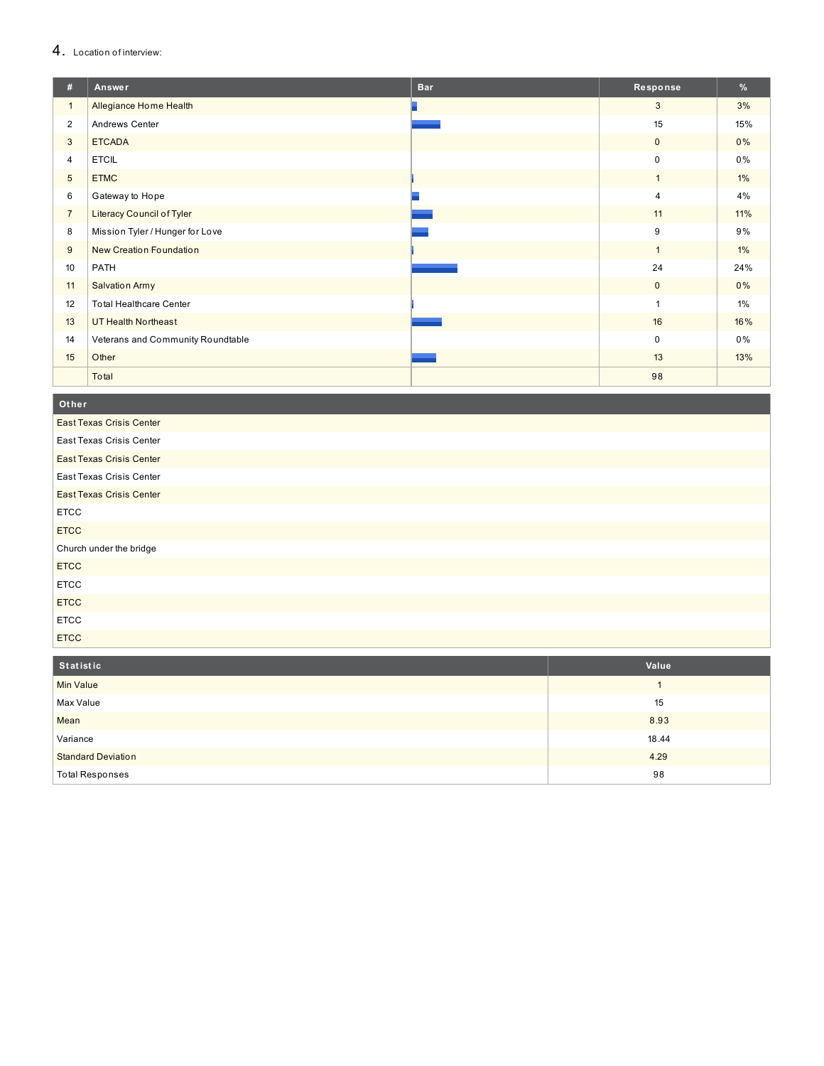## 4. Location of interview:

| # | Answer | Bar | Response | % |
|---|---|---|---|---|
| 1 | Allegiance Home Health | | 3 | 3% |
| 2 | Andrews Center | | 15 | 15% |
| 3 | ETCADA | | 0 | 0% |
| 4 | ETCIL | | 0 | 0% |
| 5 | ETMC | | 1 | 1% |
| 6 | Gateway to Hope | | 4 | 4% |
| 7 | Literacy Council of Tyler | | 11 | 11% |
| 8 | Mission Tyler / Hunger for Love | | 9 | 9% |
| 9 | New Creation Foundation | | 1 | 1% |
| 10 | PATH | | 24 | 24% |
| 11 | Salvation Army | | 0 | 0% |
| 12 | Total Healthcare Center | | 1 | 1% |
| 13 | UT Health Northeast | | 16 | 16% |
| 14 | Veterans and Community Roundtable | | 0 | 0% |
| 15 | Other | | 13 | 13% |
| | Total | | 98 | |

| Other |
|---|
| East Texas Crisis Center |
| East Texas Crisis Center |
| East Texas Crisis Center |
| East Texas Crisis Center |
| East Texas Crisis Center |
| ETCC |
| ETCC |
| Church under the bridge |
| ETCC |
| ETCC |
| ETCC |
| ETCC |
| ETCC |

| Statistic | Value |
|---|---|
| Min Value | 1 |
| Max Value | 15 |
| Mean | 8.93 |
| Variance | 18.44 |
| Standard Deviation | 4.29 |
| Total Responses | 98 |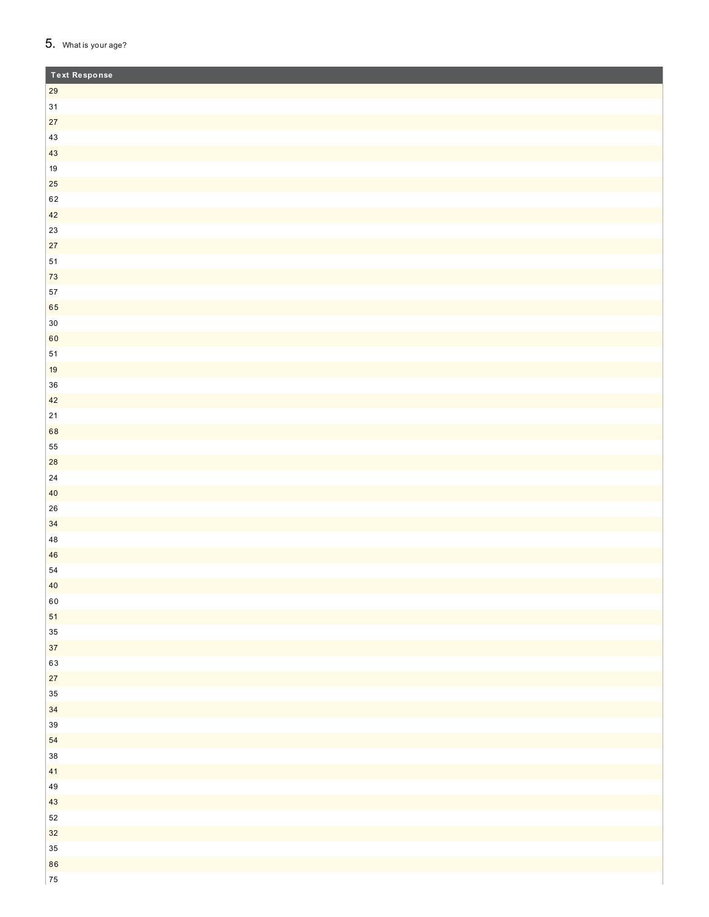5. What is your age?

| Text Response |
| --- |
| 29 |
| 31 |
| 27 |
| 43 |
| 43 |
| 19 |
| 25 |
| 62 |
| 42 |
| 23 |
| 27 |
| 51 |
| 73 |
| 57 |
| 65 |
| 30 |
| 60 |
| 51 |
| 19 |
| 36 |
| 42 |
| 21 |
| 68 |
| 55 |
| 28 |
| 24 |
| 40 |
| 26 |
| 34 |
| 48 |
| 46 |
| 54 |
| 40 |
| 60 |
| 51 |
| 35 |
| 37 |
| 63 |
| 27 |
| 35 |
| 34 |
| 39 |
| 54 |
| 38 |
| 41 |
| 49 |
| 43 |
| 52 |
| 32 |
| 35 |
| 86 |
| 75 |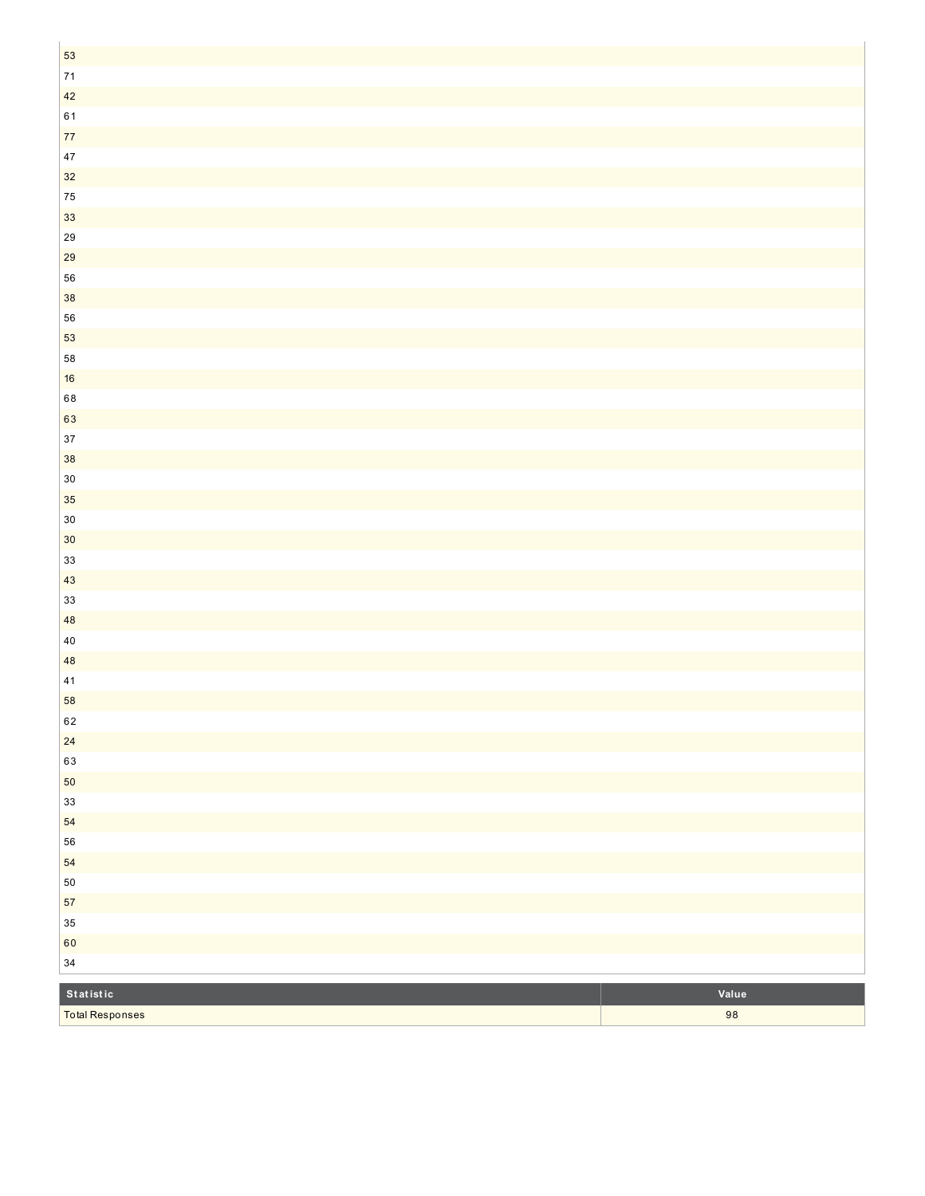| |
|---|
| 53 |
| 71 |
| 42 |
| 61 |
| 77 |
| 47 |
| 32 |
| 75 |
| 33 |
| 29 |
| 29 |
| 56 |
| 38 |
| 56 |
| 53 |
| 58 |
| 16 |
| 68 |
| 63 |
| 37 |
| 38 |
| 30 |
| 35 |
| 30 |
| 30 |
| 33 |
| 43 |
| 33 |
| 48 |
| 40 |
| 48 |
| 41 |
| 58 |
| 62 |
| 24 |
| 63 |
| 50 |
| 33 |
| 54 |
| 56 |
| 54 |
| 50 |
| 57 |
| 35 |
| 60 |
| 34 |

| Statistic | Value |
|---|---|
| Total Responses | 98 |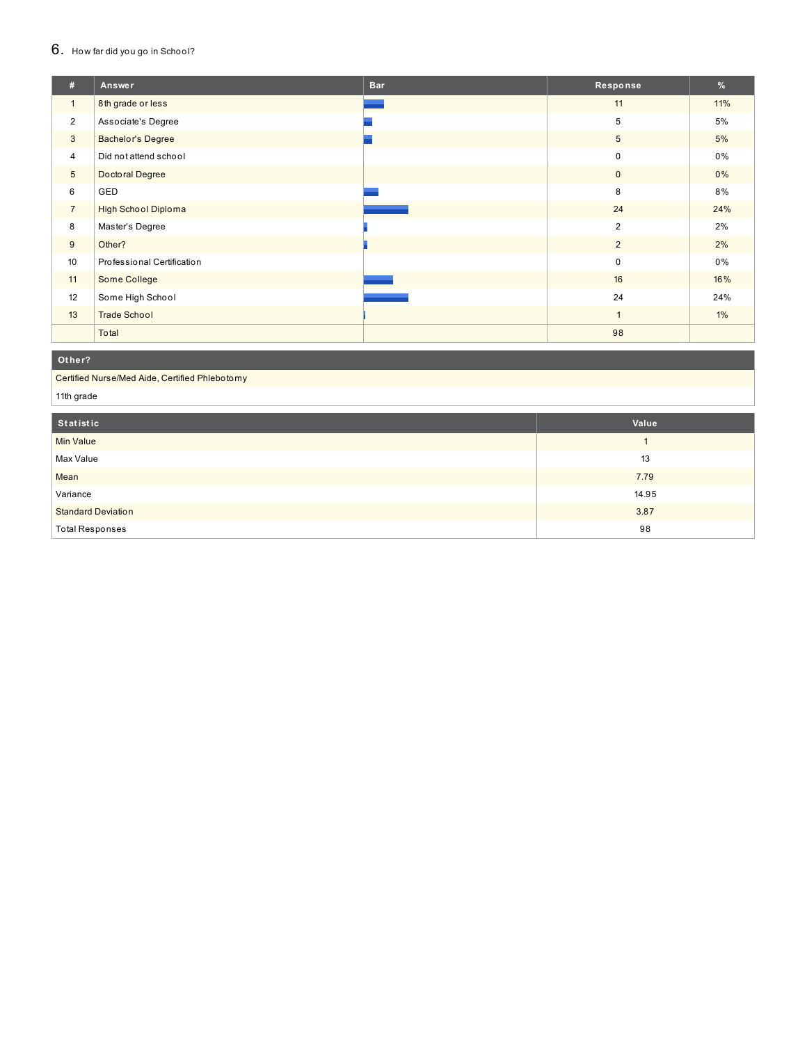## 6. How far did you go in School?

| # | Answer | Bar | Response | % |
|---|---|---|---|---|
| 1 | 8th grade or less | | 11 | 11% |
| 2 | Associate's Degree | | 5 | 5% |
| 3 | Bachelor's Degree | | 5 | 5% |
| 4 | Did not attend school | | 0 | 0% |
| 5 | Doctoral Degree | | 0 | 0% |
| 6 | GED | | 8 | 8% |
| 7 | High School Diploma | | 24 | 24% |
| 8 | Master's Degree | | 2 | 2% |
| 9 | Other? | | 2 | 2% |
| 10 | Professional Certification | | 0 | 0% |
| 11 | Some College | | 16 | 16% |
| 12 | Some High School | | 24 | 24% |
| 13 | Trade School | | 1 | 1% |
| | Total | | 98 | |

| Other? |
|---|
| Certified Nurse/Med Aide, Certified Phlebotomy |
| 11th grade |

| Statistic | Value |
|---|---|
| Min Value | 1 |
| Max Value | 13 |
| Mean | 7.79 |
| Variance | 14.95 |
| Standard Deviation | 3.87 |
| Total Responses | 98 |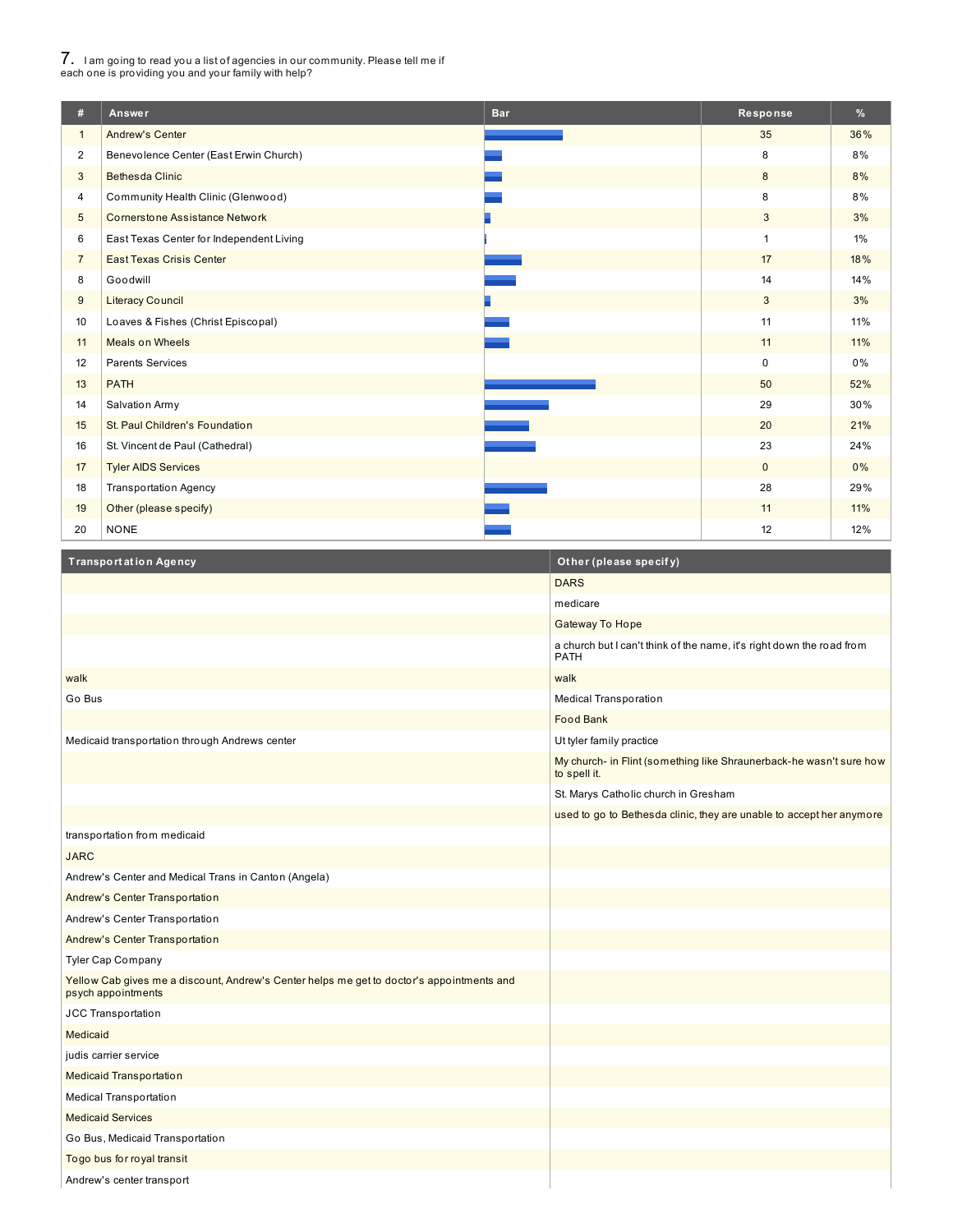## 7. I am going to read you a list of agencies in our community. Please tell me if each one is providing you and your family with help?

| # | Answer | Bar | Response | % |
|---|---|---|---|---|
| 1 | Andrew's Center | | 35 | 36% |
| 2 | Benevolence Center (East Erwin Church) | | 8 | 8% |
| 3 | Bethesda Clinic | | 8 | 8% |
| 4 | Community Health Clinic (Glenwood) | | 8 | 8% |
| 5 | Cornerstone Assistance Network | | 3 | 3% |
| 6 | East Texas Center for Independent Living | | 1 | 1% |
| 7 | East Texas Crisis Center | | 17 | 18% |
| 8 | Goodwill | | 14 | 14% |
| 9 | Literacy Council | | 3 | 3% |
| 10 | Loaves & Fishes (Christ Episcopal) | | 11 | 11% |
| 11 | Meals on Wheels | | 11 | 11% |
| 12 | Parents Services | | 0 | 0% |
| 13 | PATH | | 50 | 52% |
| 14 | Salvation Army | | 29 | 30% |
| 15 | St. Paul Children's Foundation | | 20 | 21% |
| 16 | St. Vincent de Paul (Cathedral) | | 23 | 24% |
| 17 | Tyler AIDS Services | | 0 | 0% |
| 18 | Transportation Agency | | 28 | 29% |
| 19 | Other (please specify) | | 11 | 11% |
| 20 | NONE | | 12 | 12% |

| Transportation Agency | Other (please specify) |
|---|---|
| | DARS |
| | medicare |
| | Gateway To Hope |
| | a church but I can't think of the name, it's right down the road from PATH |
| walk | walk |
| Go Bus | Medical Transporation |
| | Food Bank |
| Medicaid transportation through Andrews center | Ut tyler family practice |
| | My church- in Flint (something like Shraunerback-he wasn't sure how to spell it. |
| | St. Marys Catholic church in Gresham |
| | used to go to Bethesda clinic, they are unable to accept her anymore |
| transportation from medicaid | |
| JARC | |
| Andrew's Center and Medical Trans in Canton (Angela) | |
| Andrew's Center Transportation | |
| Andrew's Center Transportation | |
| Andrew's Center Transportation | |
| Tyler Cap Company | |
| Yellow Cab gives me a discount, Andrew's Center helps me get to doctor's appointments and psych appointments | |
| JCC Transportation | |
| Medicaid | |
| judis carrier service | |
| Medicaid Transportation | |
| Medical Transportation | |
| Medicaid Services | |
| Go Bus, Medicaid Transportation | |
| Togo bus for royal transit | |
| Andrew's center transport | |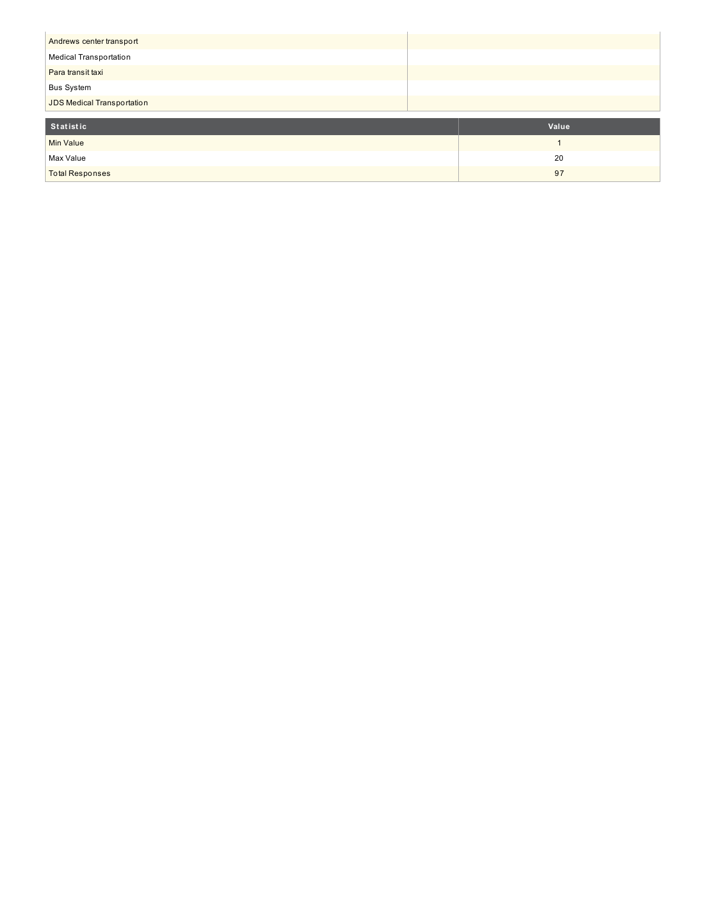| | |
|---|---|
| Andrews center transport | |
| Medical Transportation | |
| Para transit taxi | |
| Bus System | |
| JDS Medical Transportation | |

| Statistic | Value |
|---|---|
| Min Value | 1 |
| Max Value | 20 |
| Total Responses | 97 |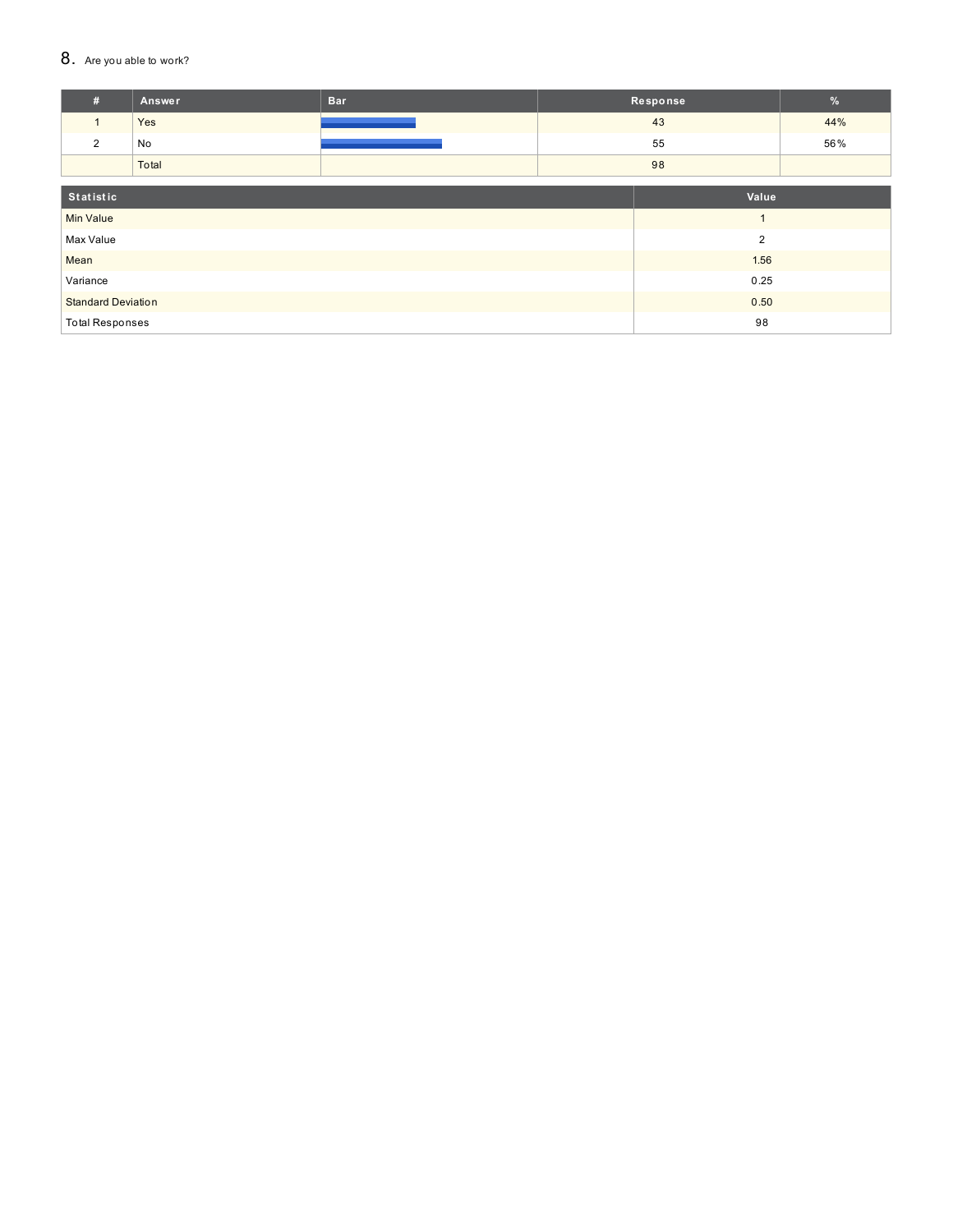## 8. Are you able to work?

| # | Answer | Bar | Response | % |
|---|---|---|---|---|
| 1 | Yes | | 43 | 44% |
| 2 | No | | 55 | 56% |
| | Total | | 98 | |

| Statistic | Value |
|---|---|
| Min Value | 1 |
| Max Value | 2 |
| Mean | 1.56 |
| Variance | 0.25 |
| Standard Deviation | 0.50 |
| Total Responses | 98 |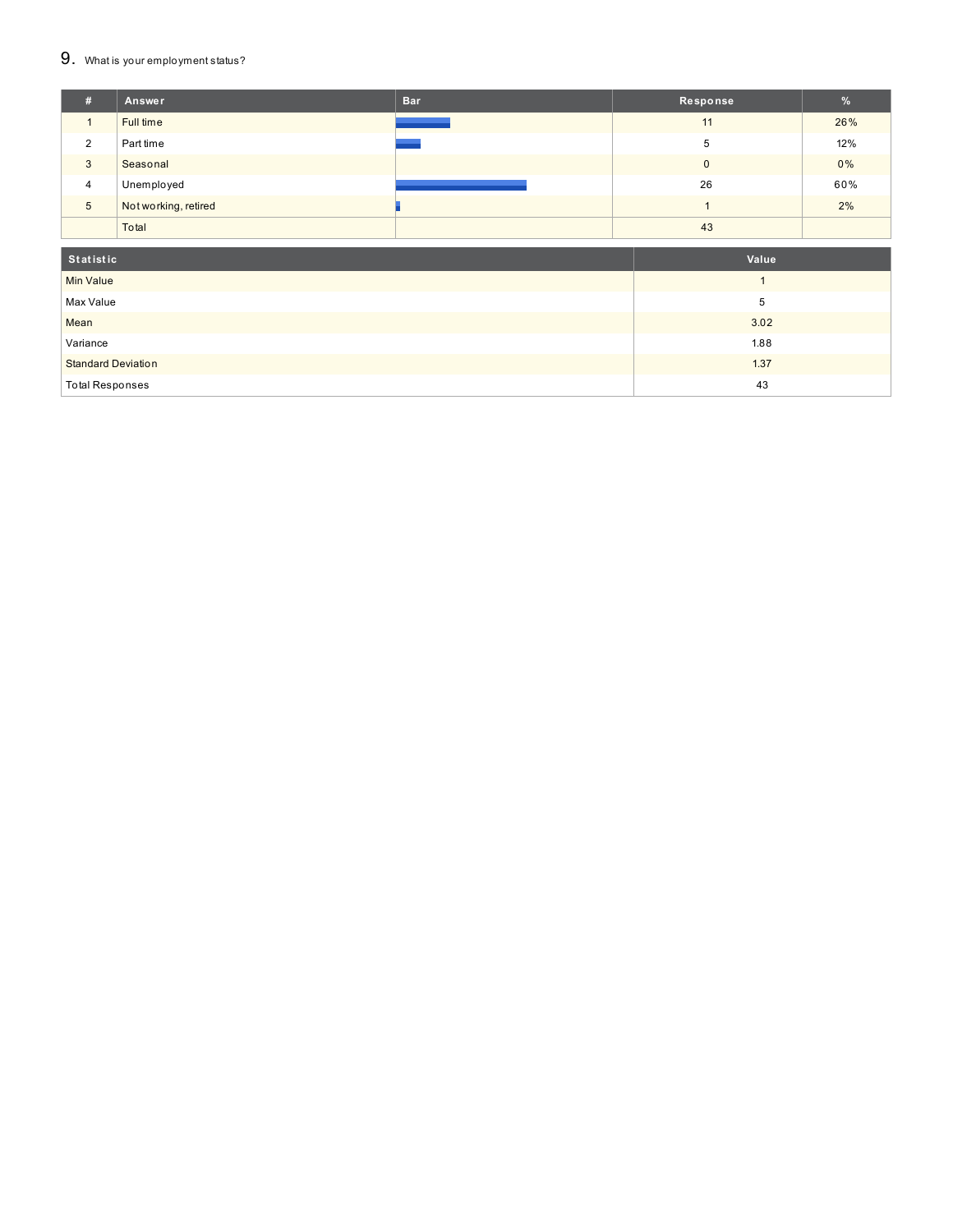## 9. What is your employment status?

| # | Answer | Bar | Response | % |
|---|---|---|---|---|
| 1 | Full time | | 11 | 26% |
| 2 | Part time | | 5 | 12% |
| 3 | Seasonal | | 0 | 0% |
| 4 | Unemployed | | 26 | 60% |
| 5 | Not working, retired | | 1 | 2% |
| | Total | | 43 | |

| Statistic | Value |
|---|---|
| Min Value | 1 |
| Max Value | 5 |
| Mean | 3.02 |
| Variance | 1.88 |
| Standard Deviation | 1.37 |
| Total Responses | 43 |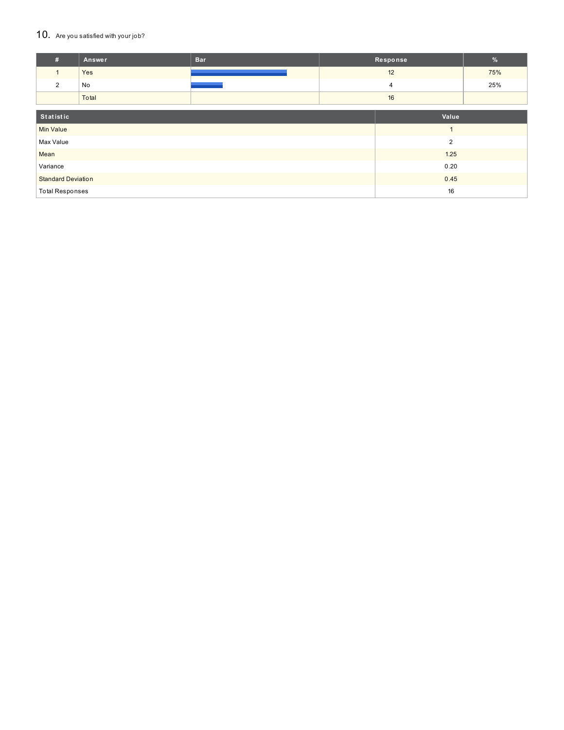## 10. Are you satisfied with your job?

| # | Answer | Bar | Response | % |
|---|---|---|---|---|
| 1 | Yes | | 12 | 75% |
| 2 | No | | 4 | 25% |
| | Total | | 16 | |

| Statistic | Value |
|---|---|
| Min Value | 1 |
| Max Value | 2 |
| Mean | 1.25 |
| Variance | 0.20 |
| Standard Deviation | 0.45 |
| Total Responses | 16 |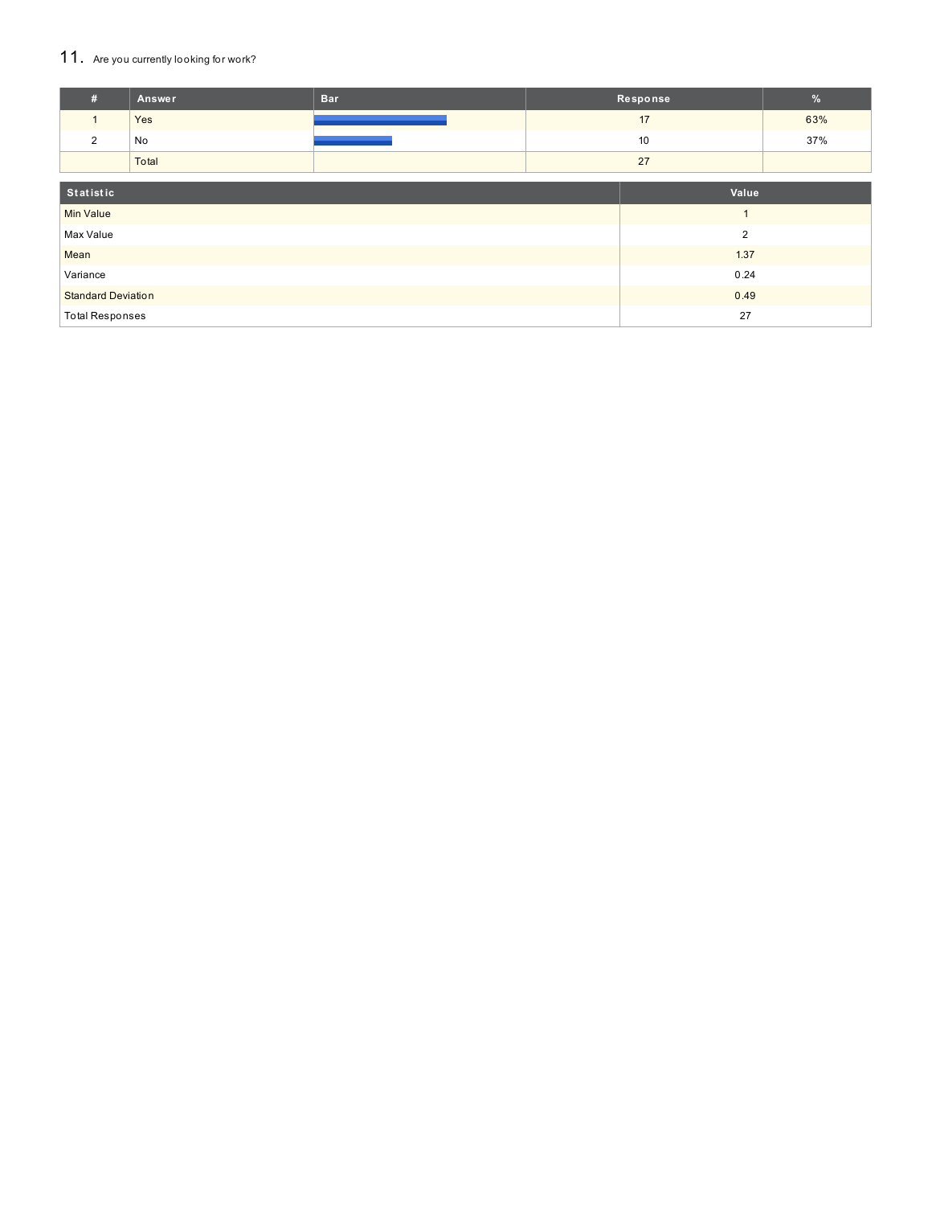## 11. Are you currently looking for work?

| # | Answer | Bar | Response | % |
|---|---|---|---|---|
| 1 | Yes | | 17 | 63% |
| 2 | No | | 10 | 37% |
| | Total | | 27 | |

| Statistic | Value |
|---|---|
| Min Value | 1 |
| Max Value | 2 |
| Mean | 1.37 |
| Variance | 0.24 |
| Standard Deviation | 0.49 |
| Total Responses | 27 |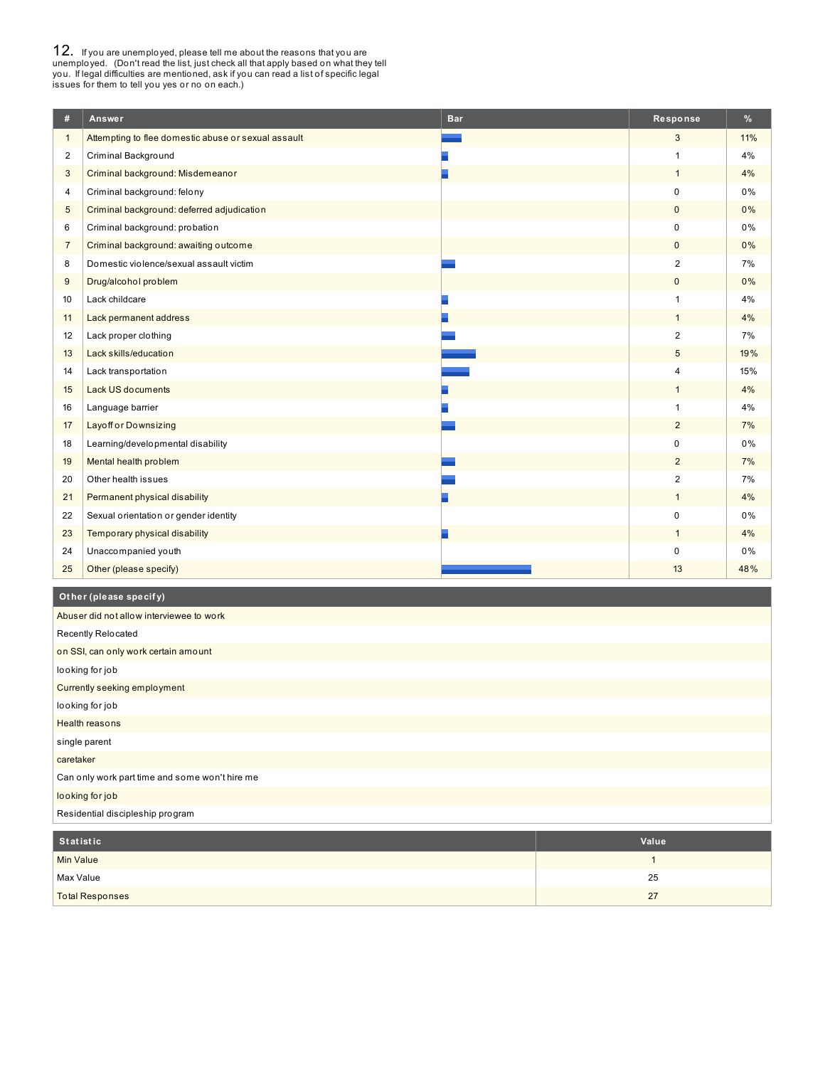## 12. If you are unemployed, please tell me about the reasons that you are unemployed. (Don't read the list, just check all that apply based on what they tell you. If legal difficulties are mentioned, ask if you can read a list of specific legal issues for them to tell you yes or no on each.)

| # | Answer | Bar | Response | % |
|---|---|---|---|---|
| 1 | Attempting to flee domestic abuse or sexual assault | | 3 | 11% |
| 2 | Criminal Background | | 1 | 4% |
| 3 | Criminal background: Misdemeanor | | 1 | 4% |
| 4 | Criminal background: felony | | 0 | 0% |
| 5 | Criminal background: deferred adjudication | | 0 | 0% |
| 6 | Criminal background: probation | | 0 | 0% |
| 7 | Criminal background: awaiting outcome | | 0 | 0% |
| 8 | Domestic violence/sexual assault victim | | 2 | 7% |
| 9 | Drug/alcohol problem | | 0 | 0% |
| 10 | Lack childcare | | 1 | 4% |
| 11 | Lack permanent address | | 1 | 4% |
| 12 | Lack proper clothing | | 2 | 7% |
| 13 | Lack skills/education | | 5 | 19% |
| 14 | Lack transportation | | 4 | 15% |
| 15 | Lack US documents | | 1 | 4% |
| 16 | Language barrier | | 1 | 4% |
| 17 | Layoff or Downsizing | | 2 | 7% |
| 18 | Learning/developmental disability | | 0 | 0% |
| 19 | Mental health problem | | 2 | 7% |
| 20 | Other health issues | | 2 | 7% |
| 21 | Permanent physical disability | | 1 | 4% |
| 22 | Sexual orientation or gender identity | | 0 | 0% |
| 23 | Temporary physical disability | | 1 | 4% |
| 24 | Unaccompanied youth | | 0 | 0% |
| 25 | Other (please specify) | | 13 | 48% |

| Other (please specify) |
|---|
| Abuser did not allow interviewee to work |
| Recently Relocated |
| on SSI, can only work certain amount |
| looking for job |
| Currently seeking employment |
| looking for job |
| Health reasons |
| single parent |
| caretaker |
| Can only work part time and some won't hire me |
| looking for job |
| Residential discipleship program |

| Statistic | Value |
|---|---|
| Min Value | 1 |
| Max Value | 25 |
| Total Responses | 27 |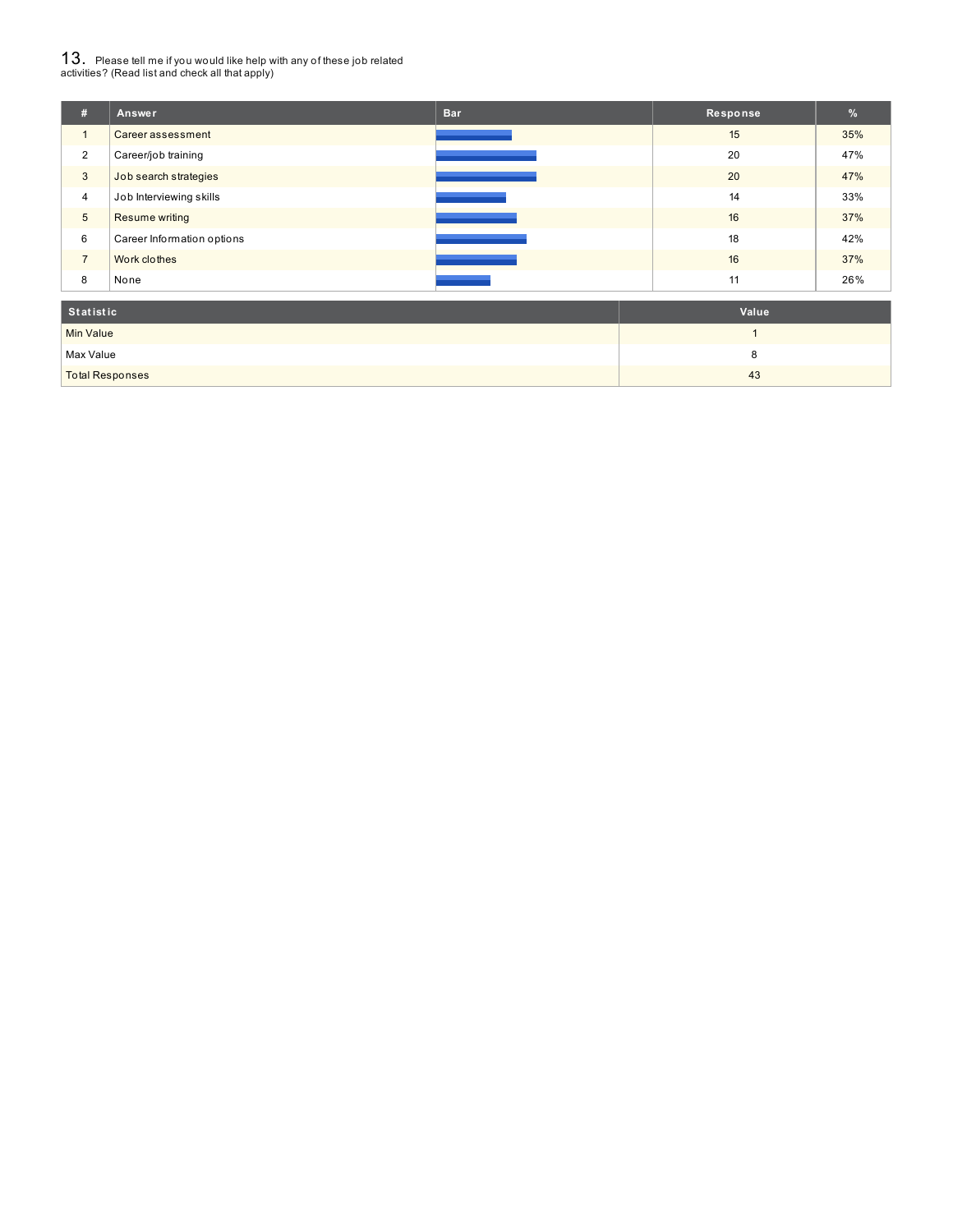## 13. Please tell me if you would like help with any of these job related activities? (Read list and check all that apply)

| # | Answer | Bar | Response | % |
|---|---|---|---|---|
| 1 | Career assessment | | 15 | 35% |
| 2 | Career/job training | | 20 | 47% |
| 3 | Job search strategies | | 20 | 47% |
| 4 | Job Interviewing skills | | 14 | 33% |
| 5 | Resume writing | | 16 | 37% |
| 6 | Career Information options | | 18 | 42% |
| 7 | Work clothes | | 16 | 37% |
| 8 | None | | 11 | 26% |

| Statistic | Value |
|---|---|
| Min Value | 1 |
| Max Value | 8 |
| Total Responses | 43 |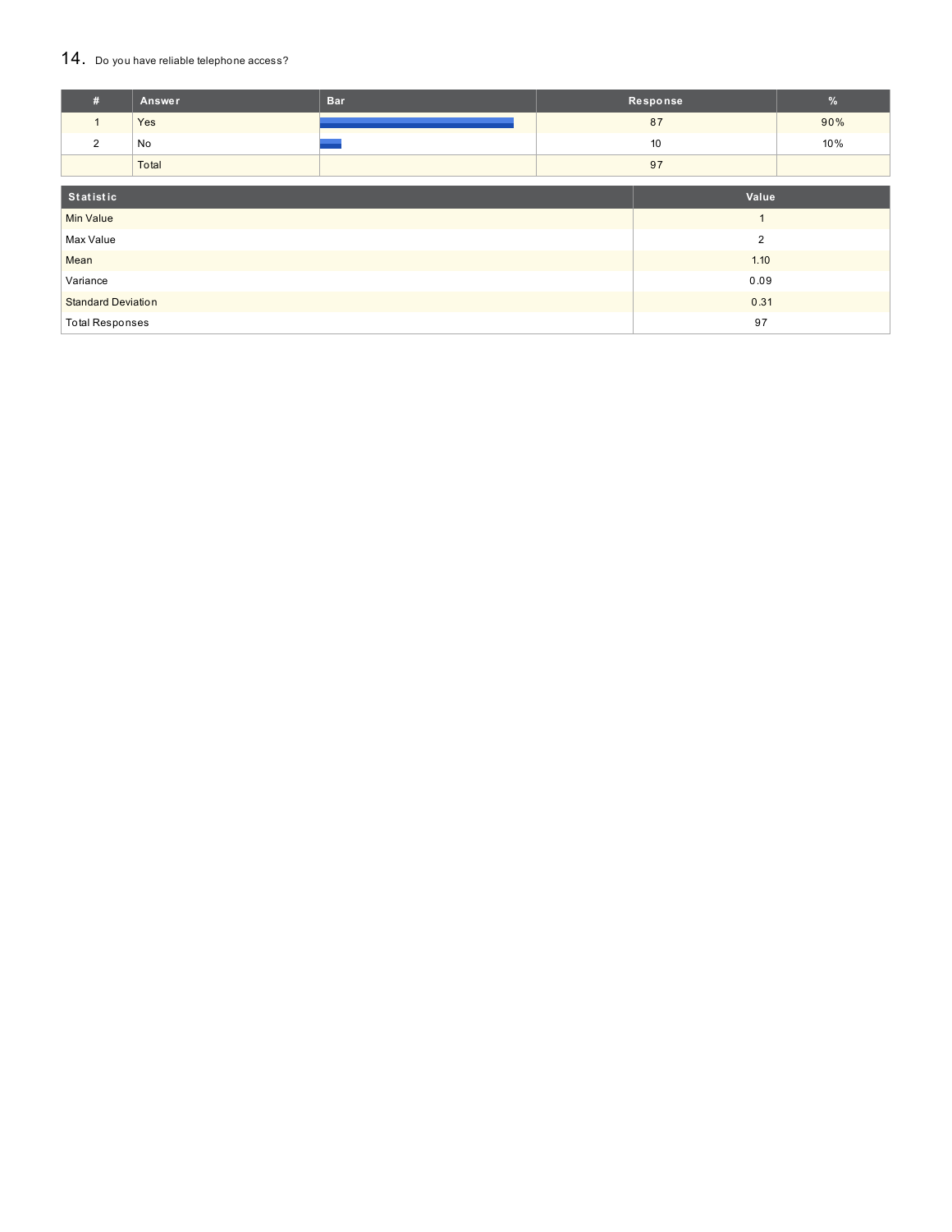## 14. Do you have reliable telephone access?

| # | Answer | Bar | Response | % |
|---|---|---|---|---|
| 1 | Yes | | 87 | 90% |
| 2 | No | | 10 | 10% |
| | Total | | 97 | |

| Statistic | Value |
|---|---|
| Min Value | 1 |
| Max Value | 2 |
| Mean | 1.10 |
| Variance | 0.09 |
| Standard Deviation | 0.31 |
| Total Responses | 97 |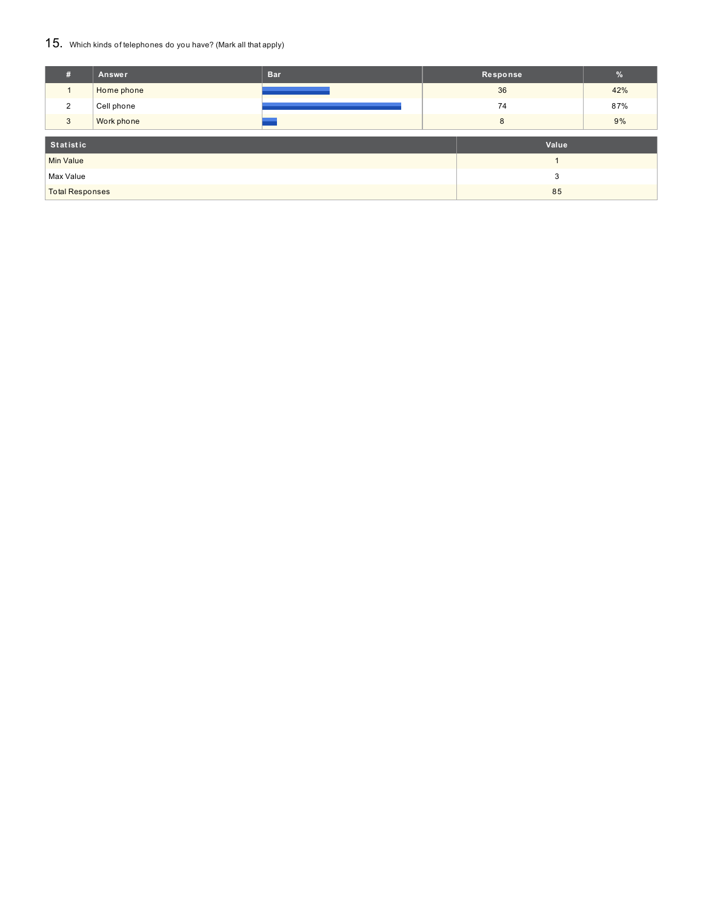## 15. Which kinds of telephones do you have? (Mark all that apply)

| # | Answer | Bar | Response | % |
|---|---|---|---|---|
| 1 | Home phone | | 36 | 42% |
| 2 | Cell phone | | 74 | 87% |
| 3 | Work phone | | 8 | 9% |

| Statistic | Value |
|---|---|
| Min Value | 1 |
| Max Value | 3 |
| Total Responses | 85 |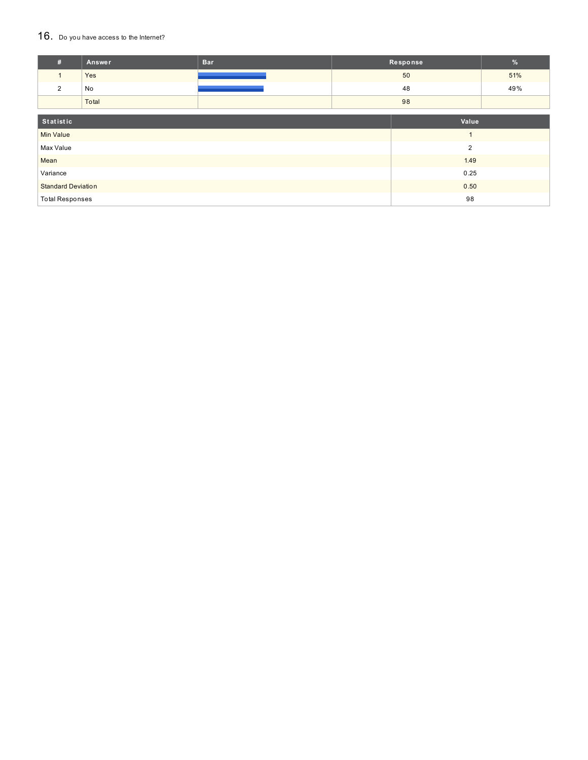## 16. Do you have access to the Internet?

| # | Answer | Bar | Response | % |
|---|---|---|---|---|
| 1 | Yes | | 50 | 51% |
| 2 | No | | 48 | 49% |
| | Total | | 98 | |

| Statistic | Value |
|---|---|
| Min Value | 1 |
| Max Value | 2 |
| Mean | 1.49 |
| Variance | 0.25 |
| Standard Deviation | 0.50 |
| Total Responses | 98 |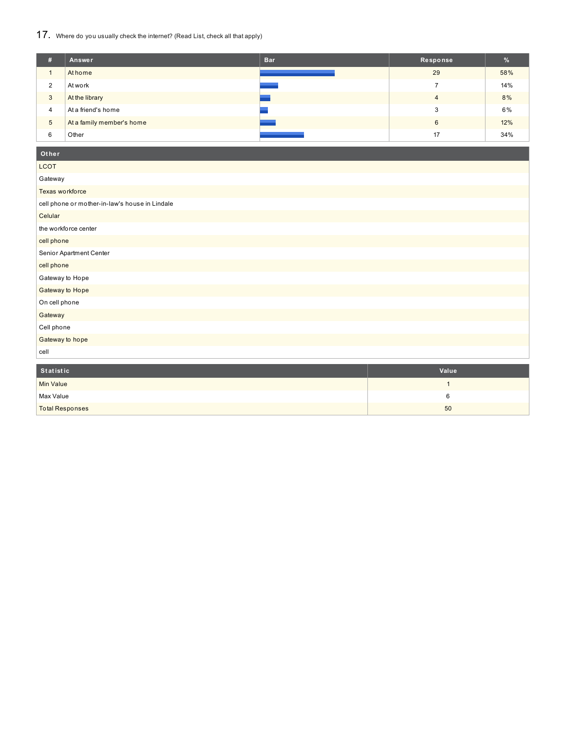## 17. Where do you usually check the internet? (Read List, check all that apply)

| # | Answer | Bar | Response | % |
|---|---|---|---|---|
| 1 | At home | | 29 | 58% |
| 2 | At work | | 7 | 14% |
| 3 | At the library | | 4 | 8% |
| 4 | At a friend's home | | 3 | 6% |
| 5 | At a family member's home | | 6 | 12% |
| 6 | Other | | 17 | 34% |

| Other |
|---|
| LCOT |
| Gateway |
| Texas workforce |
| cell phone or mother-in-law's house in Lindale |
| Celular |
| the workforce center |
| cell phone |
| Senior Apartment Center |
| cell phone |
| Gateway to Hope |
| Gateway to Hope |
| On cell phone |
| Gateway |
| Cell phone |
| Gateway to hope |
| cell |

| Statistic | Value |
|---|---|
| Min Value | 1 |
| Max Value | 6 |
| Total Responses | 50 |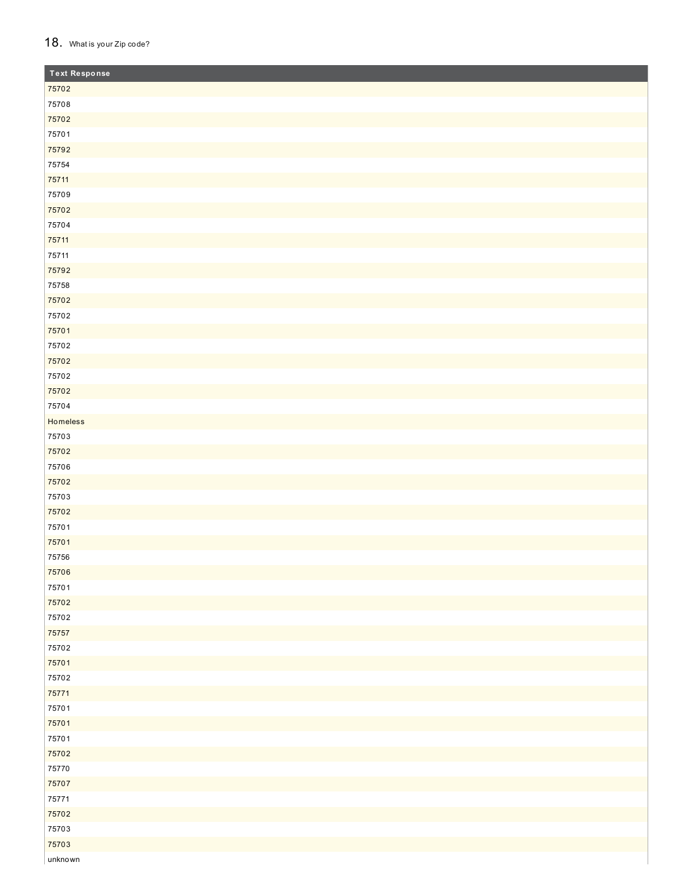## 18. What is your Zip code?

| Text Response |
|---|
| 75702 |
| 75708 |
| 75702 |
| 75701 |
| 75792 |
| 75754 |
| 75711 |
| 75709 |
| 75702 |
| 75704 |
| 75711 |
| 75711 |
| 75792 |
| 75758 |
| 75702 |
| 75702 |
| 75701 |
| 75702 |
| 75702 |
| 75702 |
| 75702 |
| 75704 |
| Homeless |
| 75703 |
| 75702 |
| 75706 |
| 75702 |
| 75703 |
| 75702 |
| 75701 |
| 75701 |
| 75756 |
| 75706 |
| 75701 |
| 75702 |
| 75702 |
| 75757 |
| 75702 |
| 75701 |
| 75702 |
| 75771 |
| 75701 |
| 75701 |
| 75701 |
| 75702 |
| 75770 |
| 75707 |
| 75771 |
| 75702 |
| 75703 |
| 75703 |
| unknown |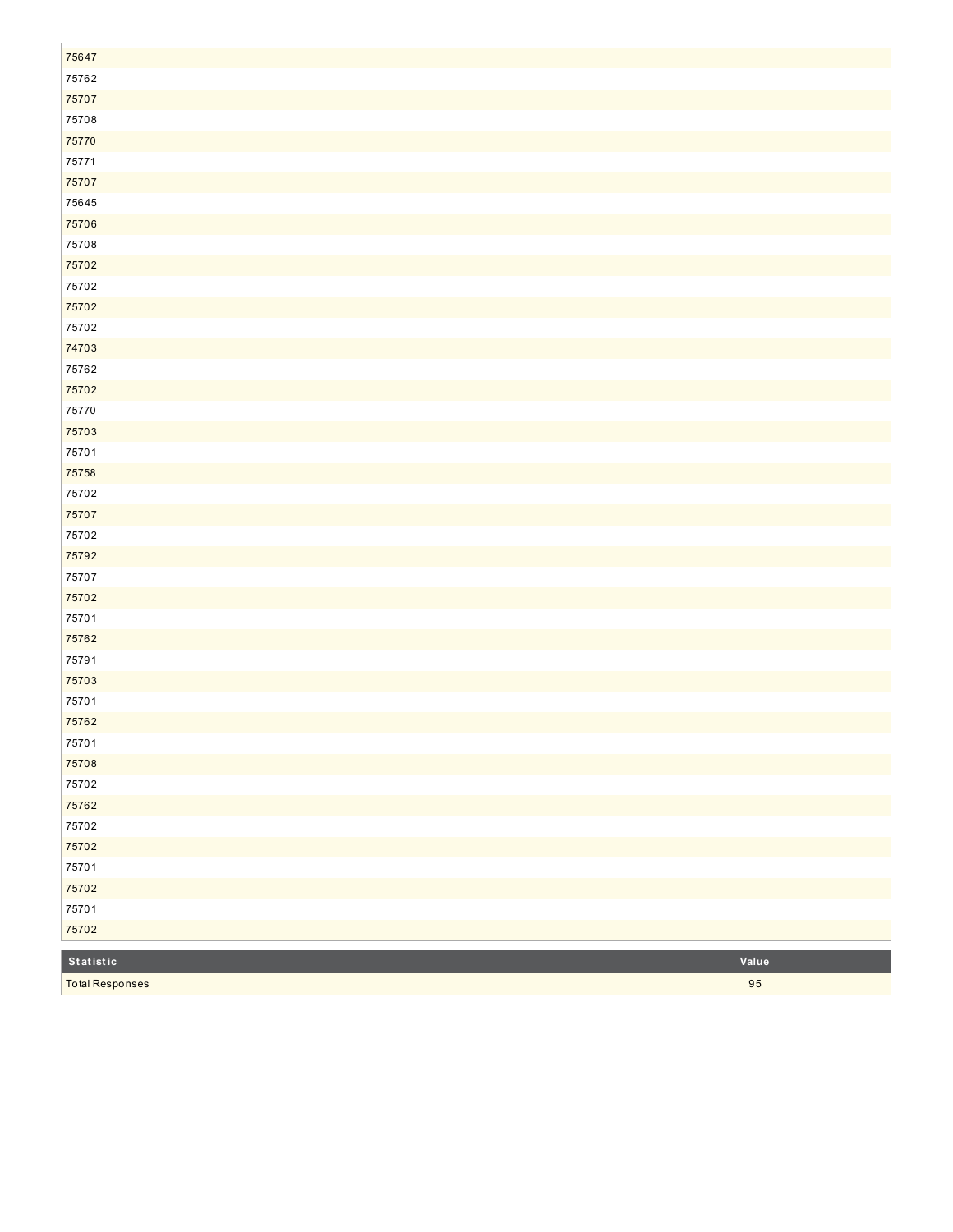|  |
|---|
| 75647 |
| 75762 |
| 75707 |
| 75708 |
| 75770 |
| 75771 |
| 75707 |
| 75645 |
| 75706 |
| 75708 |
| 75702 |
| 75702 |
| 75702 |
| 75702 |
| 74703 |
| 75762 |
| 75702 |
| 75770 |
| 75703 |
| 75701 |
| 75758 |
| 75702 |
| 75707 |
| 75702 |
| 75792 |
| 75707 |
| 75702 |
| 75701 |
| 75762 |
| 75791 |
| 75703 |
| 75701 |
| 75762 |
| 75701 |
| 75708 |
| 75702 |
| 75762 |
| 75702 |
| 75702 |
| 75701 |
| 75702 |
| 75701 |
| 75702 |

| Statistic | Value |
|---|---|
| Total Responses | 95 |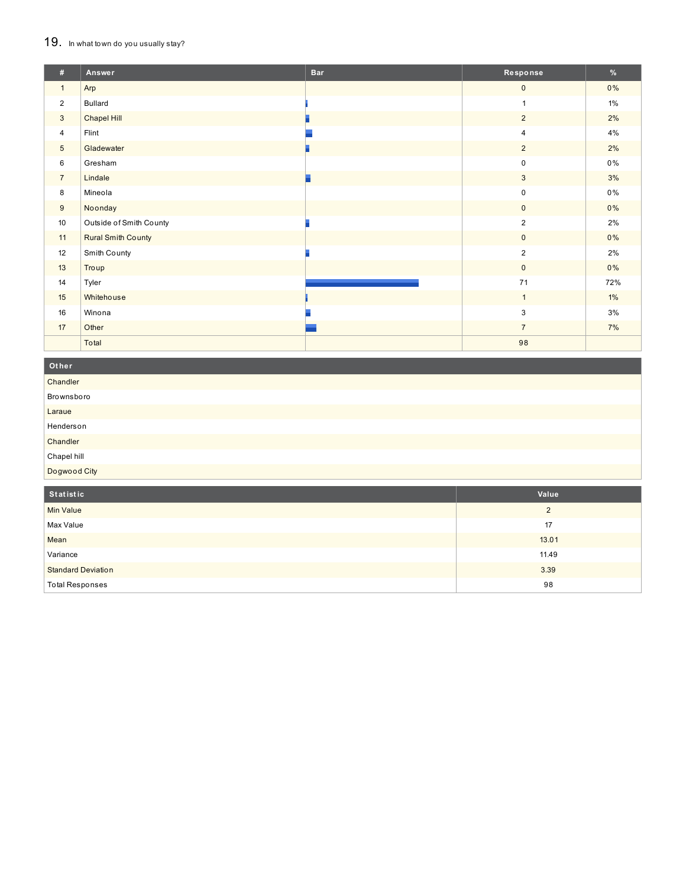## 19. In what town do you usually stay?

| # | Answer | Bar | Response | % |
|---|---|---|---|---|
| 1 | Arp | | 0 | 0% |
| 2 | Bullard | | 1 | 1% |
| 3 | Chapel Hill | | 2 | 2% |
| 4 | Flint | | 4 | 4% |
| 5 | Gladewater | | 2 | 2% |
| 6 | Gresham | | 0 | 0% |
| 7 | Lindale | | 3 | 3% |
| 8 | Mineola | | 0 | 0% |
| 9 | Noonday | | 0 | 0% |
| 10 | Outside of Smith County | | 2 | 2% |
| 11 | Rural Smith County | | 0 | 0% |
| 12 | Smith County | | 2 | 2% |
| 13 | Troup | | 0 | 0% |
| 14 | Tyler | | 71 | 72% |
| 15 | Whitehouse | | 1 | 1% |
| 16 | Winona | | 3 | 3% |
| 17 | Other | | 7 | 7% |
| | Total | | 98 | |

| Other |
|---|
| Chandler |
| Brownsboro |
| Laraue |
| Henderson |
| Chandler |
| Chapel hill |
| Dogwood City |

| Statistic | Value |
|---|---|
| Min Value | 2 |
| Max Value | 17 |
| Mean | 13.01 |
| Variance | 11.49 |
| Standard Deviation | 3.39 |
| Total Responses | 98 |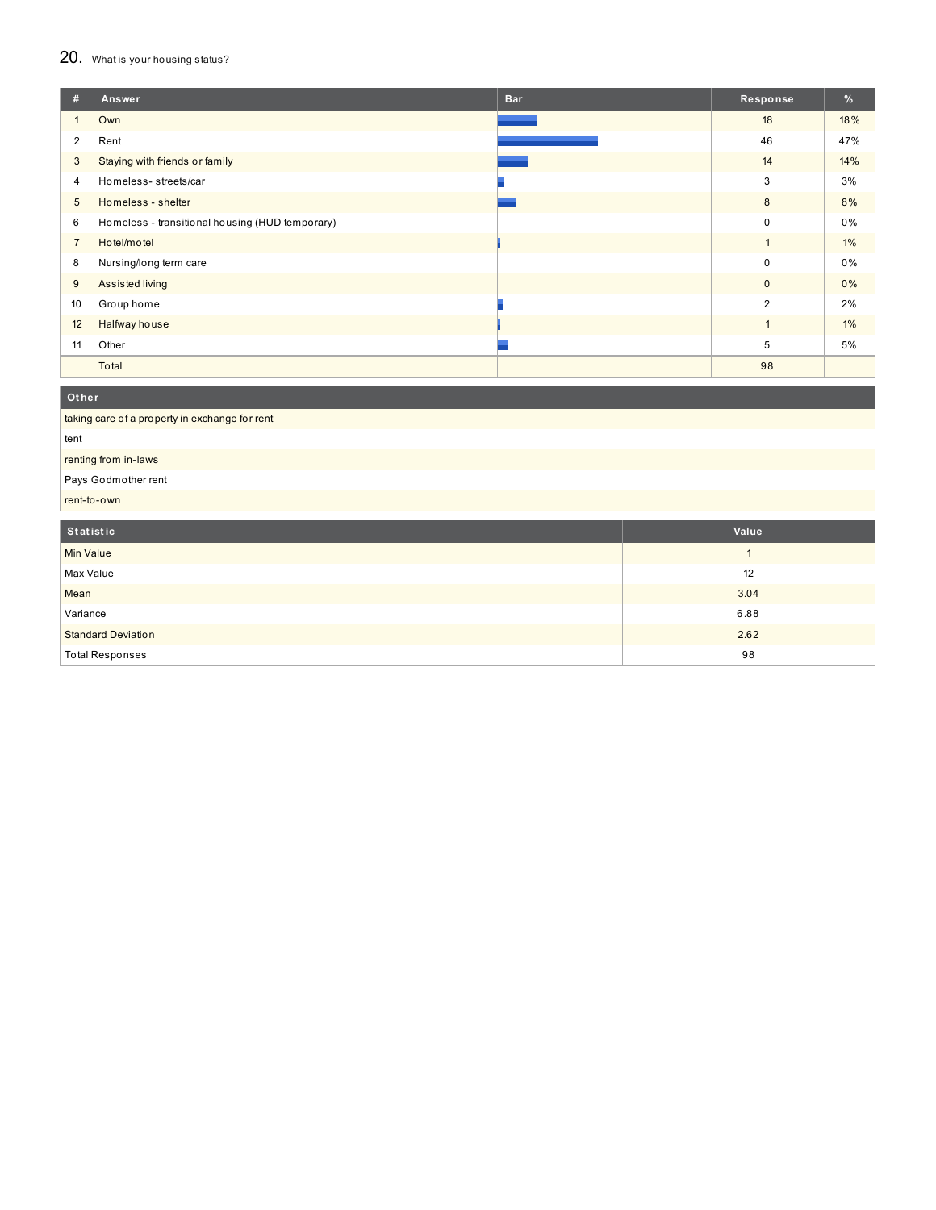## 20. What is your housing status?

| # | Answer | Bar | Response | % |
|---|---|---|---|---|
| 1 | Own | | 18 | 18% |
| 2 | Rent | | 46 | 47% |
| 3 | Staying with friends or family | | 14 | 14% |
| 4 | Homeless- streets/car | | 3 | 3% |
| 5 | Homeless - shelter | | 8 | 8% |
| 6 | Homeless - transitional housing (HUD temporary) | | 0 | 0% |
| 7 | Hotel/motel | | 1 | 1% |
| 8 | Nursing/long term care | | 0 | 0% |
| 9 | Assisted living | | 0 | 0% |
| 10 | Group home | | 2 | 2% |
| 12 | Halfway house | | 1 | 1% |
| 11 | Other | | 5 | 5% |
| | Total | | 98 | |

| Other |
|---|
| taking care of a property in exchange for rent |
| tent |
| renting from in-laws |
| Pays Godmother rent |
| rent-to-own |

| Statistic | Value |
|---|---|
| Min Value | 1 |
| Max Value | 12 |
| Mean | 3.04 |
| Variance | 6.88 |
| Standard Deviation | 2.62 |
| Total Responses | 98 |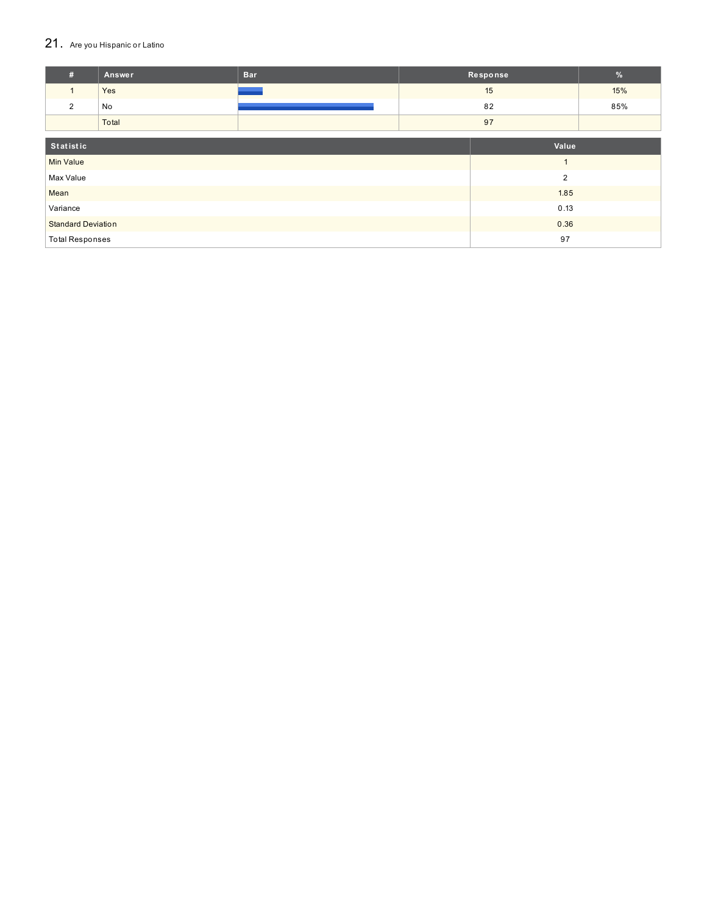## 21. Are you Hispanic or Latino

| # | Answer | Bar | Response | % |
|---|---|---|---|---|
| 1 | Yes | | 15 | 15% |
| 2 | No | | 82 | 85% |
| | Total | | 97 | |

| Statistic | Value |
|---|---|
| Min Value | 1 |
| Max Value | 2 |
| Mean | 1.85 |
| Variance | 0.13 |
| Standard Deviation | 0.36 |
| Total Responses | 97 |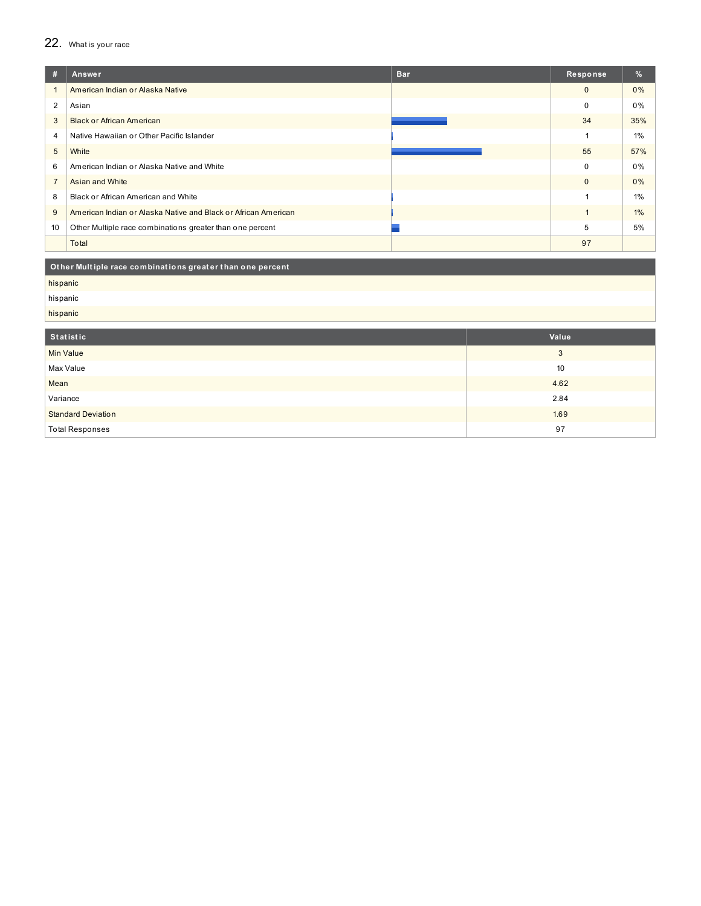## 22. What is your race

| # | Answer | Bar | Response | % |
|---|---|---|---|---|
| 1 | American Indian or Alaska Native | | 0 | 0% |
| 2 | Asian | | 0 | 0% |
| 3 | Black or African American | | 34 | 35% |
| 4 | Native Hawaiian or Other Pacific Islander | | 1 | 1% |
| 5 | White | | 55 | 57% |
| 6 | American Indian or Alaska Native and White | | 0 | 0% |
| 7 | Asian and White | | 0 | 0% |
| 8 | Black or African American and White | | 1 | 1% |
| 9 | American Indian or Alaska Native and Black or African American | | 1 | 1% |
| 10 | Other Multiple race combinations greater than one percent | | 5 | 5% |
| | Total | | 97 | |

| Other Multiple race combinations greater than one percent |
|---|
| hispanic |
| hispanic |
| hispanic |

| Statistic | Value |
|---|---|
| Min Value | 3 |
| Max Value | 10 |
| Mean | 4.62 |
| Variance | 2.84 |
| Standard Deviation | 1.69 |
| Total Responses | 97 |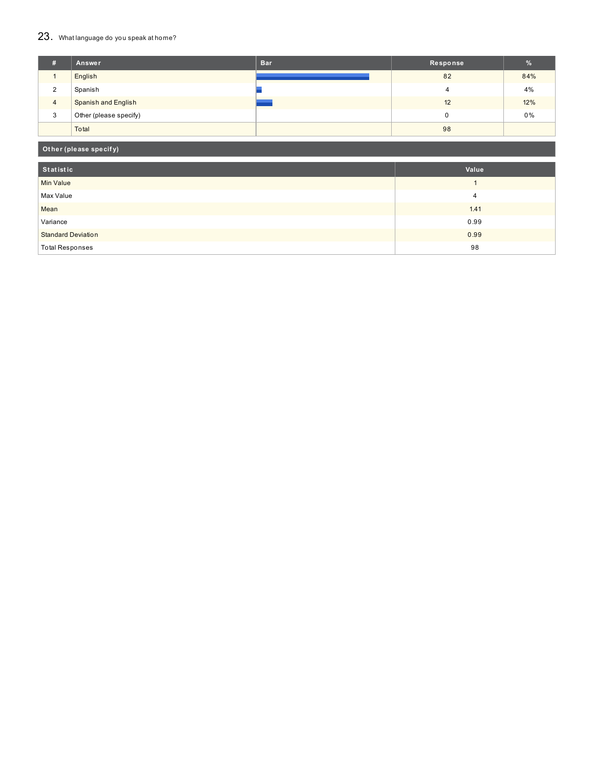## 23. What language do you speak at home?

| # | Answer | Bar | Response | % |
|---|---|---|---|---|
| 1 | English | | 82 | 84% |
| 2 | Spanish | | 4 | 4% |
| 4 | Spanish and English | | 12 | 12% |
| 3 | Other (please specify) | | 0 | 0% |
| | Total | | 98 | |

| Other (please specify) |
|---|

| Statistic | Value |
|---|---|
| Min Value | 1 |
| Max Value | 4 |
| Mean | 1.41 |
| Variance | 0.99 |
| Standard Deviation | 0.99 |
| Total Responses | 98 |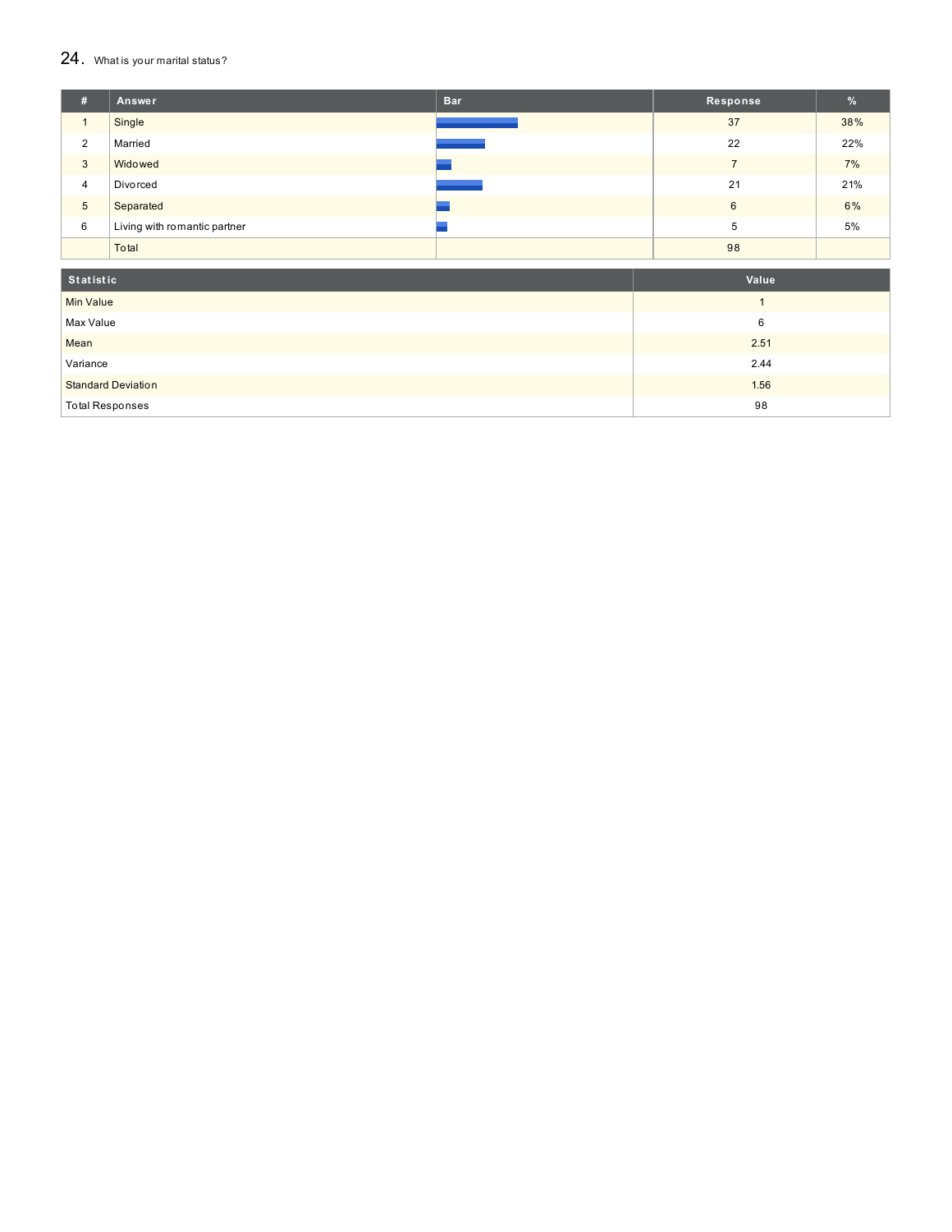## 24. What is your marital status?

| # | Answer | Bar | Response | % |
|---|---|---|---|---|
| 1 | Single | | 37 | 38% |
| 2 | Married | | 22 | 22% |
| 3 | Widowed | | 7 | 7% |
| 4 | Divorced | | 21 | 21% |
| 5 | Separated | | 6 | 6% |
| 6 | Living with romantic partner | | 5 | 5% |
| | Total | | 98 | |

| Statistic | Value |
|---|---|
| Min Value | 1 |
| Max Value | 6 |
| Mean | 2.51 |
| Variance | 2.44 |
| Standard Deviation | 1.56 |
| Total Responses | 98 |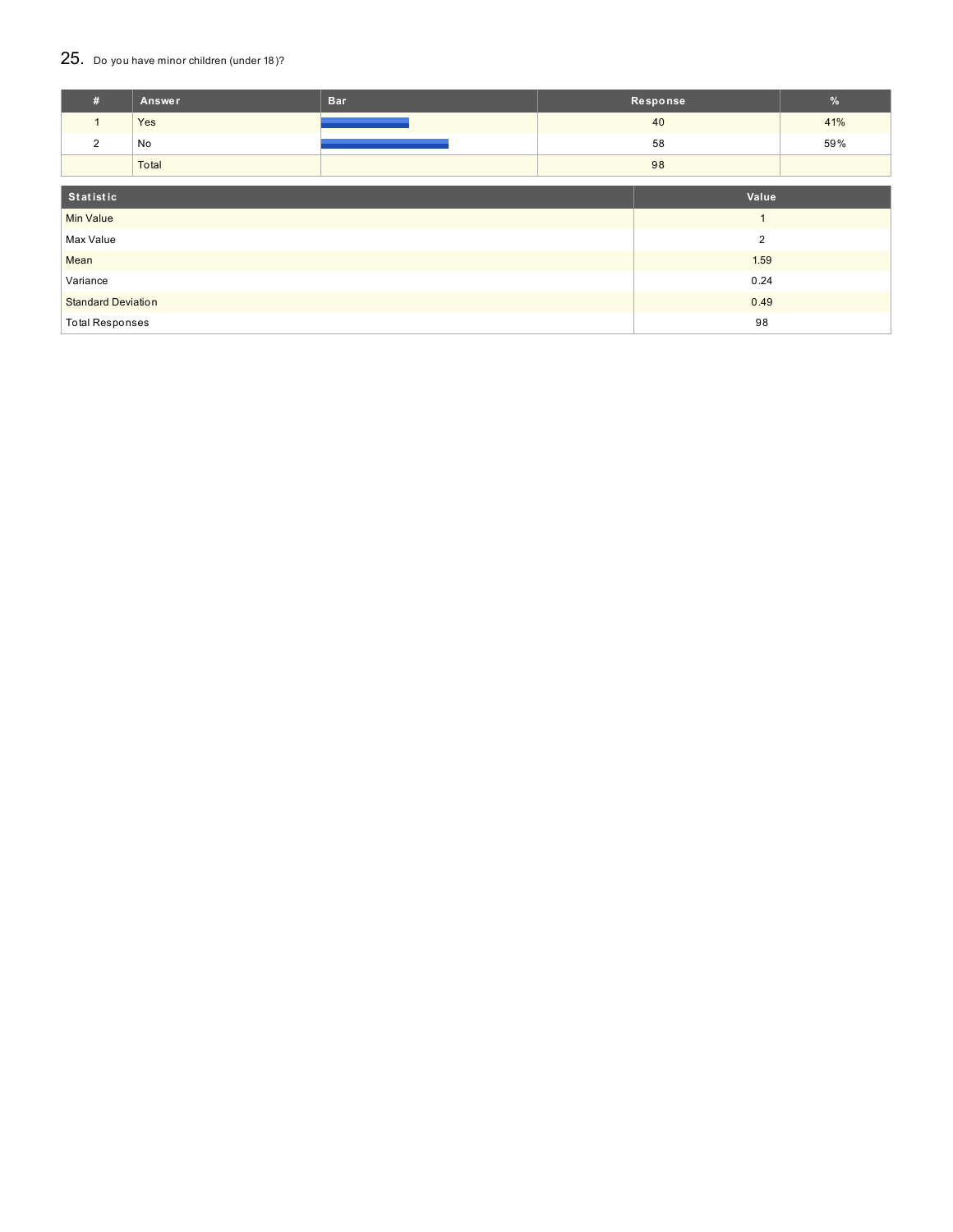## 25. Do you have minor children (under 18)?

| # | Answer | Bar | Response | % |
| --- | --- | --- | --- | --- |
| 1 | Yes | | 40 | 41% |
| 2 | No | | 58 | 59% |
| | Total | | 98 | |

| Statistic | Value |
| --- | --- |
| Min Value | 1 |
| Max Value | 2 |
| Mean | 1.59 |
| Variance | 0.24 |
| Standard Deviation | 0.49 |
| Total Responses | 98 |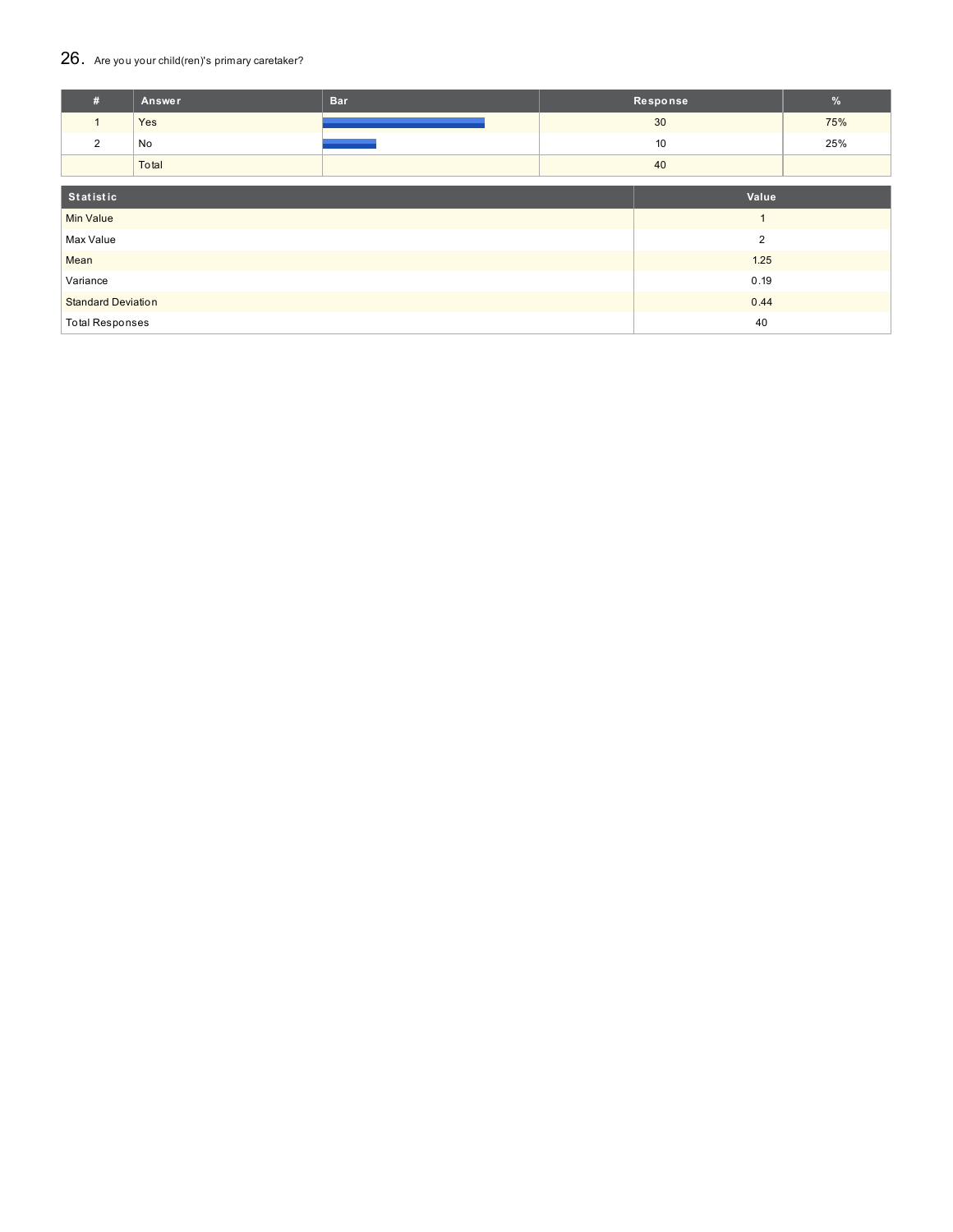## 26. Are you your child(ren)'s primary caretaker?

| # | Answer | Bar | Response | % |
|---|---|---|---|---|
| 1 | Yes | | 30 | 75% |
| 2 | No | | 10 | 25% |
| | Total | | 40 | |

| Statistic | Value |
|---|---|
| Min Value | 1 |
| Max Value | 2 |
| Mean | 1.25 |
| Variance | 0.19 |
| Standard Deviation | 0.44 |
| Total Responses | 40 |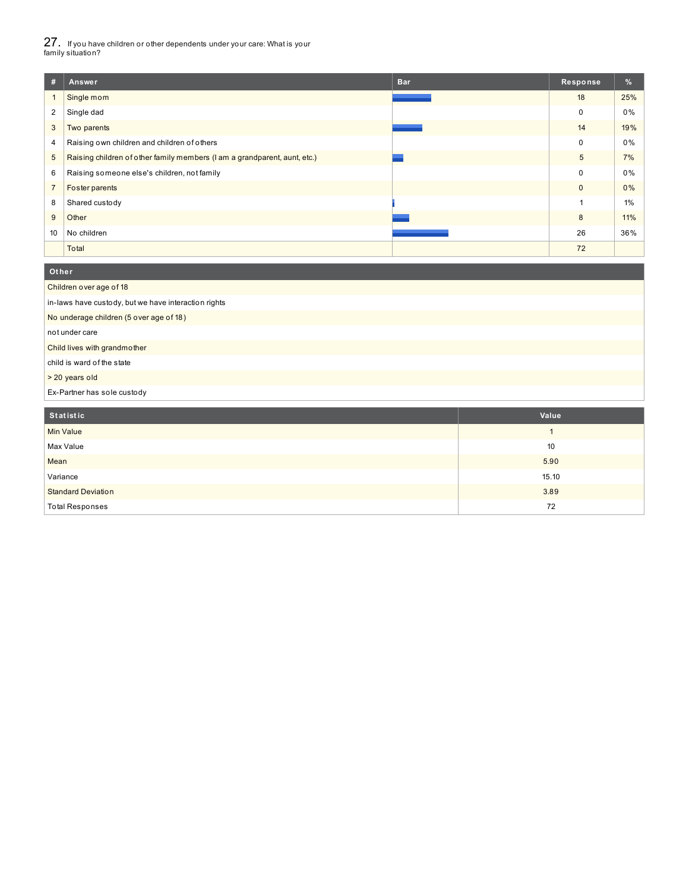## 27. If you have children or other dependents under your care: What is your family situation?

| # | Answer | Bar | Response | % |
|---|---|---|---|---|
| 1 | Single mom | | 18 | 25% |
| 2 | Single dad | | 0 | 0% |
| 3 | Two parents | | 14 | 19% |
| 4 | Raising own children and children of others | | 0 | 0% |
| 5 | Raising children of other family members (I am a grandparent, aunt, etc.) | | 5 | 7% |
| 6 | Raising someone else's children, not family | | 0 | 0% |
| 7 | Foster parents | | 0 | 0% |
| 8 | Shared custody | | 1 | 1% |
| 9 | Other | | 8 | 11% |
| 10 | No children | | 26 | 36% |
| | Total | | 72 | |

| Other |
|---|
| Children over age of 18 |
| in-laws have custody, but we have interaction rights |
| No underage children (5 over age of 18) |
| not under care |
| Child lives with grandmother |
| child is ward of the state |
| > 20 years old |
| Ex-Partner has sole custody |

| Statistic | Value |
|---|---|
| Min Value | 1 |
| Max Value | 10 |
| Mean | 5.90 |
| Variance | 15.10 |
| Standard Deviation | 3.89 |
| Total Responses | 72 |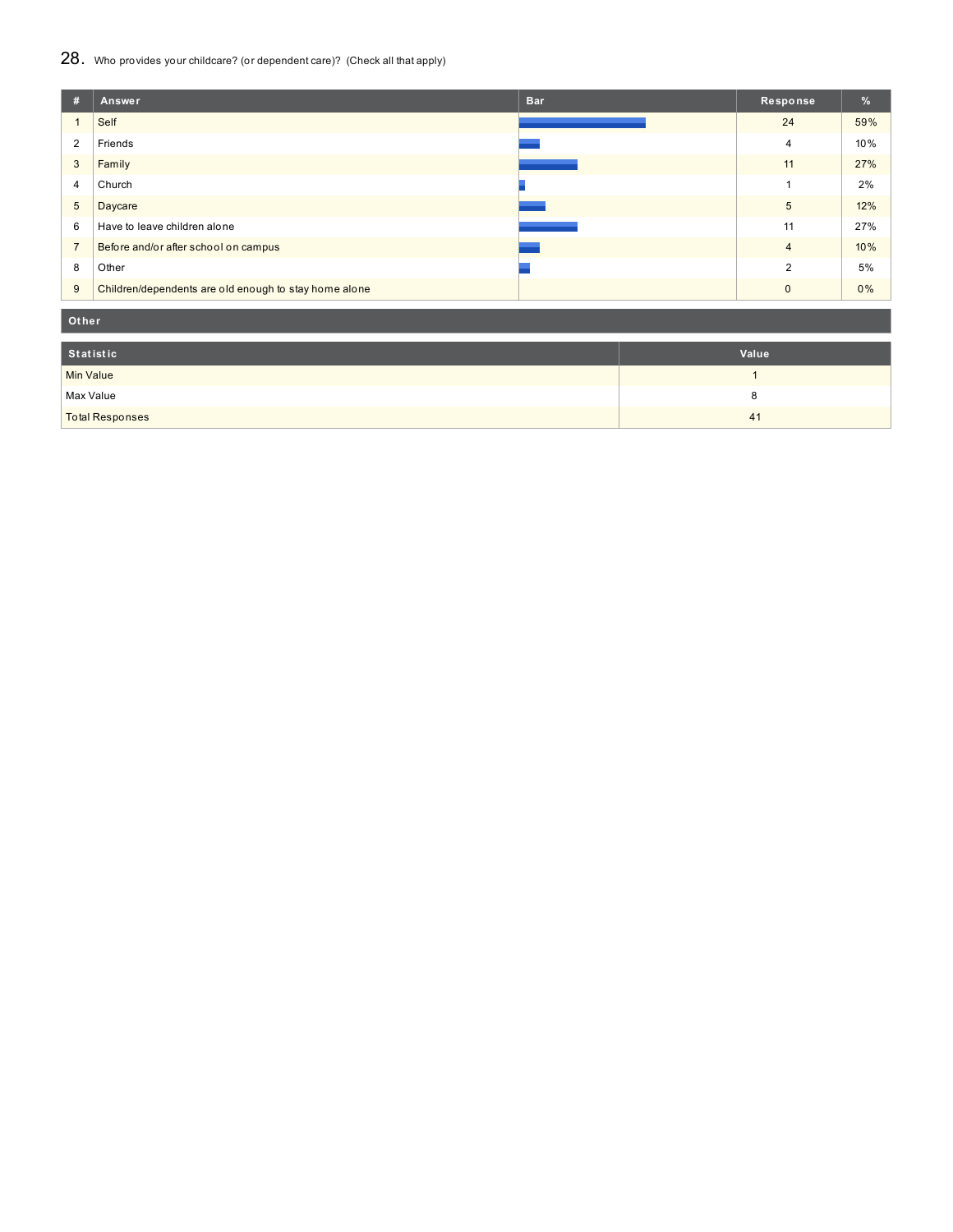## 28. Who provides your childcare? (or dependent care)? (Check all that apply)

| # | Answer | Bar | Response | % |
|---|---|---|---|---|
| 1 | Self | | 24 | 59% |
| 2 | Friends | | 4 | 10% |
| 3 | Family | | 11 | 27% |
| 4 | Church | | 1 | 2% |
| 5 | Daycare | | 5 | 12% |
| 6 | Have to leave children alone | | 11 | 27% |
| 7 | Before and/or after school on campus | | 4 | 10% |
| 8 | Other | | 2 | 5% |
| 9 | Children/dependents are old enough to stay home alone | | 0 | 0% |

**Other**

| Statistic | Value |
|---|---|
| Min Value | 1 |
| Max Value | 8 |
| Total Responses | 41 |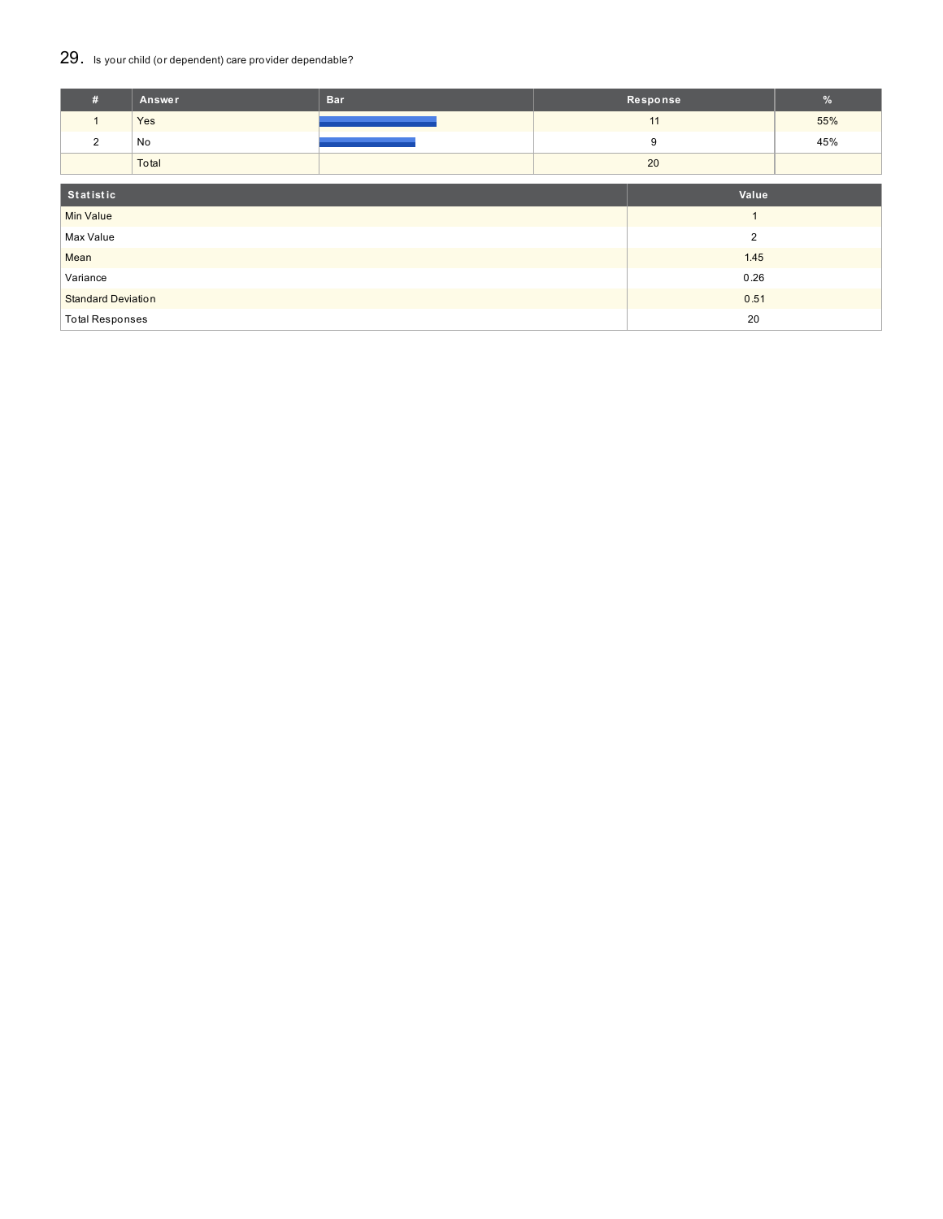## 29. Is your child (or dependent) care provider dependable?

| # | Answer | Bar | Response | % |
|---|---|---|---|---|
| 1 | Yes | | 11 | 55% |
| 2 | No | | 9 | 45% |
| | Total | | 20 | |

| Statistic | Value |
|---|---|
| Min Value | 1 |
| Max Value | 2 |
| Mean | 1.45 |
| Variance | 0.26 |
| Standard Deviation | 0.51 |
| Total Responses | 20 |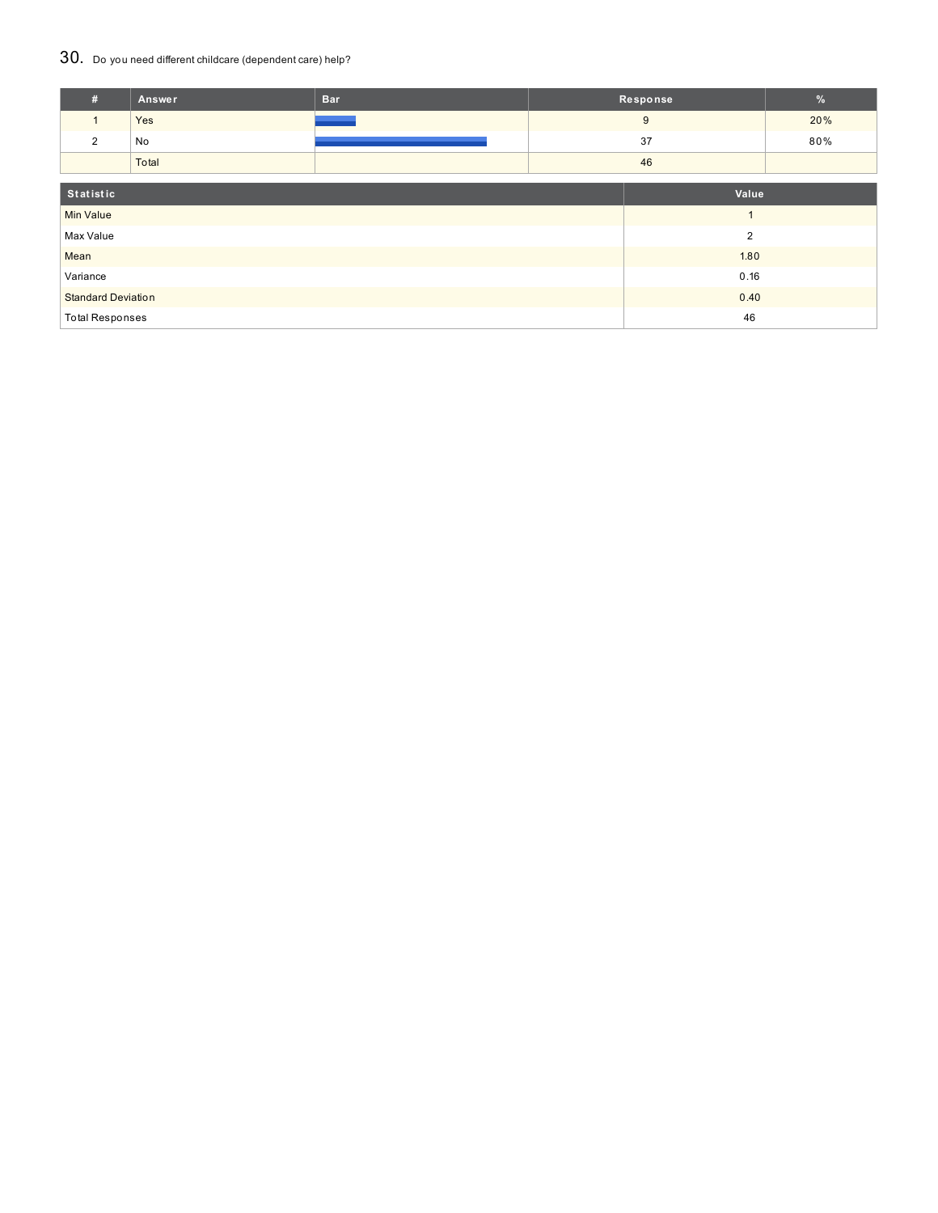## 30. Do you need different childcare (dependent care) help?

| # | Answer | Bar | Response | % |
|---|---|---|---|---|
| 1 | Yes | | 9 | 20% |
| 2 | No | | 37 | 80% |
| | Total | | 46 | |

| Statistic | Value |
|---|---|
| Min Value | 1 |
| Max Value | 2 |
| Mean | 1.80 |
| Variance | 0.16 |
| Standard Deviation | 0.40 |
| Total Responses | 46 |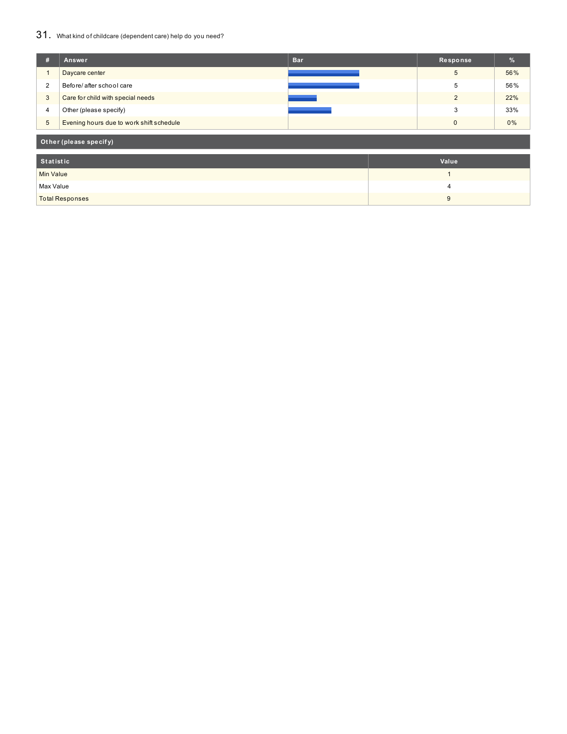## 31. What kind of childcare (dependent care) help do you need?

| # | Answer | Bar | Response | % |
|---|---|---|---|---|
| 1 | Daycare center | | 5 | 56% |
| 2 | Before/ after school care | | 5 | 56% |
| 3 | Care for child with special needs | | 2 | 22% |
| 4 | Other (please specify) | | 3 | 33% |
| 5 | Evening hours due to work shift schedule | | 0 | 0% |

| Other (please specify) |
|---|

| Statistic | Value |
|---|---|
| Min Value | 1 |
| Max Value | 4 |
| Total Responses | 9 |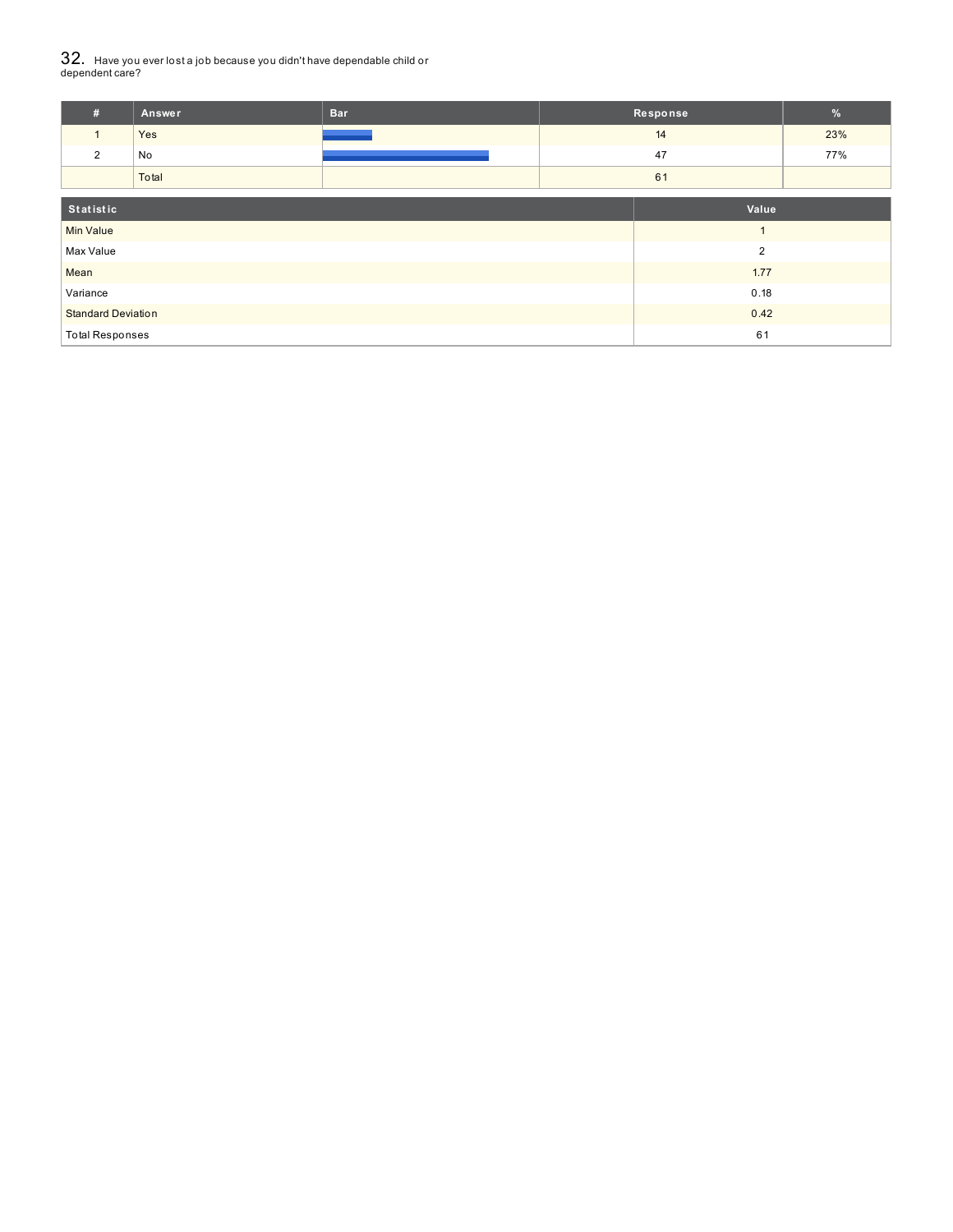## 32. Have you ever lost a job because you didn't have dependable child or dependent care?

| # | Answer | Bar | Response | % |
|---|---|---|---|---|
| 1 | Yes | | 14 | 23% |
| 2 | No | | 47 | 77% |
| | Total | | 61 | |

| Statistic | Value |
|---|---|
| Min Value | 1 |
| Max Value | 2 |
| Mean | 1.77 |
| Variance | 0.18 |
| Standard Deviation | 0.42 |
| Total Responses | 61 |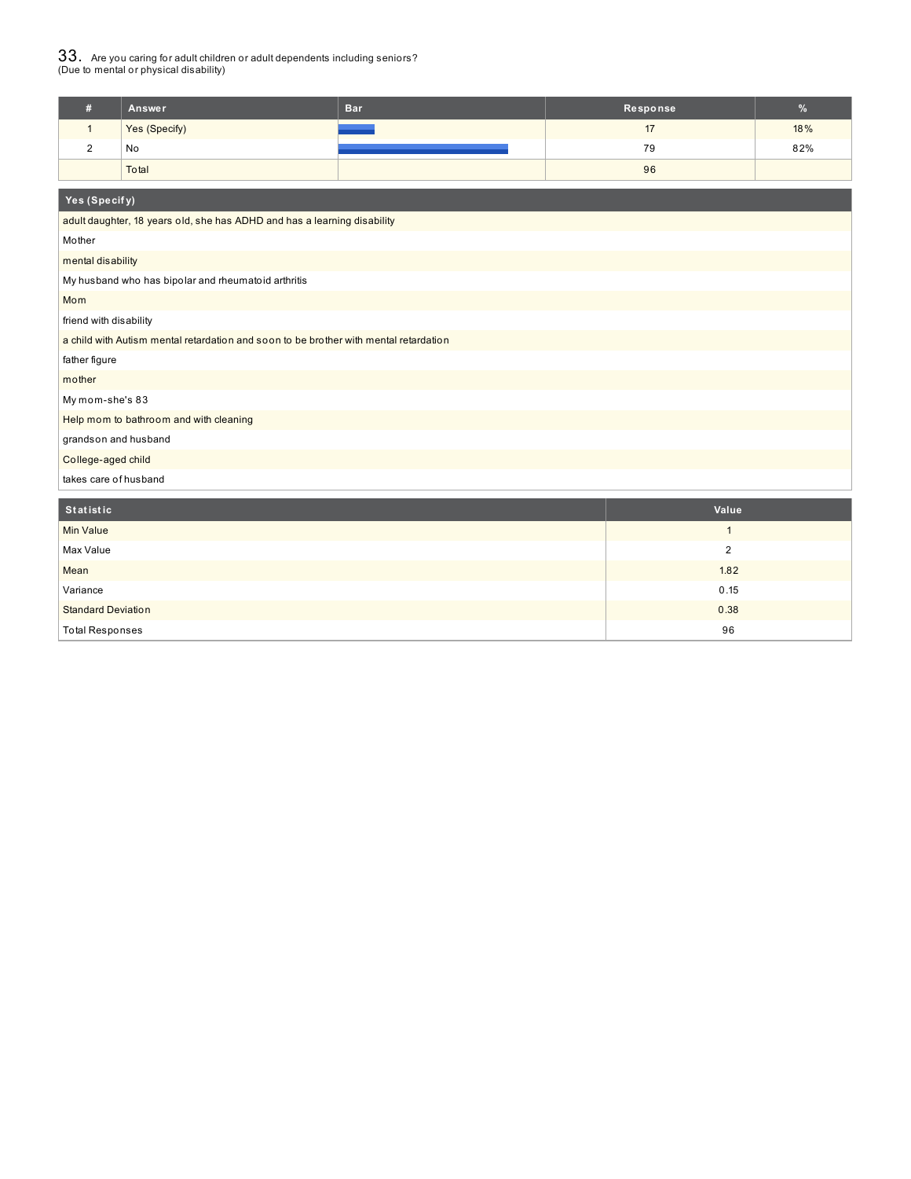## 33. Are you caring for adult children or adult dependents including seniors? (Due to mental or physical disability)

| # | Answer | Bar | Response | % |
|---|---|---|---|---|
| 1 | Yes (Specify) | | 17 | 18% |
| 2 | No | | 79 | 82% |
| | Total | | 96 | |

| Yes (Specify) |
|---|
| adult daughter, 18 years old, she has ADHD and has a learning disability |
| Mother |
| mental disability |
| My husband who has bipolar and rheumatoid arthritis |
| Mom |
| friend with disability |
| a child with Autism mental retardation and soon to be brother with mental retardation |
| father figure |
| mother |
| My mom-she's 83 |
| Help mom to bathroom and with cleaning |
| grandson and husband |
| College-aged child |
| takes care of husband |

| Statistic | Value |
|---|---|
| Min Value | 1 |
| Max Value | 2 |
| Mean | 1.82 |
| Variance | 0.15 |
| Standard Deviation | 0.38 |
| Total Responses | 96 |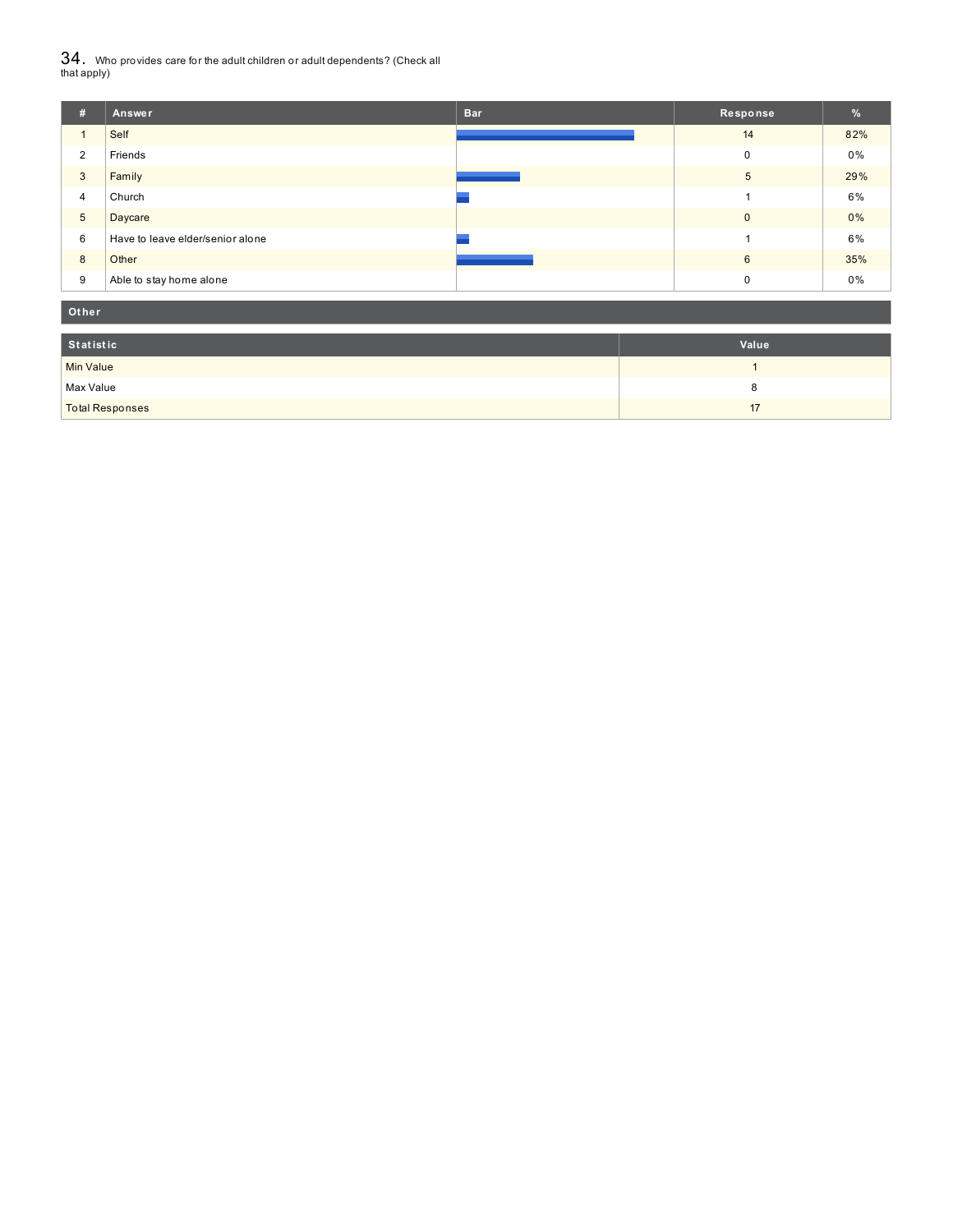## 34. Who provides care for the adult children or adult dependents? (Check all that apply)

| # | Answer | Bar | Response | % |
|---|---|---|---|---|
| 1 | Self | | 14 | 82% |
| 2 | Friends | | 0 | 0% |
| 3 | Family | | 5 | 29% |
| 4 | Church | | 1 | 6% |
| 5 | Daycare | | 0 | 0% |
| 6 | Have to leave elder/senior alone | | 1 | 6% |
| 8 | Other | | 6 | 35% |
| 9 | Able to stay home alone | | 0 | 0% |

| Other |
|---|

| Statistic | Value |
|---|---|
| Min Value | 1 |
| Max Value | 8 |
| Total Responses | 17 |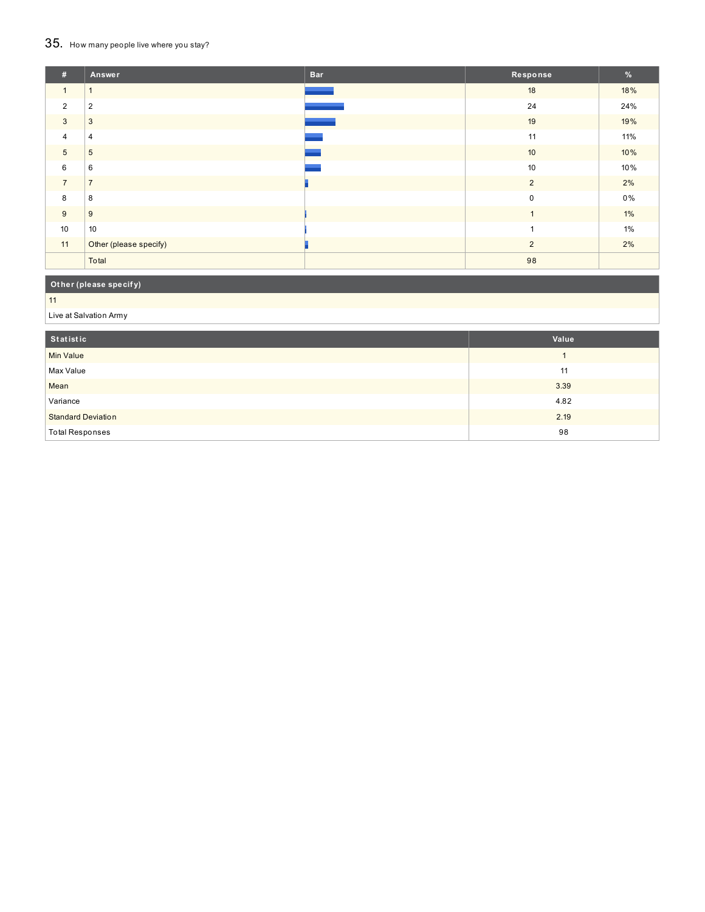## 35. How many people live where you stay?

| # | Answer | Bar | Response | % |
|---|---|---|---|---|
| 1 | 1 | | 18 | 18% |
| 2 | 2 | | 24 | 24% |
| 3 | 3 | | 19 | 19% |
| 4 | 4 | | 11 | 11% |
| 5 | 5 | | 10 | 10% |
| 6 | 6 | | 10 | 10% |
| 7 | 7 | | 2 | 2% |
| 8 | 8 | | 0 | 0% |
| 9 | 9 | | 1 | 1% |
| 10 | 10 | | 1 | 1% |
| 11 | Other (please specify) | | 2 | 2% |
| | Total | | 98 | |

| Other (please specify) |
|---|
| 11 |
| Live at Salvation Army |

| Statistic | Value |
|---|---|
| Min Value | 1 |
| Max Value | 11 |
| Mean | 3.39 |
| Variance | 4.82 |
| Standard Deviation | 2.19 |
| Total Responses | 98 |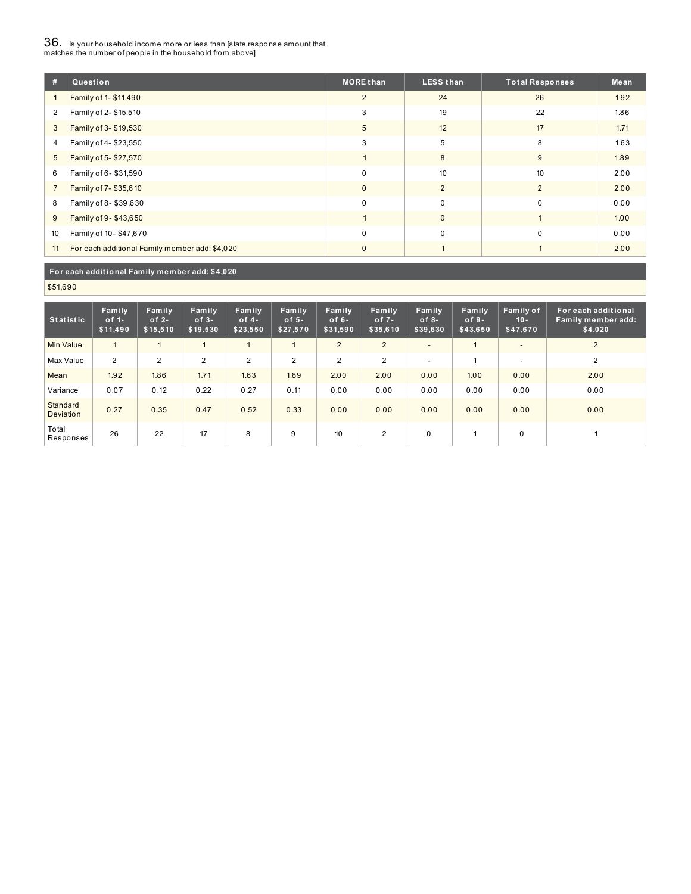## 36. Is your household income more or less than [state response amount that matches the number of people in the household from above]

| # | Question | MORE than | LESS than | Total Responses | Mean |
|---|---|---|---|---|---|
| 1 | Family of 1- $11,490 | 2 | 24 | 26 | 1.92 |
| 2 | Family of 2- $15,510 | 3 | 19 | 22 | 1.86 |
| 3 | Family of 3- $19,530 | 5 | 12 | 17 | 1.71 |
| 4 | Family of 4- $23,550 | 3 | 5 | 8 | 1.63 |
| 5 | Family of 5- $27,570 | 1 | 8 | 9 | 1.89 |
| 6 | Family of 6- $31,590 | 0 | 10 | 10 | 2.00 |
| 7 | Family of 7- $35,610 | 0 | 2 | 2 | 2.00 |
| 8 | Family of 8- $39,630 | 0 | 0 | 0 | 0.00 |
| 9 | Family of 9- $43,650 | 1 | 0 | 1 | 1.00 |
| 10 | Family of 10- $47,670 | 0 | 0 | 0 | 0.00 |
| 11 | For each additional Family member add: $4,020 | 0 | 1 | 1 | 2.00 |

| For each additional Family member add: $4,020 |
|---|
| $51,690 |

| Statistic | Family of 1- $11,490 | Family of 2- $15,510 | Family of 3- $19,530 | Family of 4- $23,550 | Family of 5- $27,570 | Family of 6- $31,590 | Family of 7- $35,610 | Family of 8- $39,630 | Family of 9- $43,650 | Family of 10- $47,670 | For each additional Family member add: $4,020 |
|---|---|---|---|---|---|---|---|---|---|---|---|
| Min Value | 1 | 1 | 1 | 1 | 1 | 2 | 2 | - | 1 | - | 2 |
| Max Value | 2 | 2 | 2 | 2 | 2 | 2 | 2 | - | 1 | - | 2 |
| Mean | 1.92 | 1.86 | 1.71 | 1.63 | 1.89 | 2.00 | 2.00 | 0.00 | 1.00 | 0.00 | 2.00 |
| Variance | 0.07 | 0.12 | 0.22 | 0.27 | 0.11 | 0.00 | 0.00 | 0.00 | 0.00 | 0.00 | 0.00 |
| Standard Deviation | 0.27 | 0.35 | 0.47 | 0.52 | 0.33 | 0.00 | 0.00 | 0.00 | 0.00 | 0.00 | 0.00 |
| Total Responses | 26 | 22 | 17 | 8 | 9 | 10 | 2 | 0 | 1 | 0 | 1 |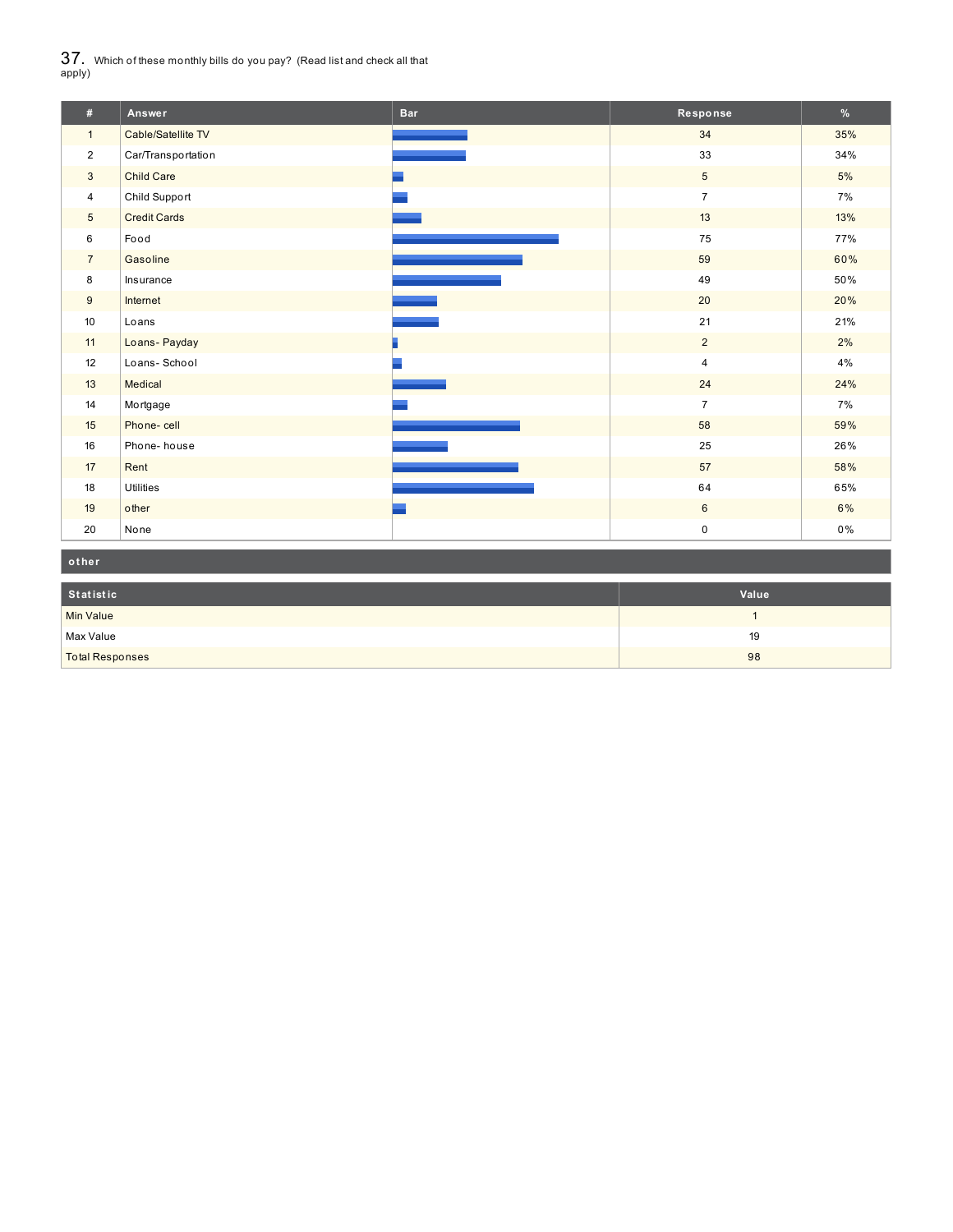## 37. Which of these monthly bills do you pay? (Read list and check all that apply)

| # | Answer | Bar | Response | % |
|---|---|---|---|---|
| 1 | Cable/Satellite TV | | 34 | 35% |
| 2 | Car/Transportation | | 33 | 34% |
| 3 | Child Care | | 5 | 5% |
| 4 | Child Support | | 7 | 7% |
| 5 | Credit Cards | | 13 | 13% |
| 6 | Food | | 75 | 77% |
| 7 | Gasoline | | 59 | 60% |
| 8 | Insurance | | 49 | 50% |
| 9 | Internet | | 20 | 20% |
| 10 | Loans | | 21 | 21% |
| 11 | Loans- Payday | | 2 | 2% |
| 12 | Loans- School | | 4 | 4% |
| 13 | Medical | | 24 | 24% |
| 14 | Mortgage | | 7 | 7% |
| 15 | Phone- cell | | 58 | 59% |
| 16 | Phone- house | | 25 | 26% |
| 17 | Rent | | 57 | 58% |
| 18 | Utilities | | 64 | 65% |
| 19 | other | | 6 | 6% |
| 20 | None | | 0 | 0% |

**other**

| Statistic | Value |
|---|---|
| Min Value | 1 |
| Max Value | 19 |
| Total Responses | 98 |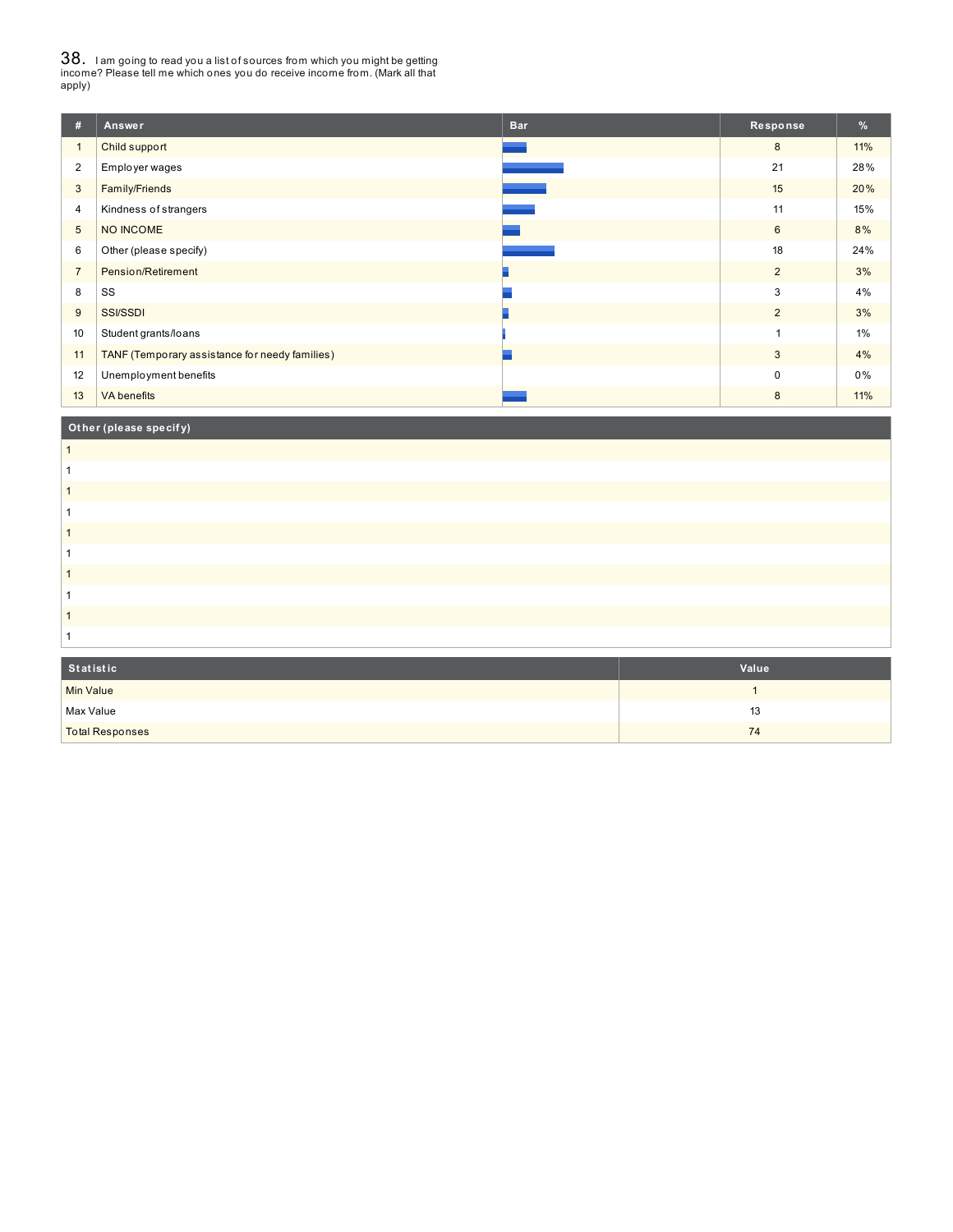## 38. I am going to read you a list of sources from which you might be getting income? Please tell me which ones you do receive income from. (Mark all that apply)

| # | Answer | Bar | Response | % |
|---|---|---|---|---|
| 1 | Child support | | 8 | 11% |
| 2 | Employer wages | | 21 | 28% |
| 3 | Family/Friends | | 15 | 20% |
| 4 | Kindness of strangers | | 11 | 15% |
| 5 | NO INCOME | | 6 | 8% |
| 6 | Other (please specify) | | 18 | 24% |
| 7 | Pension/Retirement | | 2 | 3% |
| 8 | SS | | 3 | 4% |
| 9 | SSI/SSDI | | 2 | 3% |
| 10 | Student grants/loans | | 1 | 1% |
| 11 | TANF (Temporary assistance for needy families) | | 3 | 4% |
| 12 | Unemployment benefits | | 0 | 0% |
| 13 | VA benefits | | 8 | 11% |

| Other (please specify) |
|---|
| 1 |
| 1 |
| 1 |
| 1 |
| 1 |
| 1 |
| 1 |
| 1 |
| 1 |
| 1 |

| Statistic | Value |
|---|---|
| Min Value | 1 |
| Max Value | 13 |
| Total Responses | 74 |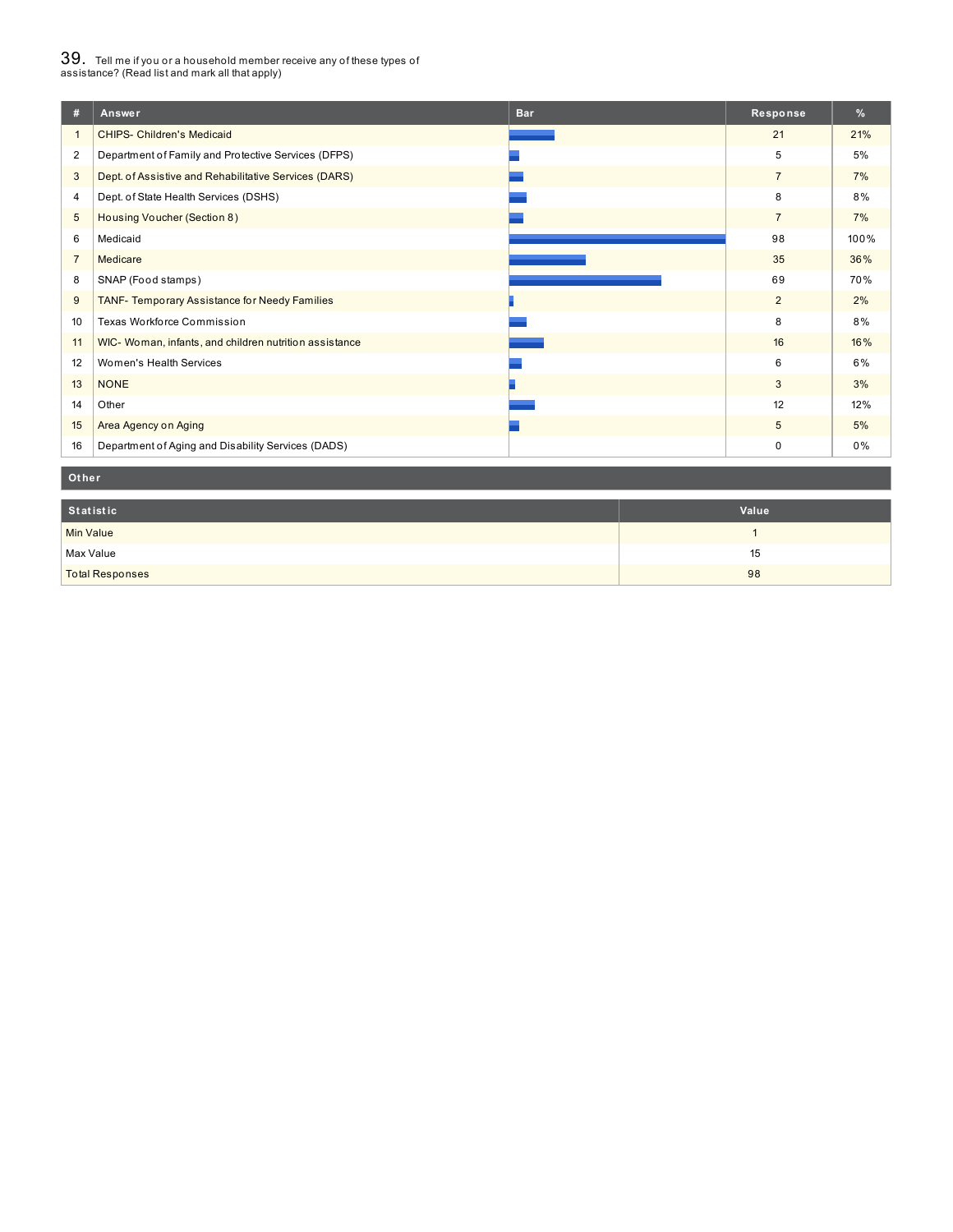## 39. Tell me if you or a household member receive any of these types of assistance? (Read list and mark all that apply)

| # | Answer | Bar | Response | % |
|---|---|---|---|---|
| 1 | CHIPS- Children's Medicaid | | 21 | 21% |
| 2 | Department of Family and Protective Services (DFPS) | | 5 | 5% |
| 3 | Dept. of Assistive and Rehabilitative Services (DARS) | | 7 | 7% |
| 4 | Dept. of State Health Services (DSHS) | | 8 | 8% |
| 5 | Housing Voucher (Section 8) | | 7 | 7% |
| 6 | Medicaid | | 98 | 100% |
| 7 | Medicare | | 35 | 36% |
| 8 | SNAP (Food stamps) | | 69 | 70% |
| 9 | TANF- Temporary Assistance for Needy Families | | 2 | 2% |
| 10 | Texas Workforce Commission | | 8 | 8% |
| 11 | WIC- Woman, infants, and children nutrition assistance | | 16 | 16% |
| 12 | Women's Health Services | | 6 | 6% |
| 13 | NONE | | 3 | 3% |
| 14 | Other | | 12 | 12% |
| 15 | Area Agency on Aging | | 5 | 5% |
| 16 | Department of Aging and Disability Services (DADS) | | 0 | 0% |

**Other**

| Statistic | Value |
|---|---|
| Min Value | 1 |
| Max Value | 15 |
| Total Responses | 98 |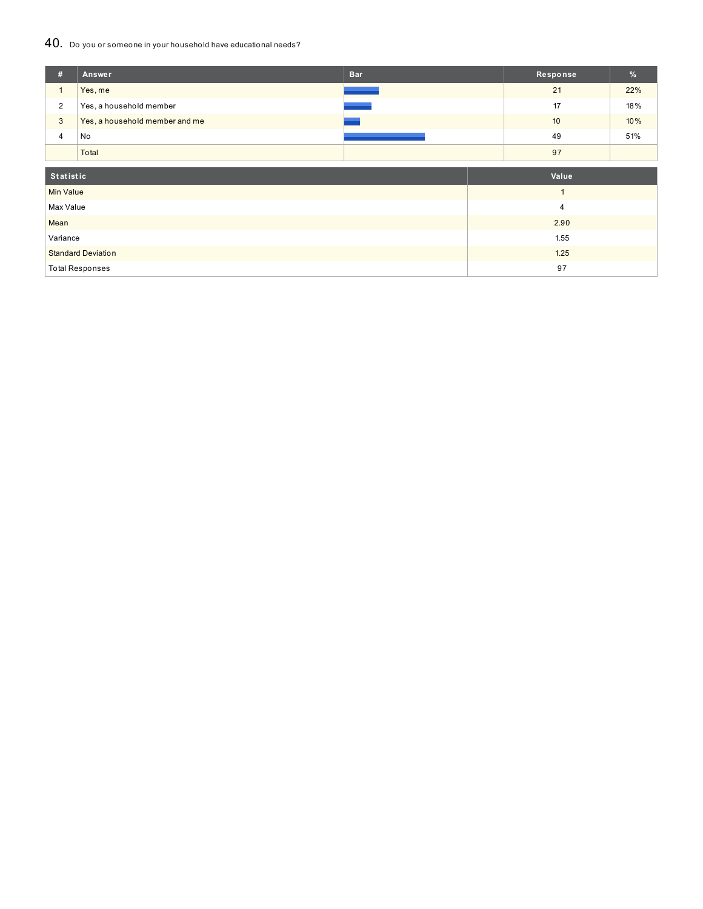## 40. Do you or someone in your household have educational needs?

| # | Answer | Bar | Response | % |
|---|---|---|---|---|
| 1 | Yes, me | | 21 | 22% |
| 2 | Yes, a household member | | 17 | 18% |
| 3 | Yes, a household member and me | | 10 | 10% |
| 4 | No | | 49 | 51% |
| | Total | | 97 | |

| Statistic | Value |
|---|---|
| Min Value | 1 |
| Max Value | 4 |
| Mean | 2.90 |
| Variance | 1.55 |
| Standard Deviation | 1.25 |
| Total Responses | 97 |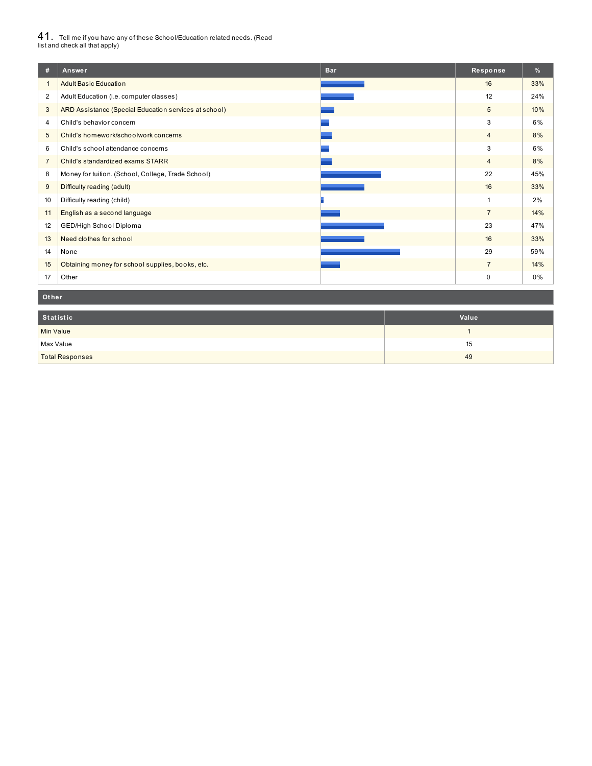## 41. Tell me if you have any of these School/Education related needs. (Read list and check all that apply)

| # | Answer | Bar | Response | % |
|---|---|---|---|---|
| 1 | Adult Basic Education | | 16 | 33% |
| 2 | Adult Education (i.e. computer classes) | | 12 | 24% |
| 3 | ARD Assistance (Special Education services at school) | | 5 | 10% |
| 4 | Child's behavior concern | | 3 | 6% |
| 5 | Child's homework/schoolwork concerns | | 4 | 8% |
| 6 | Child's school attendance concerns | | 3 | 6% |
| 7 | Child's standardized exams STARR | | 4 | 8% |
| 8 | Money for tuition. (School, College, Trade School) | | 22 | 45% |
| 9 | Difficulty reading (adult) | | 16 | 33% |
| 10 | Difficulty reading (child) | | 1 | 2% |
| 11 | English as a second language | | 7 | 14% |
| 12 | GED/High School Diploma | | 23 | 47% |
| 13 | Need clothes for school | | 16 | 33% |
| 14 | None | | 29 | 59% |
| 15 | Obtaining money for school supplies, books, etc. | | 7 | 14% |
| 17 | Other | | 0 | 0% |

**Other**

| Statistic | Value |
|---|---|
| Min Value | 1 |
| Max Value | 15 |
| Total Responses | 49 |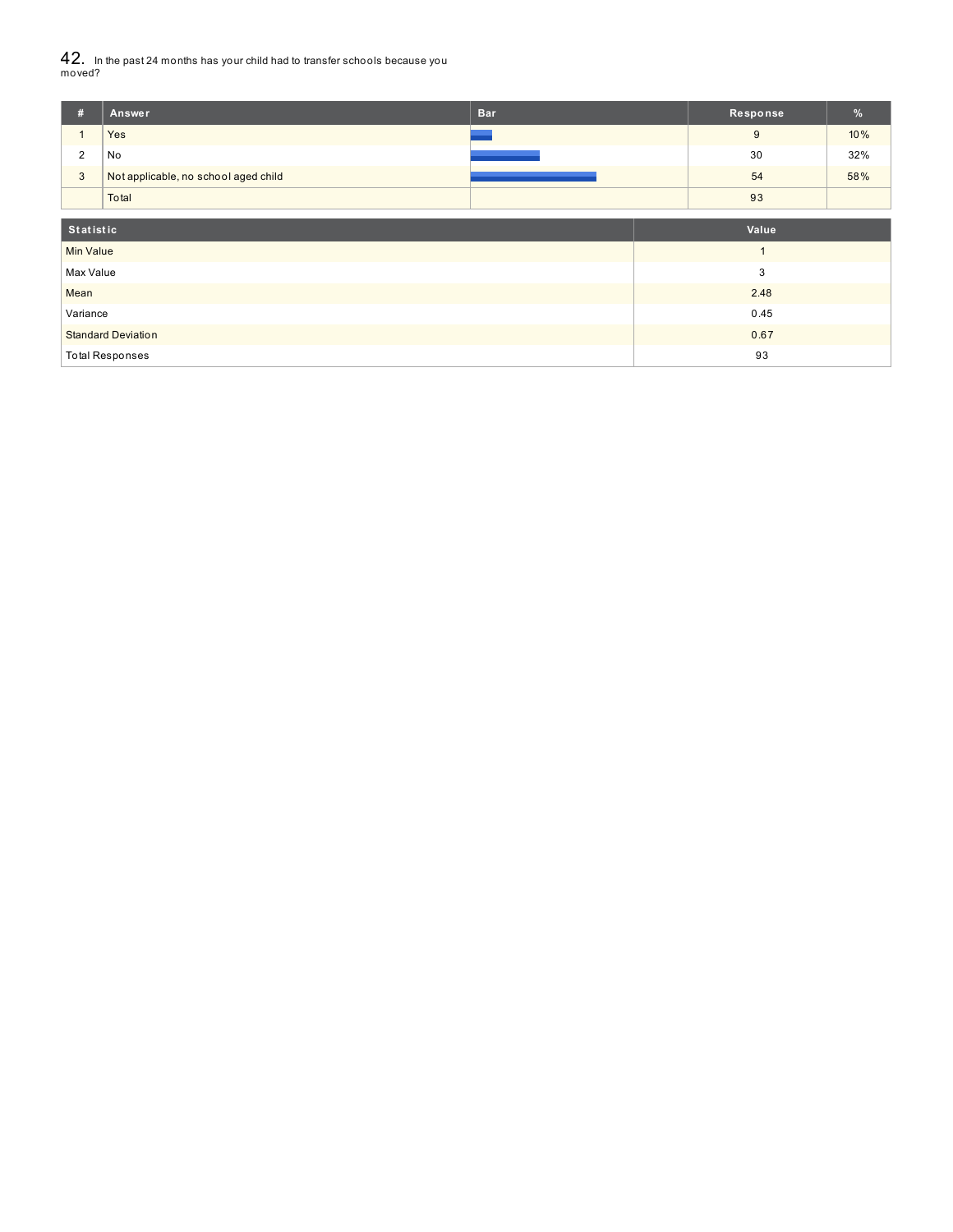## 42. In the past 24 months has your child had to transfer schools because you moved?

| # | Answer | Bar | Response | % |
|---|---|---|---|---|
| 1 | Yes | | 9 | 10% |
| 2 | No | | 30 | 32% |
| 3 | Not applicable, no school aged child | | 54 | 58% |
| | Total | | 93 | |

| Statistic | Value |
|---|---|
| Min Value | 1 |
| Max Value | 3 |
| Mean | 2.48 |
| Variance | 0.45 |
| Standard Deviation | 0.67 |
| Total Responses | 93 |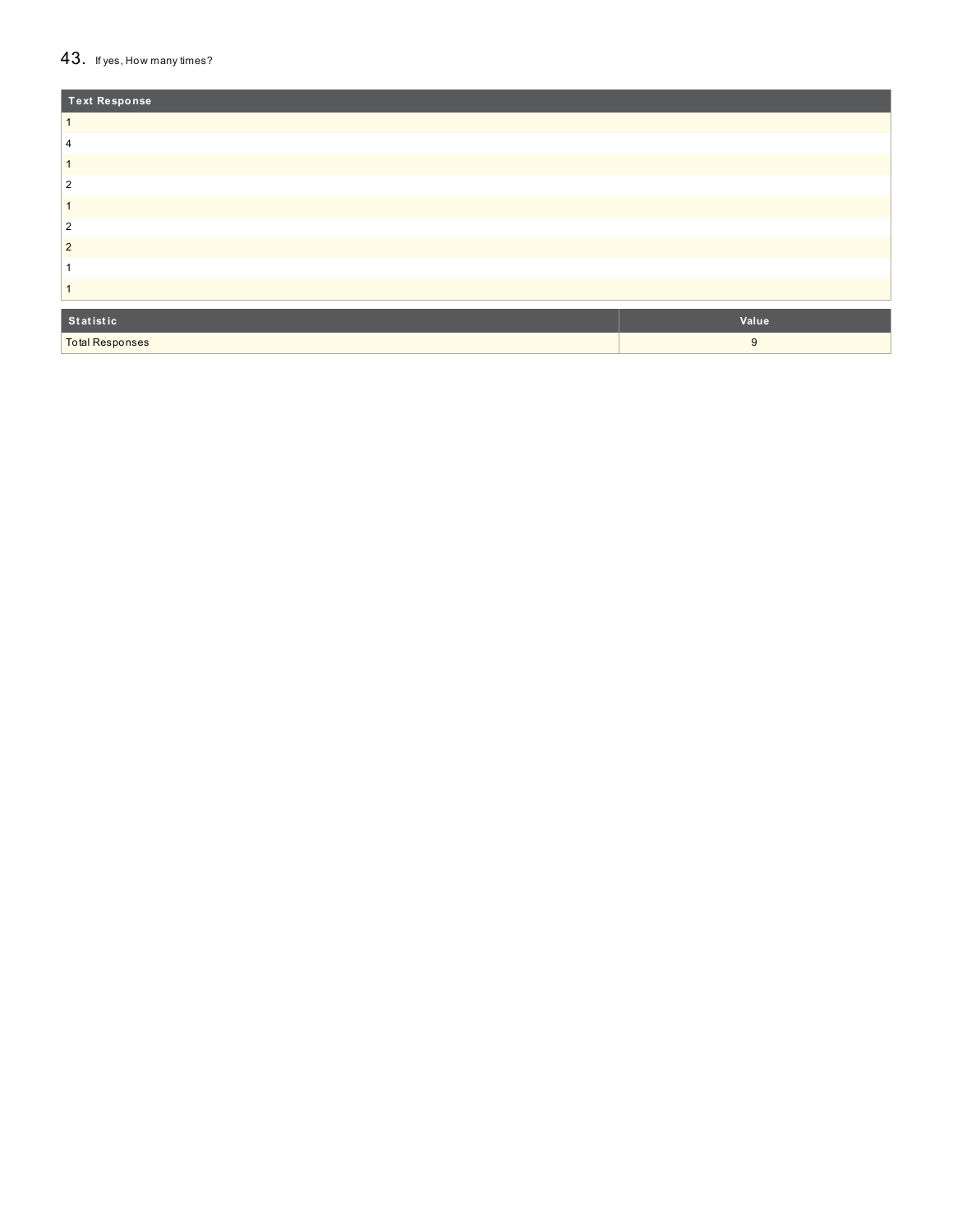## 43. If yes, How many times?

| Text Response |
|---|
| 1 |
| 4 |
| 1 |
| 2 |
| 1 |
| 2 |
| 2 |
| 1 |
| 1 |

| Statistic | Value |
|---|---|
| Total Responses | 9 |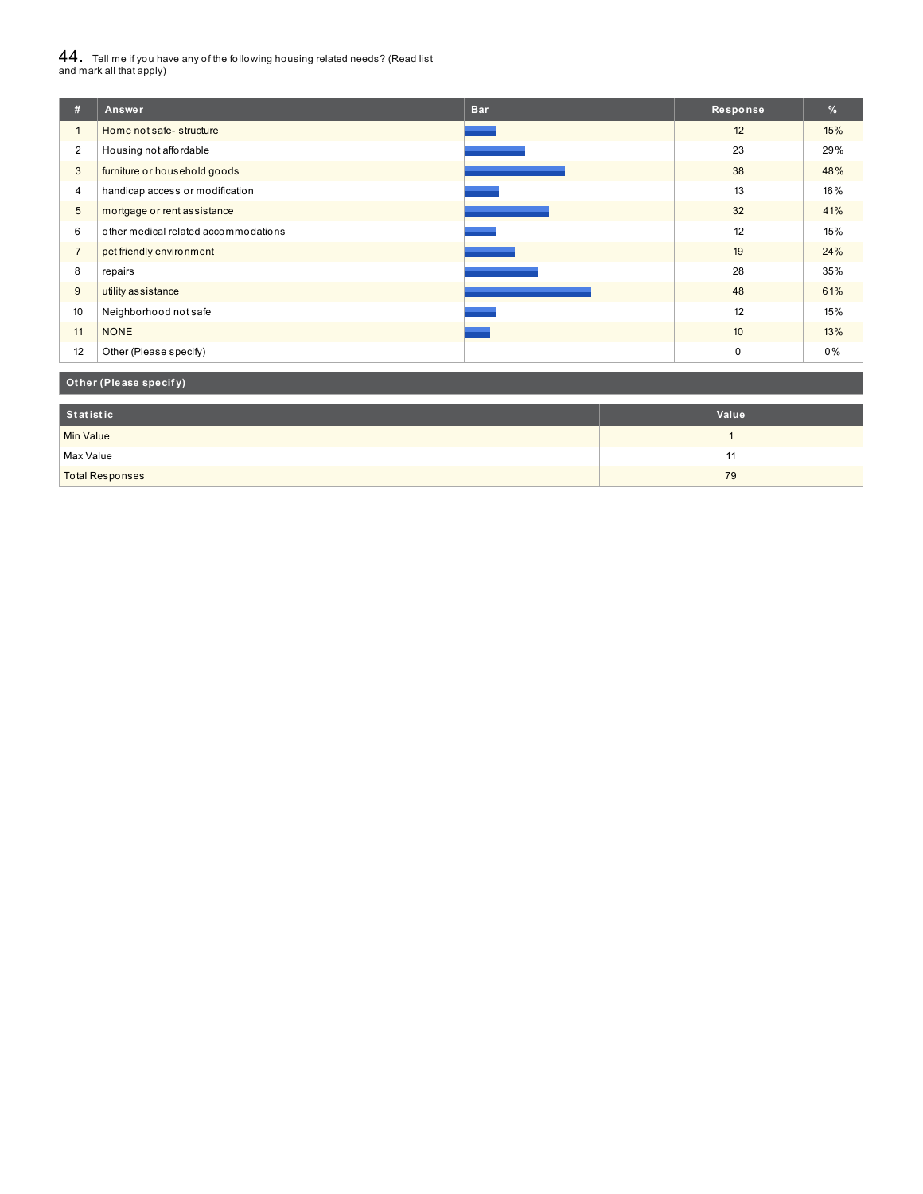## 44. Tell me if you have any of the following housing related needs? (Read list and mark all that apply)

| # | Answer | Bar | Response | % |
|---|---|---|---|---|
| 1 | Home not safe- structure | | 12 | 15% |
| 2 | Housing not affordable | | 23 | 29% |
| 3 | furniture or household goods | | 38 | 48% |
| 4 | handicap access or modification | | 13 | 16% |
| 5 | mortgage or rent assistance | | 32 | 41% |
| 6 | other medical related accommodations | | 12 | 15% |
| 7 | pet friendly environment | | 19 | 24% |
| 8 | repairs | | 28 | 35% |
| 9 | utility assistance | | 48 | 61% |
| 10 | Neighborhood not safe | | 12 | 15% |
| 11 | NONE | | 10 | 13% |
| 12 | Other (Please specify) | | 0 | 0% |

**Other (Please specify)**

| Statistic | Value |
|---|---|
| Min Value | 1 |
| Max Value | 11 |
| Total Responses | 79 |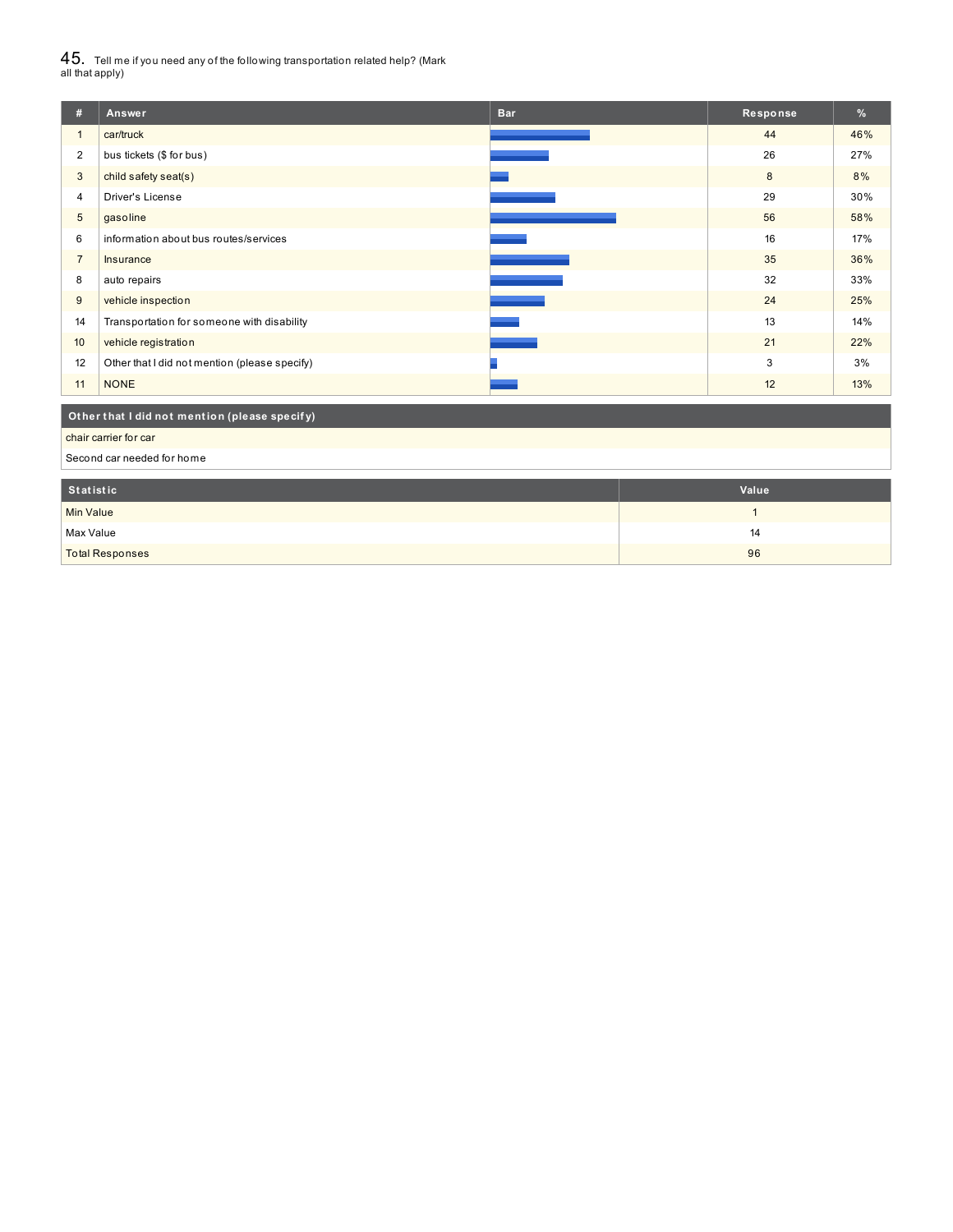## 45. Tell me if you need any of the following transportation related help? (Mark all that apply)

| # | Answer | Bar | Response | % |
|---|---|---|---|---|
| 1 | car/truck | | 44 | 46% |
| 2 | bus tickets ($ for bus) | | 26 | 27% |
| 3 | child safety seat(s) | | 8 | 8% |
| 4 | Driver's License | | 29 | 30% |
| 5 | gasoline | | 56 | 58% |
| 6 | information about bus routes/services | | 16 | 17% |
| 7 | Insurance | | 35 | 36% |
| 8 | auto repairs | | 32 | 33% |
| 9 | vehicle inspection | | 24 | 25% |
| 14 | Transportation for someone with disability | | 13 | 14% |
| 10 | vehicle registration | | 21 | 22% |
| 12 | Other that I did not mention (please specify) | | 3 | 3% |
| 11 | NONE | | 12 | 13% |

| Other that I did not mention (please specify) |
|---|
| chair carrier for car |
| Second car needed for home |

| Statistic | Value |
|---|---|
| Min Value | 1 |
| Max Value | 14 |
| Total Responses | 96 |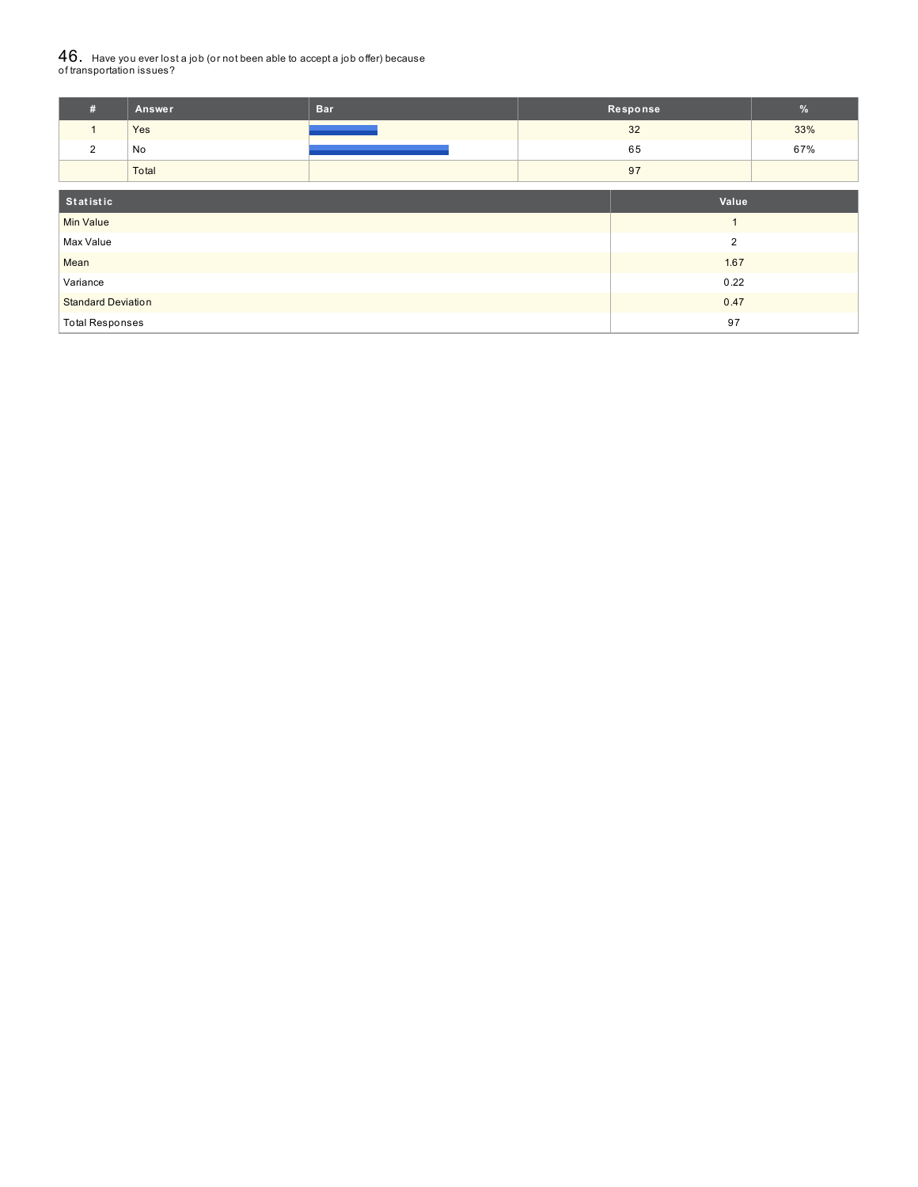## 46. Have you ever lost a job (or not been able to accept a job offer) because of transportation issues?

| # | Answer | Bar | Response | % |
|---|---|---|---|---|
| 1 | Yes | | 32 | 33% |
| 2 | No | | 65 | 67% |
| | Total | | 97 | |

| Statistic | Value |
|---|---|
| Min Value | 1 |
| Max Value | 2 |
| Mean | 1.67 |
| Variance | 0.22 |
| Standard Deviation | 0.47 |
| Total Responses | 97 |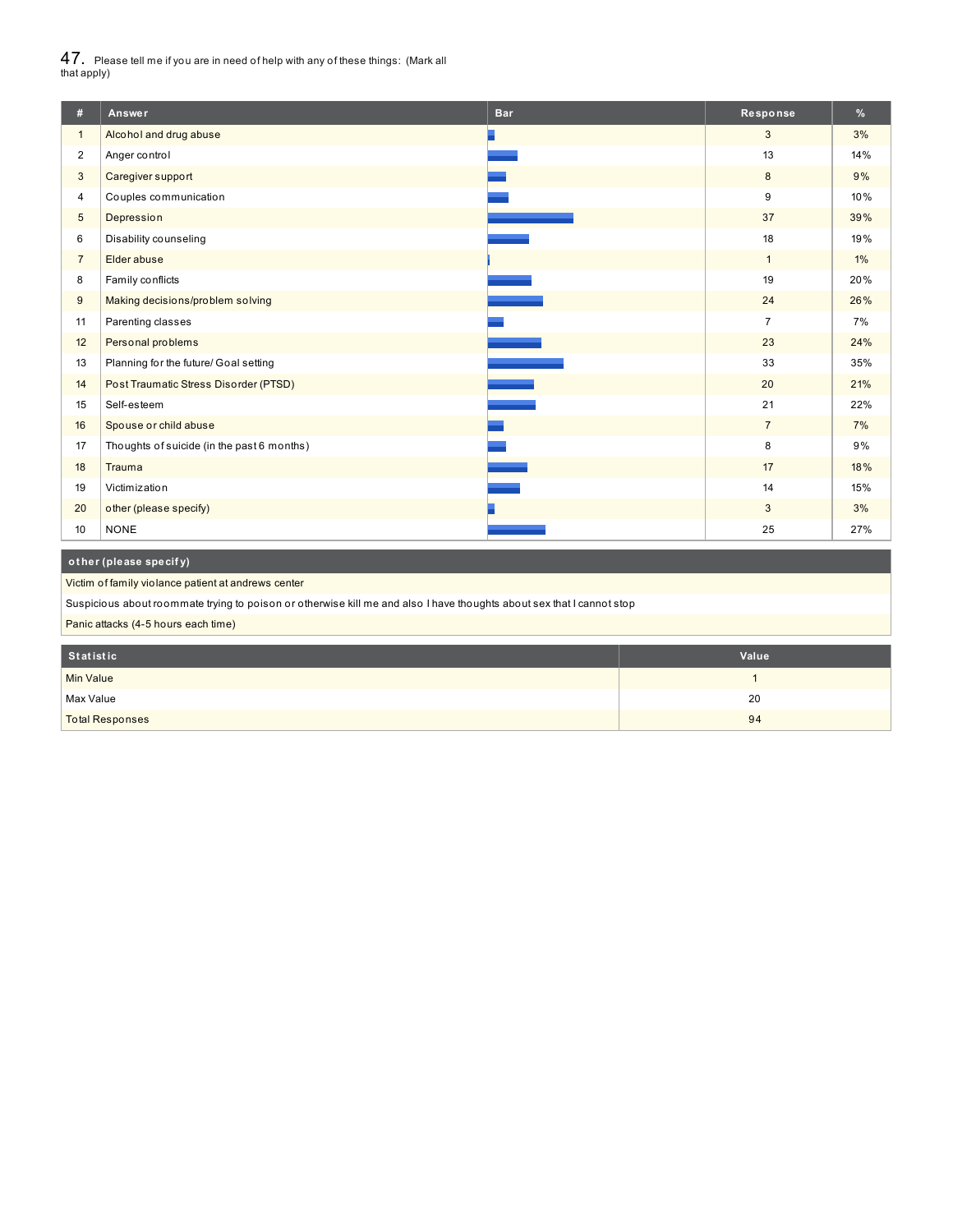## 47. Please tell me if you are in need of help with any of these things: (Mark all that apply)

| # | Answer | Bar | Response | % |
|---|---|---|---|---|
| 1 | Alcohol and drug abuse | | 3 | 3% |
| 2 | Anger control | | 13 | 14% |
| 3 | Caregiver support | | 8 | 9% |
| 4 | Couples communication | | 9 | 10% |
| 5 | Depression | | 37 | 39% |
| 6 | Disability counseling | | 18 | 19% |
| 7 | Elder abuse | | 1 | 1% |
| 8 | Family conflicts | | 19 | 20% |
| 9 | Making decisions/problem solving | | 24 | 26% |
| 11 | Parenting classes | | 7 | 7% |
| 12 | Personal problems | | 23 | 24% |
| 13 | Planning for the future/ Goal setting | | 33 | 35% |
| 14 | Post Traumatic Stress Disorder (PTSD) | | 20 | 21% |
| 15 | Self-esteem | | 21 | 22% |
| 16 | Spouse or child abuse | | 7 | 7% |
| 17 | Thoughts of suicide (in the past 6 months) | | 8 | 9% |
| 18 | Trauma | | 17 | 18% |
| 19 | Victimization | | 14 | 15% |
| 20 | other (please specify) | | 3 | 3% |
| 10 | NONE | | 25 | 27% |

| other (please specify) |
|---|
| Victim of family violance patient at andrews center |
| Suspicious about roommate trying to poison or otherwise kill me and also I have thoughts about sex that I cannot stop |
| Panic attacks (4-5 hours each time) |

| Statistic | Value |
|---|---|
| Min Value | 1 |
| Max Value | 20 |
| Total Responses | 94 |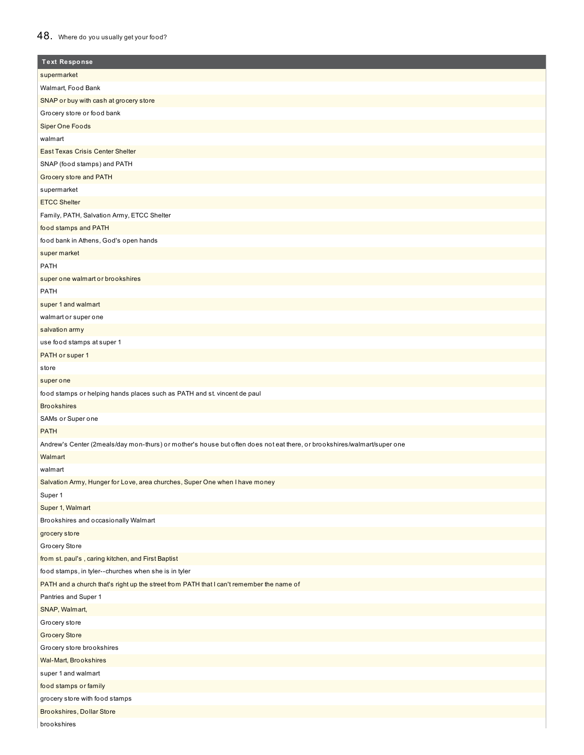## 48. Where do you usually get your food?

| Text Response |
| --- |
| supermarket |
| Walmart, Food Bank |
| SNAP or buy with cash at grocery store |
| Grocery store or food bank |
| Siper One Foods |
| walmart |
| East Texas Crisis Center Shelter |
| SNAP (food stamps) and PATH |
| Grocery store and PATH |
| supermarket |
| ETCC Shelter |
| Family, PATH, Salvation Army, ETCC Shelter |
| food stamps and PATH |
| food bank in Athens, God's open hands |
| super market |
| PATH |
| super one walmart or brookshires |
| PATH |
| super 1 and walmart |
| walmart or super one |
| salvation army |
| use food stamps at super 1 |
| PATH or super 1 |
| store |
| super one |
| food stamps or helping hands places such as PATH and st. vincent de paul |
| Brookshires |
| SAMs or Super one |
| PATH |
| Andrew's Center (2meals/day mon-thurs) or mother's house but often does not eat there, or brookshires/walmart/super one |
| Walmart |
| walmart |
| Salvation Army, Hunger for Love, area churches, Super One when I have money |
| Super 1 |
| Super 1, Walmart |
| Brookshires and occasionally Walmart |
| grocery store |
| Grocery Store |
| from st. paul's , caring kitchen, and First Baptist |
| food stamps, in tyler--churches when she is in tyler |
| PATH and a church that's right up the street from PATH that I can't remember the name of |
| Pantries and Super 1 |
| SNAP, Walmart, |
| Grocery store |
| Grocery Store |
| Grocery store brookshires |
| Wal-Mart, Brookshires |
| super 1 and walmart |
| food stamps or family |
| grocery store with food stamps |
| Brookshires, Dollar Store |
| brookshires |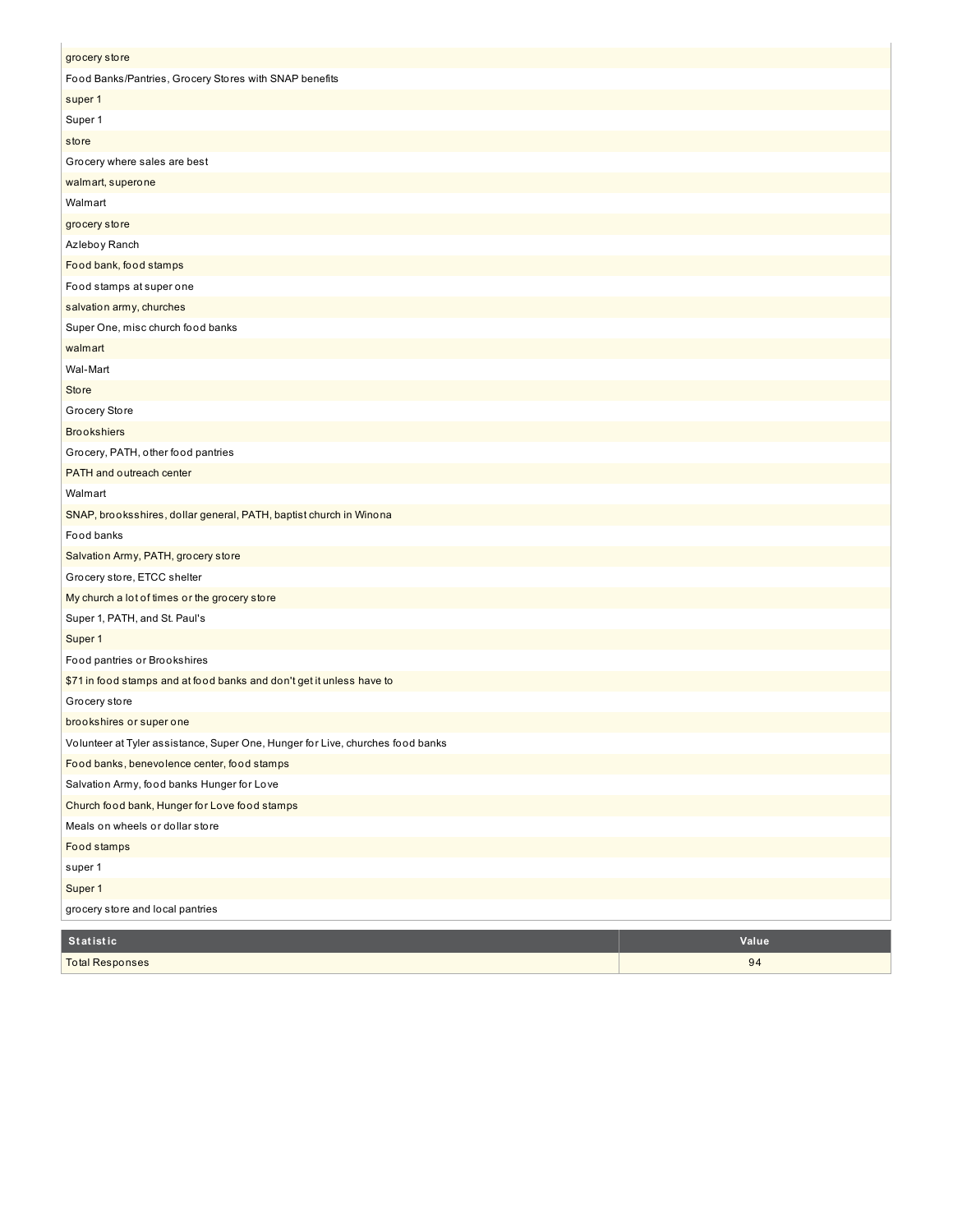| |
|---|
| grocery store |
| Food Banks/Pantries, Grocery Stores with SNAP benefits |
| super 1 |
| Super 1 |
| store |
| Grocery where sales are best |
| walmart, superone |
| Walmart |
| grocery store |
| Azleboy Ranch |
| Food bank, food stamps |
| Food stamps at super one |
| salvation army, churches |
| Super One, misc church food banks |
| walmart |
| Wal-Mart |
| Store |
| Grocery Store |
| Brookshiers |
| Grocery, PATH, other food pantries |
| PATH and outreach center |
| Walmart |
| SNAP, brooksshires, dollar general, PATH, baptist church in Winona |
| Food banks |
| Salvation Army, PATH, grocery store |
| Grocery store, ETCC shelter |
| My church a lot of times or the grocery store |
| Super 1, PATH, and St. Paul's |
| Super 1 |
| Food pantries or Brookshires |
| $71 in food stamps and at food banks and don't get it unless have to |
| Grocery store |
| brookshires or super one |
| Volunteer at Tyler assistance, Super One, Hunger for Live, churches food banks |
| Food banks, benevolence center, food stamps |
| Salvation Army, food banks Hunger for Love |
| Church food bank, Hunger for Love food stamps |
| Meals on wheels or dollar store |
| Food stamps |
| super 1 |
| Super 1 |
| grocery store and local pantries |

| Statistic | Value |
|---|---|
| Total Responses | 94 |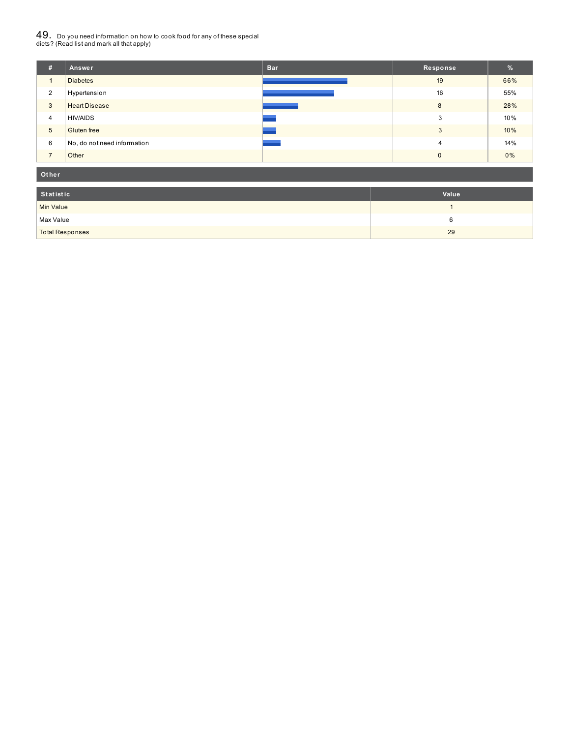## 49. Do you need information on how to cook food for any of these special diets? (Read list and mark all that apply)

| # | Answer | Bar | Response | % |
|---|---|---|---|---|
| 1 | Diabetes | | 19 | 66% |
| 2 | Hypertension | | 16 | 55% |
| 3 | Heart Disease | | 8 | 28% |
| 4 | HIV/AIDS | | 3 | 10% |
| 5 | Gluten free | | 3 | 10% |
| 6 | No, do not need information | | 4 | 14% |
| 7 | Other | | 0 | 0% |

**Other**

| Statistic | Value |
|---|---|
| Min Value | 1 |
| Max Value | 6 |
| Total Responses | 29 |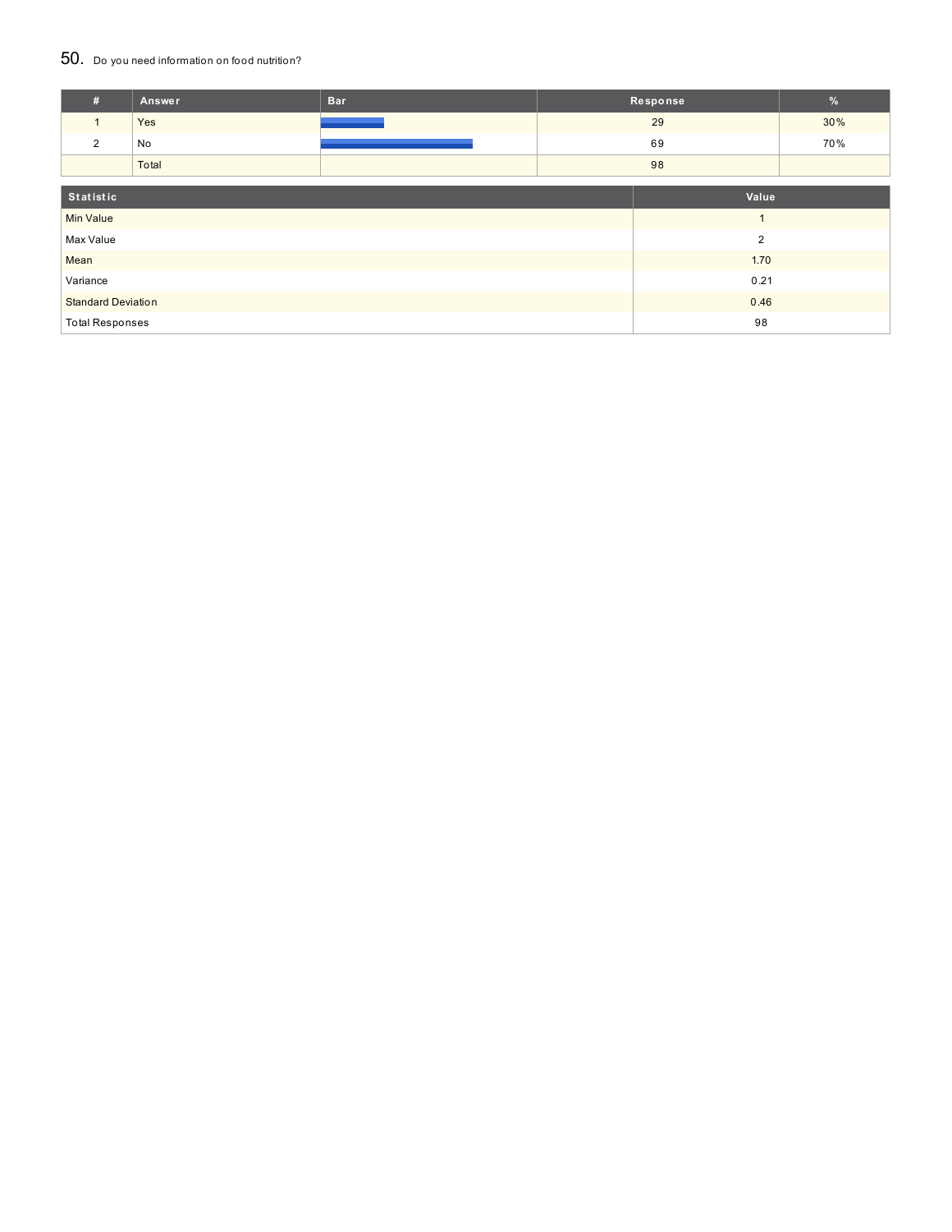## 50. Do you need information on food nutrition?

| # | Answer | Bar | Response | % |
|---|---|---|---|---|
| 1 | Yes | | 29 | 30% |
| 2 | No | | 69 | 70% |
| | Total | | 98 | |

| Statistic | Value |
|---|---|
| Min Value | 1 |
| Max Value | 2 |
| Mean | 1.70 |
| Variance | 0.21 |
| Standard Deviation | 0.46 |
| Total Responses | 98 |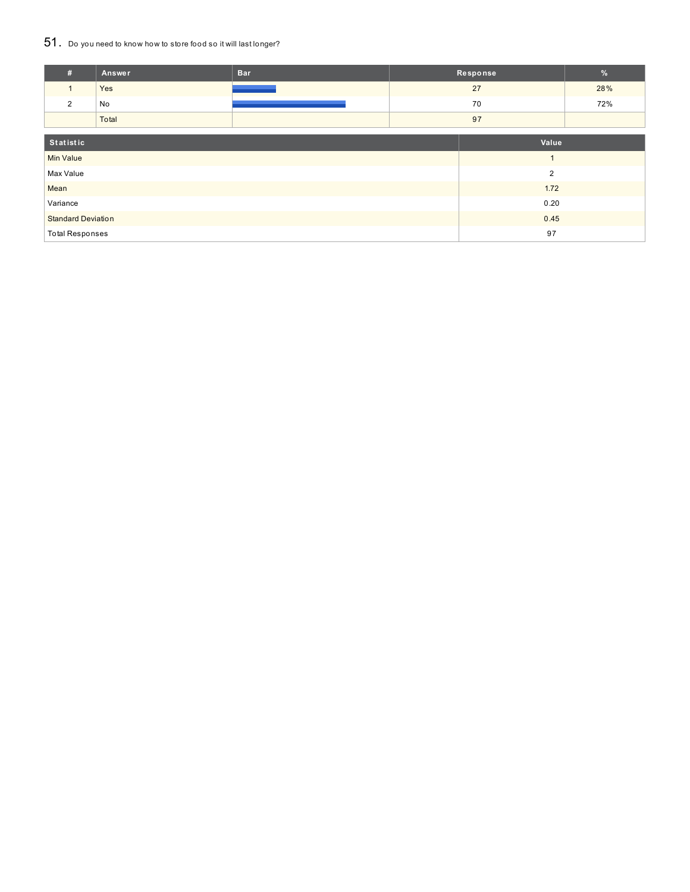## 51. Do you need to know how to store food so it will last longer?

| # | Answer | Bar | Response | % |
|---|---|---|---|---|
| 1 | Yes | | 27 | 28% |
| 2 | No | | 70 | 72% |
| | Total | | 97 | |

| Statistic | Value |
|---|---|
| Min Value | 1 |
| Max Value | 2 |
| Mean | 1.72 |
| Variance | 0.20 |
| Standard Deviation | 0.45 |
| Total Responses | 97 |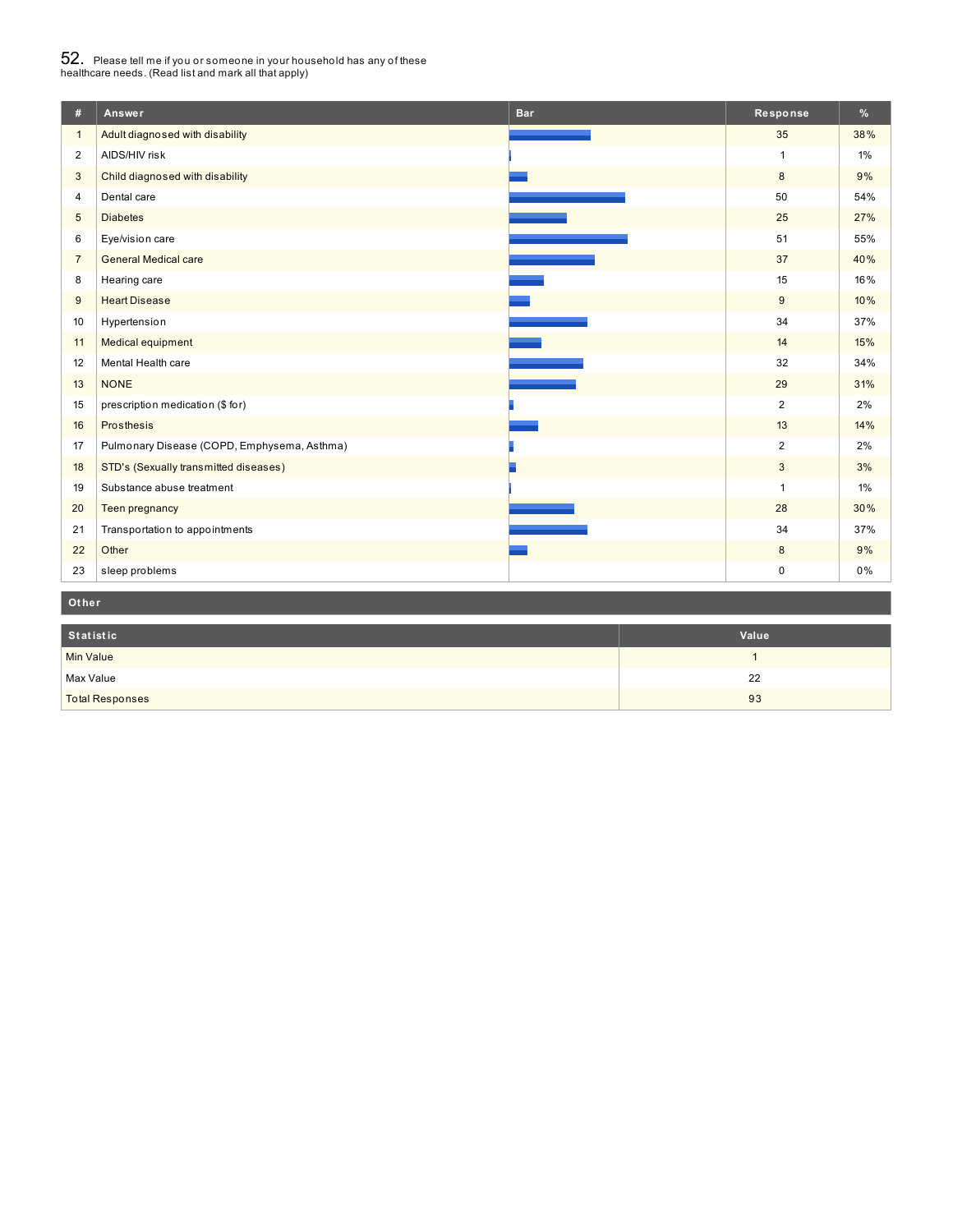## 52. Please tell me if you or someone in your household has any of these healthcare needs. (Read list and mark all that apply)

| # | Answer | Bar | Response | % |
|---|---|---|---|---|
| 1 | Adult diagnosed with disability | | 35 | 38% |
| 2 | AIDS/HIV risk | | 1 | 1% |
| 3 | Child diagnosed with disability | | 8 | 9% |
| 4 | Dental care | | 50 | 54% |
| 5 | Diabetes | | 25 | 27% |
| 6 | Eye/vision care | | 51 | 55% |
| 7 | General Medical care | | 37 | 40% |
| 8 | Hearing care | | 15 | 16% |
| 9 | Heart Disease | | 9 | 10% |
| 10 | Hypertension | | 34 | 37% |
| 11 | Medical equipment | | 14 | 15% |
| 12 | Mental Health care | | 32 | 34% |
| 13 | NONE | | 29 | 31% |
| 15 | prescription medication ($ for) | | 2 | 2% |
| 16 | Prosthesis | | 13 | 14% |
| 17 | Pulmonary Disease (COPD, Emphysema, Asthma) | | 2 | 2% |
| 18 | STD's (Sexually transmitted diseases) | | 3 | 3% |
| 19 | Substance abuse treatment | | 1 | 1% |
| 20 | Teen pregnancy | | 28 | 30% |
| 21 | Transportation to appointments | | 34 | 37% |
| 22 | Other | | 8 | 9% |
| 23 | sleep problems | | 0 | 0% |

**Other**

| Statistic | Value |
|---|---|
| Min Value | 1 |
| Max Value | 22 |
| Total Responses | 93 |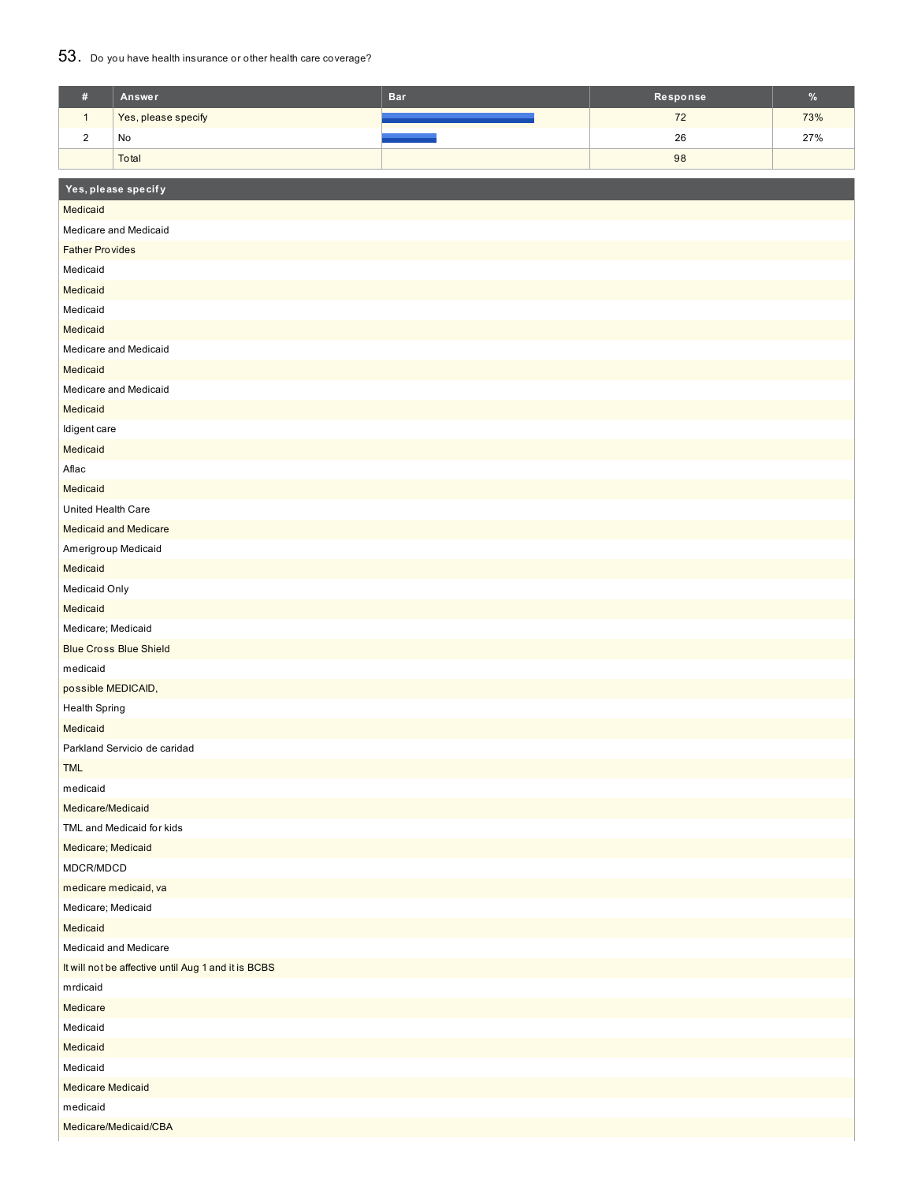53. Do you have health insurance or other health care coverage?

| # | Answer | Bar | Response | % |
|---|---|---|---|---|
| 1 | Yes, please specify | | 72 | 73% |
| 2 | No | | 26 | 27% |
| | Total | | 98 | |

| Yes, please specify |
|---|
| Medicaid |
| Medicare and Medicaid |
| Father Provides |
| Medicaid |
| Medicaid |
| Medicaid |
| Medicaid |
| Medicare and Medicaid |
| Medicaid |
| Medicare and Medicaid |
| Medicaid |
| Idigent care |
| Medicaid |
| Aflac |
| Medicaid |
| United Health Care |
| Medicaid and Medicare |
| Amerigroup Medicaid |
| Medicaid |
| Medicaid Only |
| Medicaid |
| Medicare; Medicaid |
| Blue Cross Blue Shield |
| medicaid |
| possible MEDICAID, |
| Health Spring |
| Medicaid |
| Parkland Servicio de caridad |
| TML |
| medicaid |
| Medicare/Medicaid |
| TML and Medicaid for kids |
| Medicare; Medicaid |
| MDCR/MDCD |
| medicare medicaid, va |
| Medicare; Medicaid |
| Medicaid |
| Medicaid and Medicare |
| It will not be affective until Aug 1 and it is BCBS |
| mrdicaid |
| Medicare |
| Medicaid |
| Medicaid |
| Medicaid |
| Medicare Medicaid |
| medicaid |
| Medicare/Medicaid/CBA |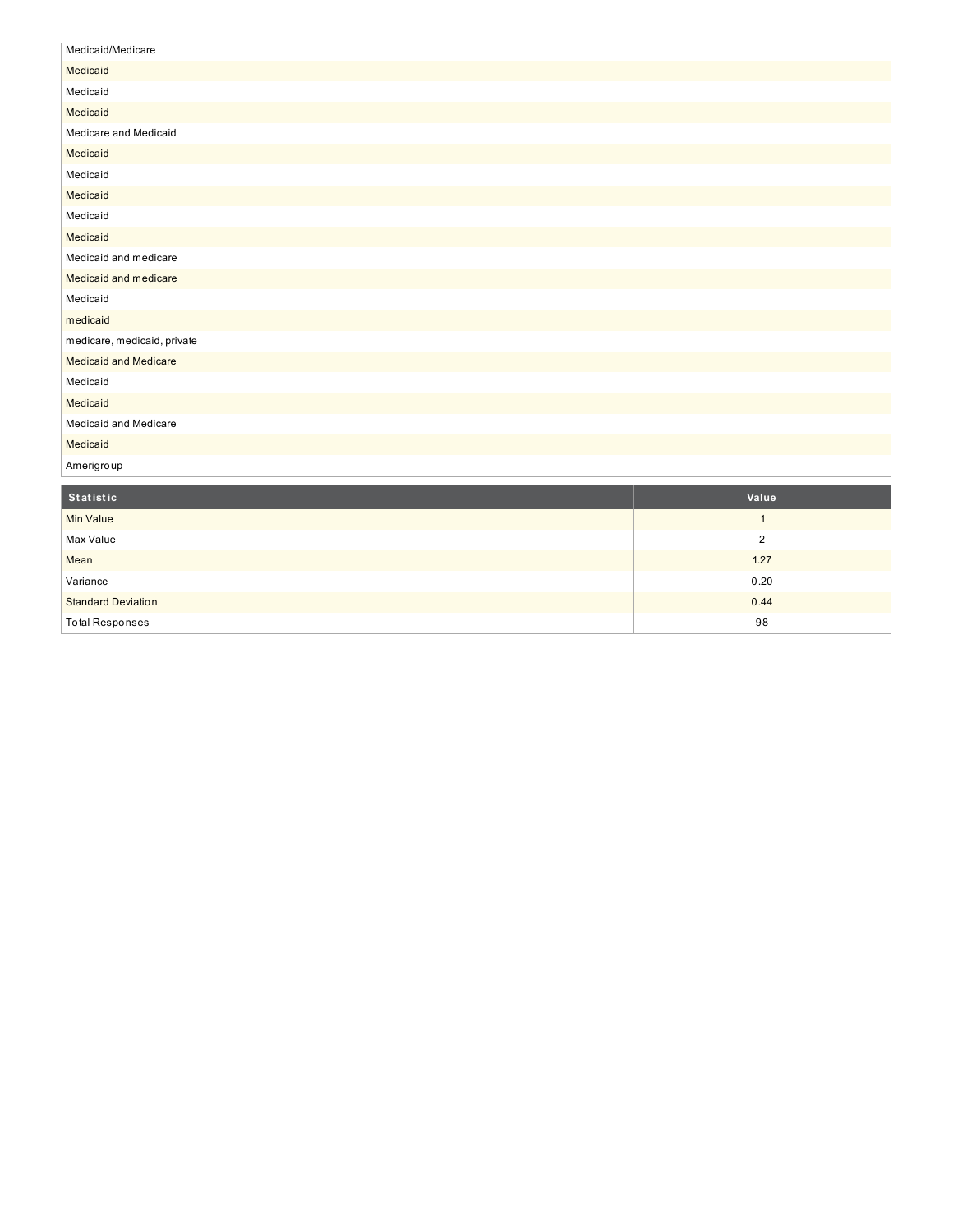| |
|---|
| Medicaid/Medicare |
| Medicaid |
| Medicaid |
| Medicaid |
| Medicare and Medicaid |
| Medicaid |
| Medicaid |
| Medicaid |
| Medicaid |
| Medicaid |
| Medicaid and medicare |
| Medicaid and medicare |
| Medicaid |
| medicaid |
| medicare, medicaid, private |
| Medicaid and Medicare |
| Medicaid |
| Medicaid |
| Medicaid and Medicare |
| Medicaid |
| Amerigroup |

| Statistic | Value |
|---|---|
| Min Value | 1 |
| Max Value | 2 |
| Mean | 1.27 |
| Variance | 0.20 |
| Standard Deviation | 0.44 |
| Total Responses | 98 |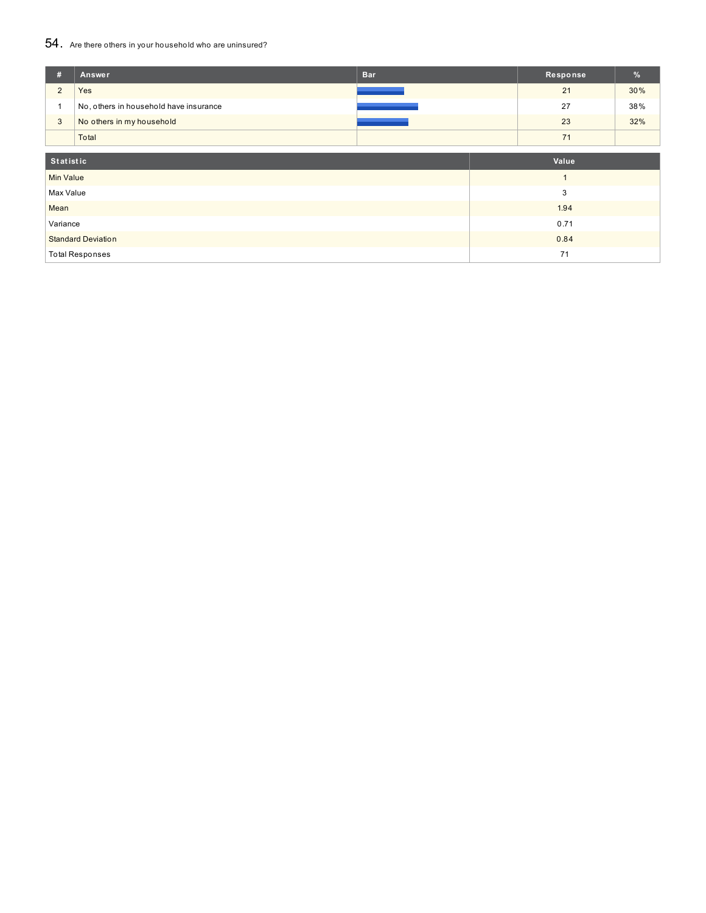## 54. Are there others in your household who are uninsured?

| # | Answer | Bar | Response | % |
|---|---|---|---|---|
| 2 | Yes | | 21 | 30% |
| 1 | No, others in household have insurance | | 27 | 38% |
| 3 | No others in my household | | 23 | 32% |
| | Total | | 71 | |

| Statistic | Value |
|---|---|
| Min Value | 1 |
| Max Value | 3 |
| Mean | 1.94 |
| Variance | 0.71 |
| Standard Deviation | 0.84 |
| Total Responses | 71 |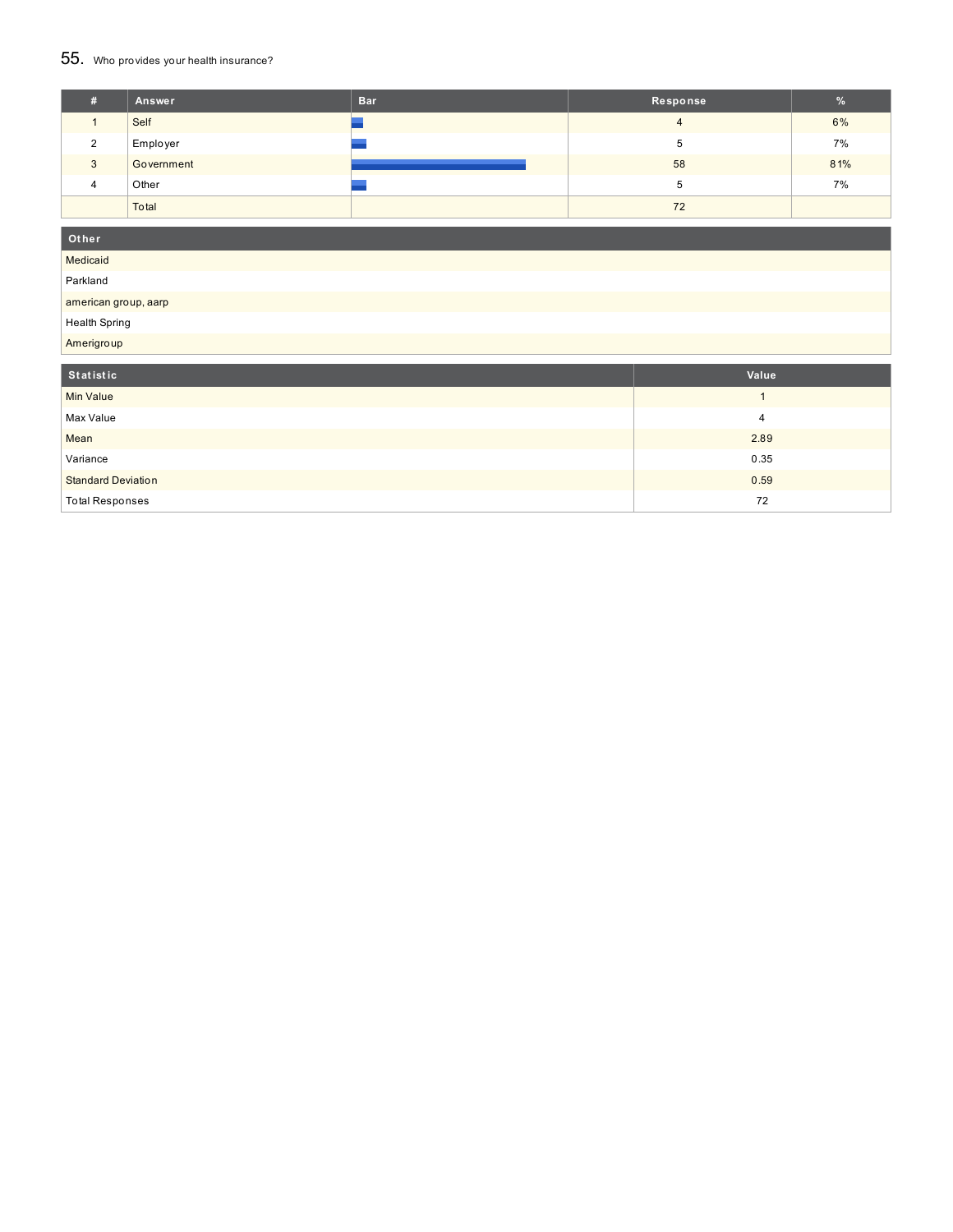## 55. Who provides your health insurance?

| # | Answer | Bar | Response | % |
|---|---|---|---|---|
| 1 | Self | | 4 | 6% |
| 2 | Employer | | 5 | 7% |
| 3 | Government | | 58 | 81% |
| 4 | Other | | 5 | 7% |
| | Total | | 72 | |

| Other |
|---|
| Medicaid |
| Parkland |
| american group, aarp |
| Health Spring |
| Amerigroup |

| Statistic | Value |
|---|---|
| Min Value | 1 |
| Max Value | 4 |
| Mean | 2.89 |
| Variance | 0.35 |
| Standard Deviation | 0.59 |
| Total Responses | 72 |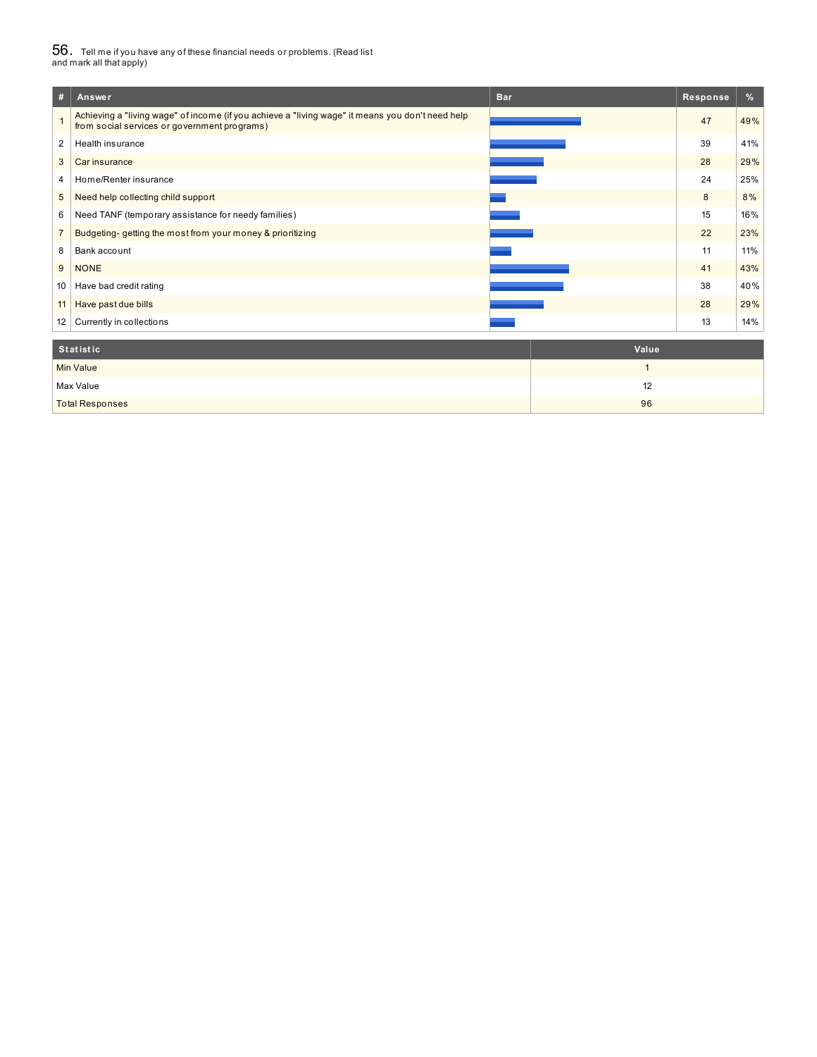## 56. Tell me if you have any of these financial needs or problems. (Read list and mark all that apply)

| # | Answer | Bar | Response | % |
|---|---|---|---|---|
| 1 | Achieving a "living wage" of income (if you achieve a "living wage" it means you don't need help from social services or government programs) | | 47 | 49% |
| 2 | Health insurance | | 39 | 41% |
| 3 | Car insurance | | 28 | 29% |
| 4 | Home/Renter insurance | | 24 | 25% |
| 5 | Need help collecting child support | | 8 | 8% |
| 6 | Need TANF (temporary assistance for needy families) | | 15 | 16% |
| 7 | Budgeting- getting the most from your money & prioritizing | | 22 | 23% |
| 8 | Bank account | | 11 | 11% |
| 9 | NONE | | 41 | 43% |
| 10 | Have bad credit rating | | 38 | 40% |
| 11 | Have past due bills | | 28 | 29% |
| 12 | Currently in collections | | 13 | 14% |

| Statistic | Value |
|---|---|
| Min Value | 1 |
| Max Value | 12 |
| Total Responses | 96 |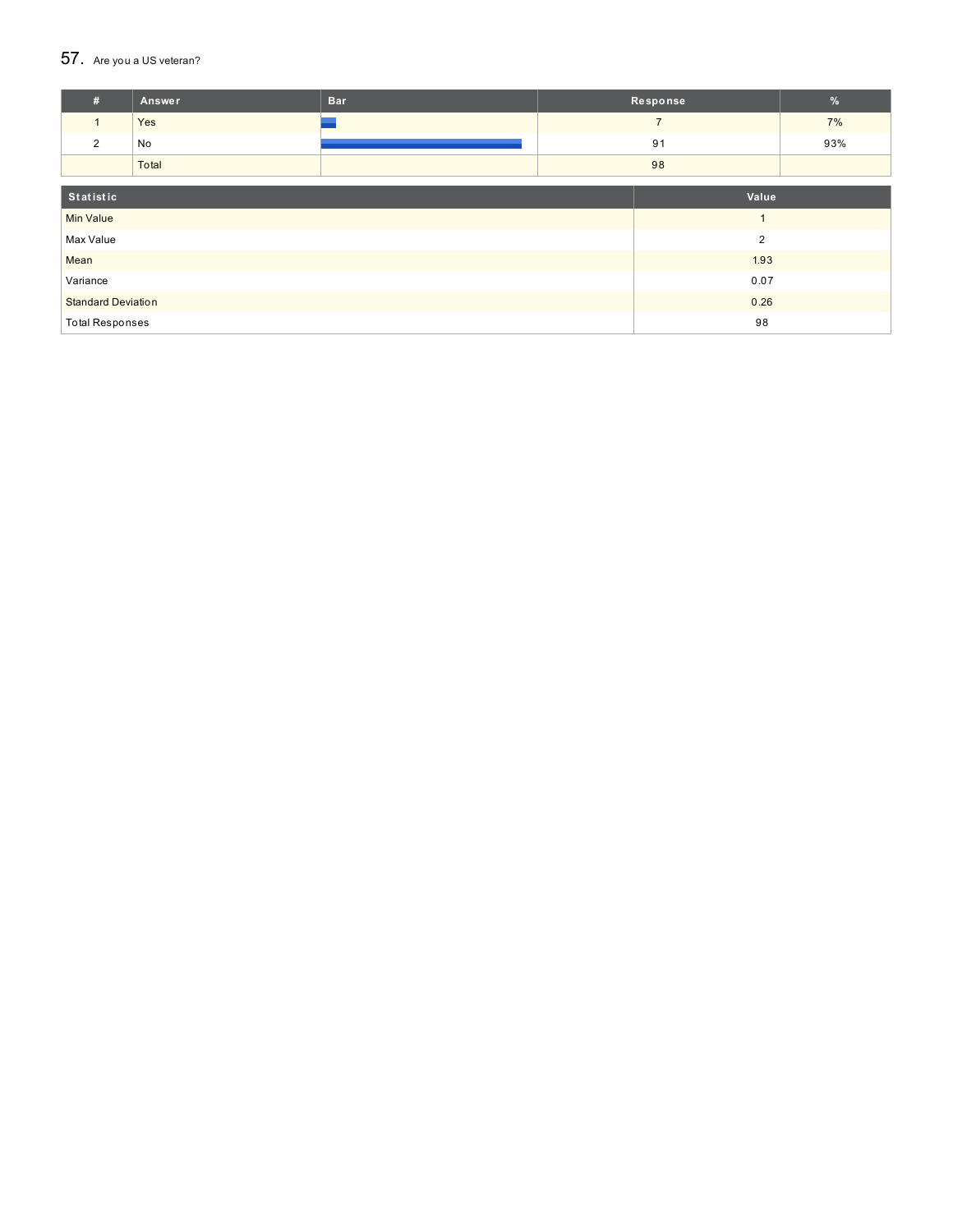## 57. Are you a US veteran?

| # | Answer | Bar | Response | % |
|---|---|---|---|---|
| 1 | Yes | | 7 | 7% |
| 2 | No | | 91 | 93% |
| | Total | | 98 | |

| Statistic | Value |
|---|---|
| Min Value | 1 |
| Max Value | 2 |
| Mean | 1.93 |
| Variance | 0.07 |
| Standard Deviation | 0.26 |
| Total Responses | 98 |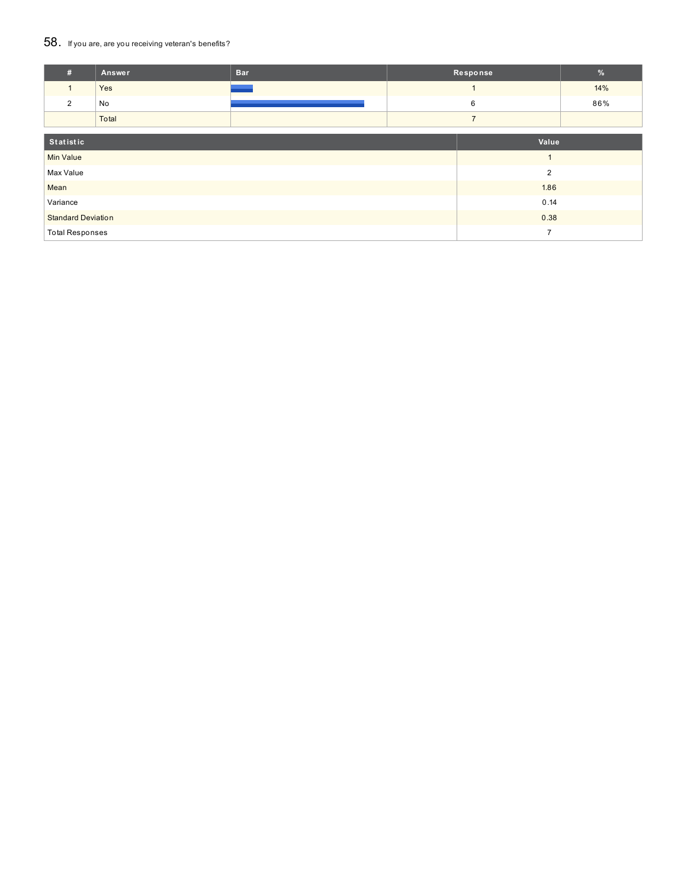## 58. If you are, are you receiving veteran's benefits?

| # | Answer | Bar | Response | % |
|---|---|---|---|---|
| 1 | Yes | | 1 | 14% |
| 2 | No | | 6 | 86% |
| | Total | | 7 | |

| Statistic | Value |
|---|---|
| Min Value | 1 |
| Max Value | 2 |
| Mean | 1.86 |
| Variance | 0.14 |
| Standard Deviation | 0.38 |
| Total Responses | 7 |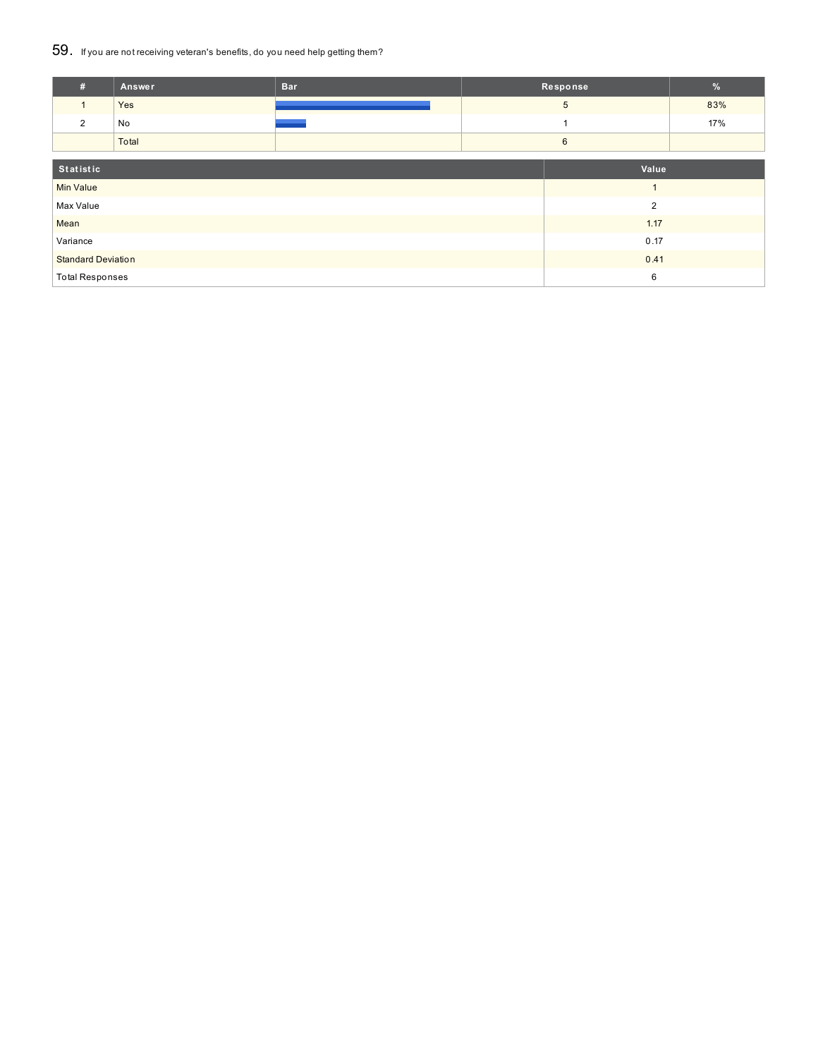## 59. If you are not receiving veteran's benefits, do you need help getting them?

| # | Answer | Bar | Response | % |
|---|---|---|---|---|
| 1 | Yes | | 5 | 83% |
| 2 | No | | 1 | 17% |
| | Total | | 6 | |

| Statistic | Value |
|---|---|
| Min Value | 1 |
| Max Value | 2 |
| Mean | 1.17 |
| Variance | 0.17 |
| Standard Deviation | 0.41 |
| Total Responses | 6 |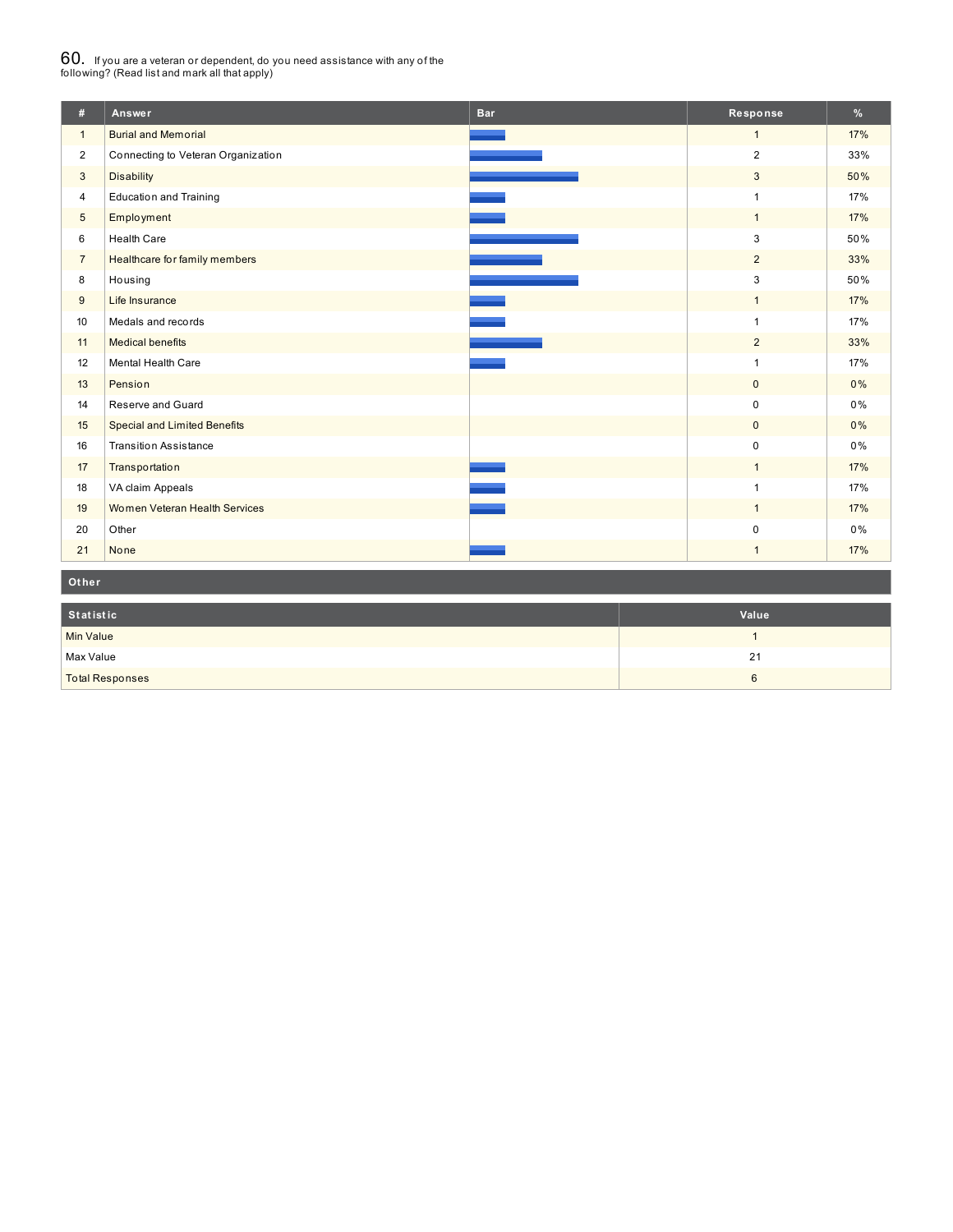## 60. If you are a veteran or dependent, do you need assistance with any of the following? (Read list and mark all that apply)

| # | Answer | Bar | Response | % |
|---|---|---|---|---|
| 1 | Burial and Memorial | | 1 | 17% |
| 2 | Connecting to Veteran Organization | | 2 | 33% |
| 3 | Disability | | 3 | 50% |
| 4 | Education and Training | | 1 | 17% |
| 5 | Employment | | 1 | 17% |
| 6 | Health Care | | 3 | 50% |
| 7 | Healthcare for family members | | 2 | 33% |
| 8 | Housing | | 3 | 50% |
| 9 | Life Insurance | | 1 | 17% |
| 10 | Medals and records | | 1 | 17% |
| 11 | Medical benefits | | 2 | 33% |
| 12 | Mental Health Care | | 1 | 17% |
| 13 | Pension | | 0 | 0% |
| 14 | Reserve and Guard | | 0 | 0% |
| 15 | Special and Limited Benefits | | 0 | 0% |
| 16 | Transition Assistance | | 0 | 0% |
| 17 | Transportation | | 1 | 17% |
| 18 | VA claim Appeals | | 1 | 17% |
| 19 | Women Veteran Health Services | | 1 | 17% |
| 20 | Other | | 0 | 0% |
| 21 | None | | 1 | 17% |

**Other**

| Statistic | Value |
|---|---|
| Min Value | 1 |
| Max Value | 21 |
| Total Responses | 6 |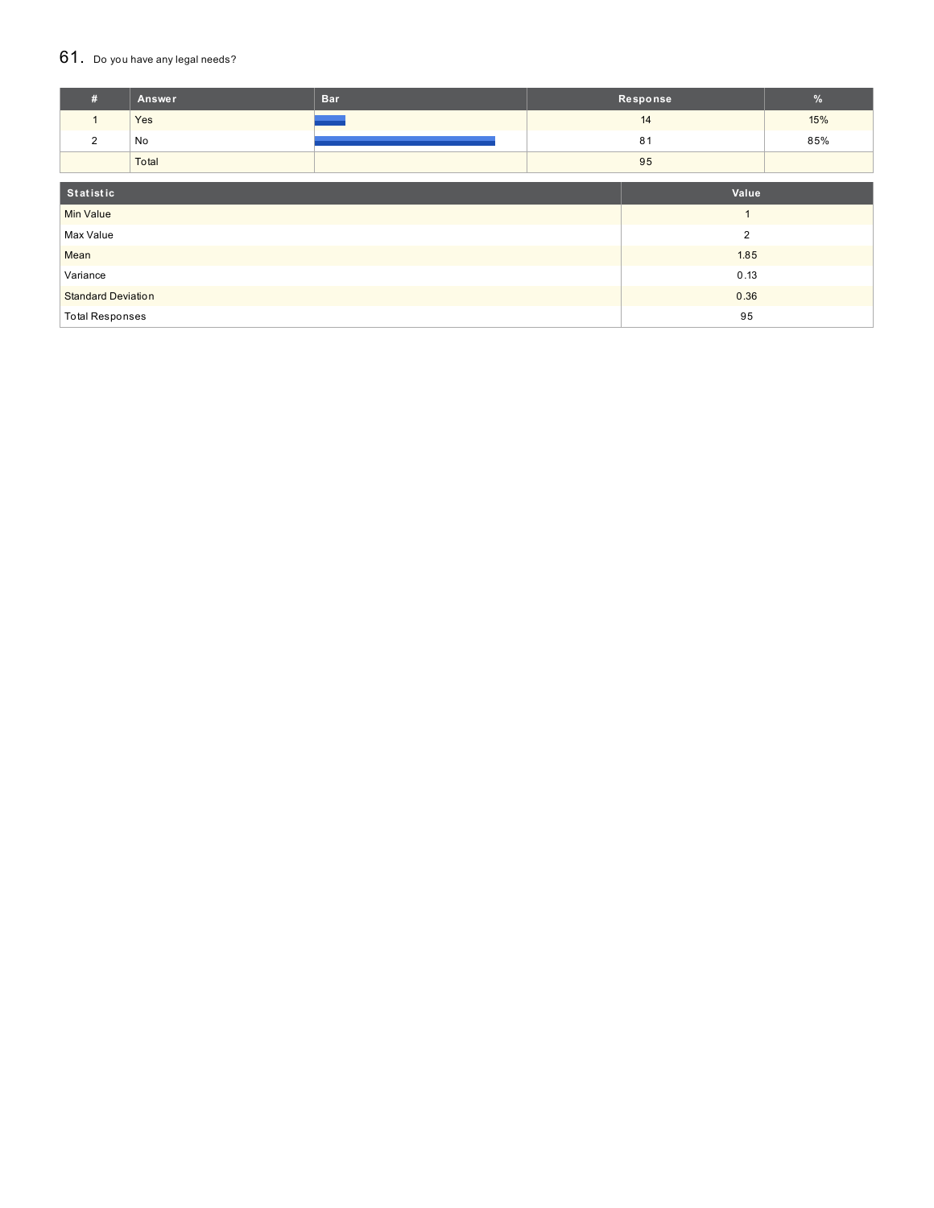## 61. Do you have any legal needs?

| # | Answer | Bar | Response | % |
|---|---|---|---|---|
| 1 | Yes | | 14 | 15% |
| 2 | No | | 81 | 85% |
| | Total | | 95 | |

| Statistic | Value |
|---|---|
| Min Value | 1 |
| Max Value | 2 |
| Mean | 1.85 |
| Variance | 0.13 |
| Standard Deviation | 0.36 |
| Total Responses | 95 |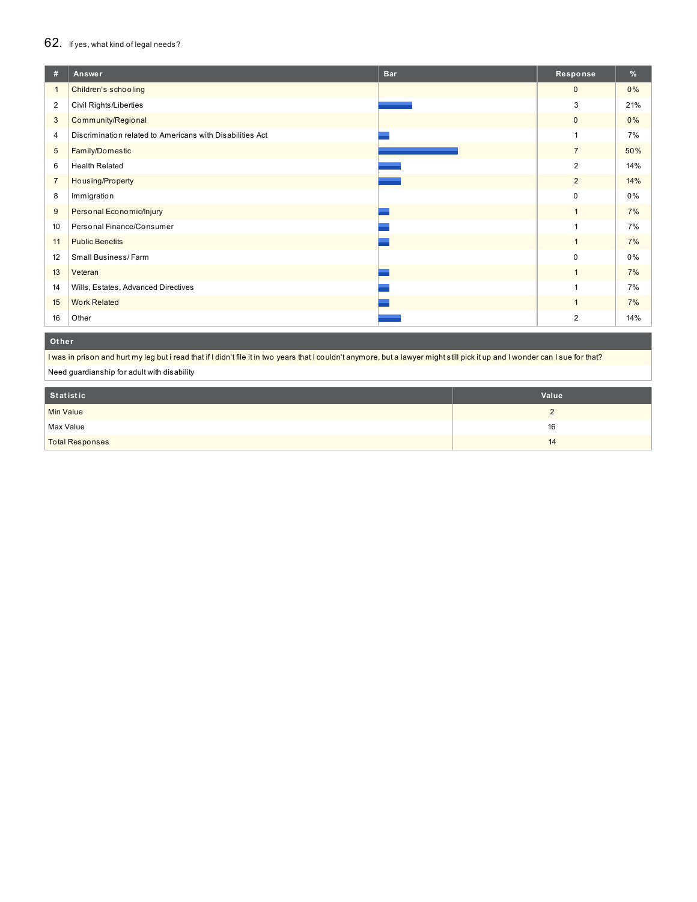## 62. If yes, what kind of legal needs?

| # | Answer | Bar | Response | % |
|---|---|---|---|---|
| 1 | Children's schooling | | 0 | 0% |
| 2 | Civil Rights/Liberties | | 3 | 21% |
| 3 | Community/Regional | | 0 | 0% |
| 4 | Discrimination related to Americans with Disabilities Act | | 1 | 7% |
| 5 | Family/Domestic | | 7 | 50% |
| 6 | Health Related | | 2 | 14% |
| 7 | Housing/Property | | 2 | 14% |
| 8 | Immigration | | 0 | 0% |
| 9 | Personal Economic/Injury | | 1 | 7% |
| 10 | Personal Finance/Consumer | | 1 | 7% |
| 11 | Public Benefits | | 1 | 7% |
| 12 | Small Business/ Farm | | 0 | 0% |
| 13 | Veteran | | 1 | 7% |
| 14 | Wills, Estates, Advanced Directives | | 1 | 7% |
| 15 | Work Related | | 1 | 7% |
| 16 | Other | | 2 | 14% |

| Other |
|---|
| I was in prison and hurt my leg but i read that if I didn't file it in two years that I couldn't anymore, but a lawyer might still pick it up and I wonder can I sue for that? |
| Need guardianship for adult with disability |

| Statistic | Value |
|---|---|
| Min Value | 2 |
| Max Value | 16 |
| Total Responses | 14 |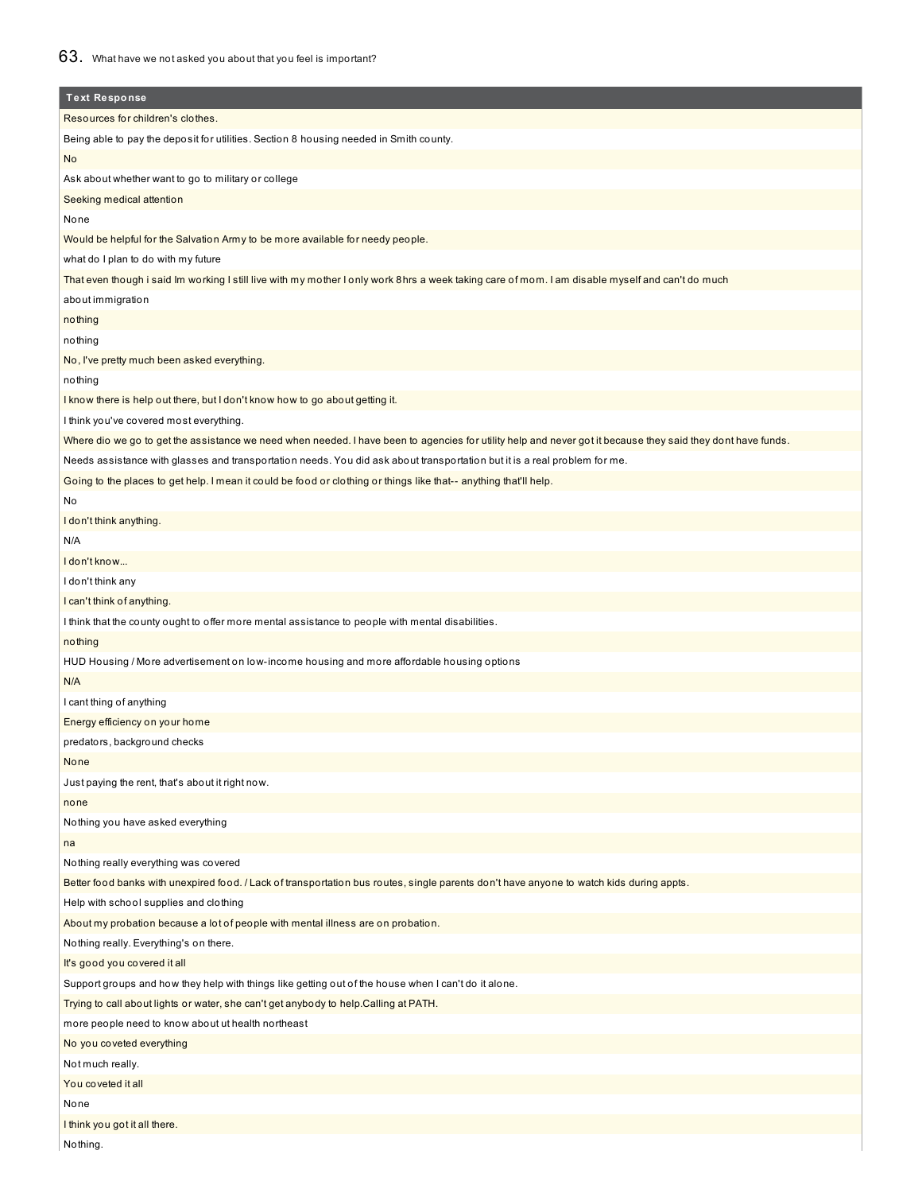63. What have we not asked you about that you feel is important?

| Text Response |
| --- |
| Resources for children's clothes. |
| Being able to pay the deposit for utilities. Section 8 housing needed in Smith county. |
| No |
| Ask about whether want to go to military or college |
| Seeking medical attention |
| None |
| Would be helpful for the Salvation Army to be more available for needy people. |
| what do I plan to do with my future |
| That even though i said Im working I still live with my mother I only work 8hrs a week taking care of mom. I am disable myself and can't do much |
| about immigration |
| nothing |
| nothing |
| No, I've pretty much been asked everything. |
| nothing |
| I know there is help out there, but I don't know how to go about getting it. |
| I think you've covered most everything. |
| Where dio we go to get the assistance we need when needed. I have been to agencies for utility help and never got it because they said they dont have funds. |
| Needs assistance with glasses and transportation needs. You did ask about transportation but it is a real problem for me. |
| Going to the places to get help. I mean it could be food or clothing or things like that-- anything that'll help. |
| No |
| I don't think anything. |
| N/A |
| I don't know... |
| I don't think any |
| I can't think of anything. |
| I think that the county ought to offer more mental assistance to people with mental disabilities. |
| nothing |
| HUD Housing / More advertisement on low-income housing and more affordable housing options |
| N/A |
| I cant thing of anything |
| Energy efficiency on your home |
| predators, background checks |
| None |
| Just paying the rent, that's about it right now. |
| none |
| Nothing you have asked everything |
| na |
| Nothing really everything was covered |
| Better food banks with unexpired food. / Lack of transportation bus routes, single parents don't have anyone to watch kids during appts. |
| Help with school supplies and clothing |
| About my probation because a lot of people with mental illness are on probation. |
| Nothing really. Everything's on there. |
| It's good you covered it all |
| Support groups and how they help with things like getting out of the house when I can't do it alone. |
| Trying to call about lights or water, she can't get anybody to help.Calling at PATH. |
| more people need to know about ut health northeast |
| No you coveted everything |
| Not much really. |
| You coveted it all |
| None |
| I think you got it all there. |
| Nothing. |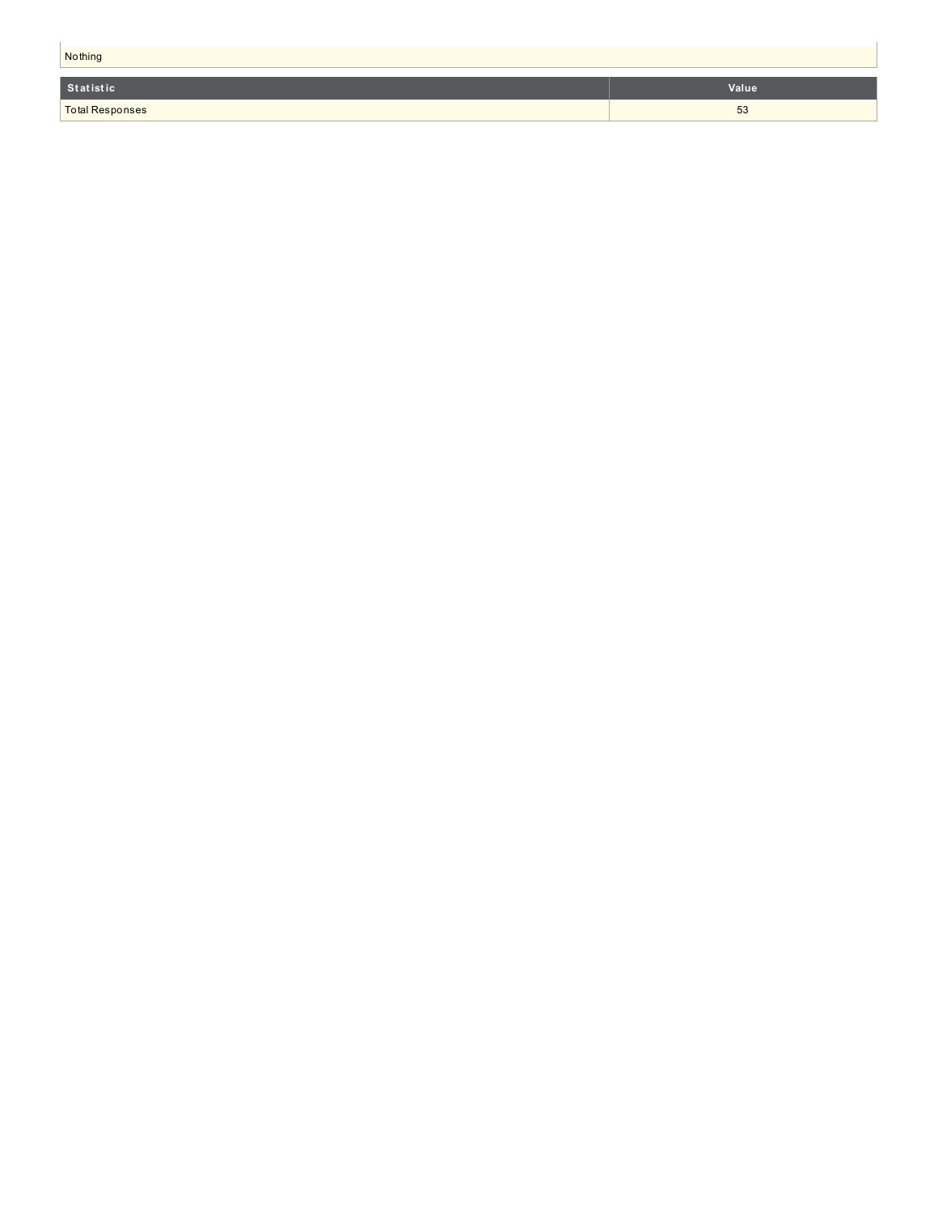| Nothing |
|---|

| Statistic | Value |
|---|---|
| Total Responses | 53 |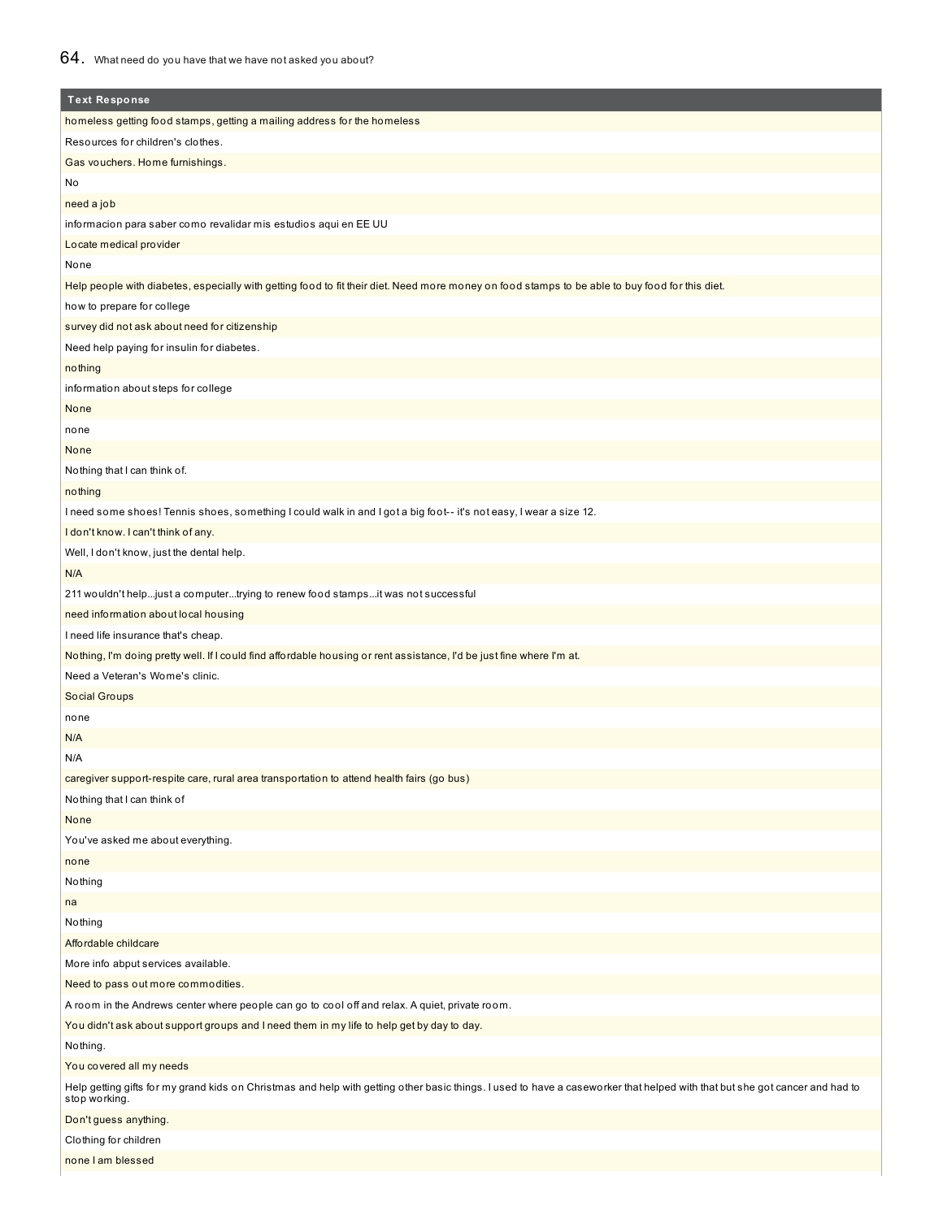## 64. What need do you have that we have not asked you about?

| Text Response |
|---|
| homeless getting food stamps, getting a mailing address for the homeless |
| Resources for children's clothes. |
| Gas vouchers. Home furnishings. |
| No |
| need a job |
| informacion para saber como revalidar mis estudios aqui en EE UU |
| Locate medical provider |
| None |
| Help people with diabetes, especially with getting food to fit their diet. Need more money on food stamps to be able to buy food for this diet. |
| how to prepare for college |
| survey did not ask about need for citizenship |
| Need help paying for insulin for diabetes. |
| nothing |
| information about steps for college |
| None |
| none |
| None |
| Nothing that I can think of. |
| nothing |
| I need some shoes! Tennis shoes, something I could walk in and I got a big foot-- it's not easy, I wear a size 12. |
| I don't know. I can't think of any. |
| Well, I don't know, just the dental help. |
| N/A |
| 211 wouldn't help...just a computer...trying to renew food stamps...it was not successful |
| need information about local housing |
| I need life insurance that's cheap. |
| Nothing, I'm doing pretty well. If I could find affordable housing or rent assistance, I'd be just fine where I'm at. |
| Need a Veteran's Wome's clinic. |
| Social Groups |
| none |
| N/A |
| N/A |
| caregiver support-respite care, rural area transportation to attend health fairs (go bus) |
| Nothing that I can think of |
| None |
| You've asked me about everything. |
| none |
| Nothing |
| na |
| Nothing |
| Affordable childcare |
| More info abput services available. |
| Need to pass out more commodities. |
| A room in the Andrews center where people can go to cool off and relax. A quiet, private room. |
| You didn't ask about support groups and I need them in my life to help get by day to day. |
| Nothing. |
| You covered all my needs |
| Help getting gifts for my grand kids on Christmas and help with getting other basic things. I used to have a caseworker that helped with that but she got cancer and had to stop working. |
| Don't guess anything. |
| Clothing for children |
| none I am blessed |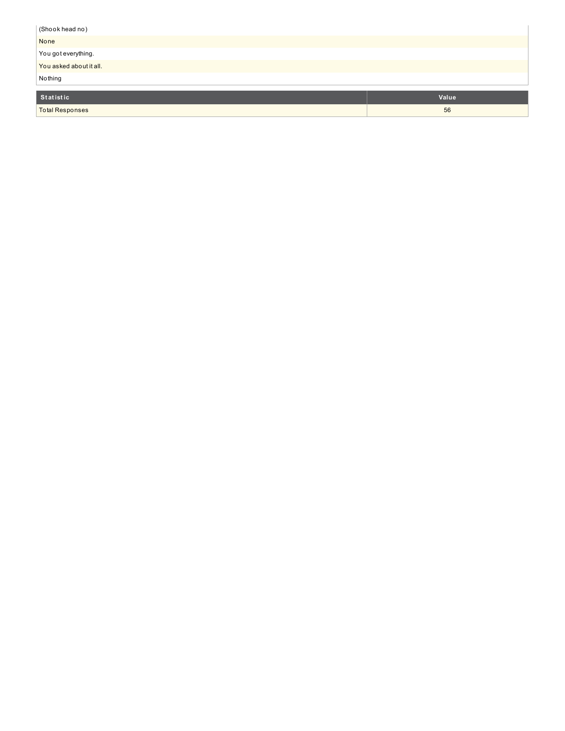| |
|---|
| (Shook head no) |
| None |
| You got everything. |
| You asked about it all. |
| Nothing |

| Statistic | Value |
|---|---|
| Total Responses | 56 |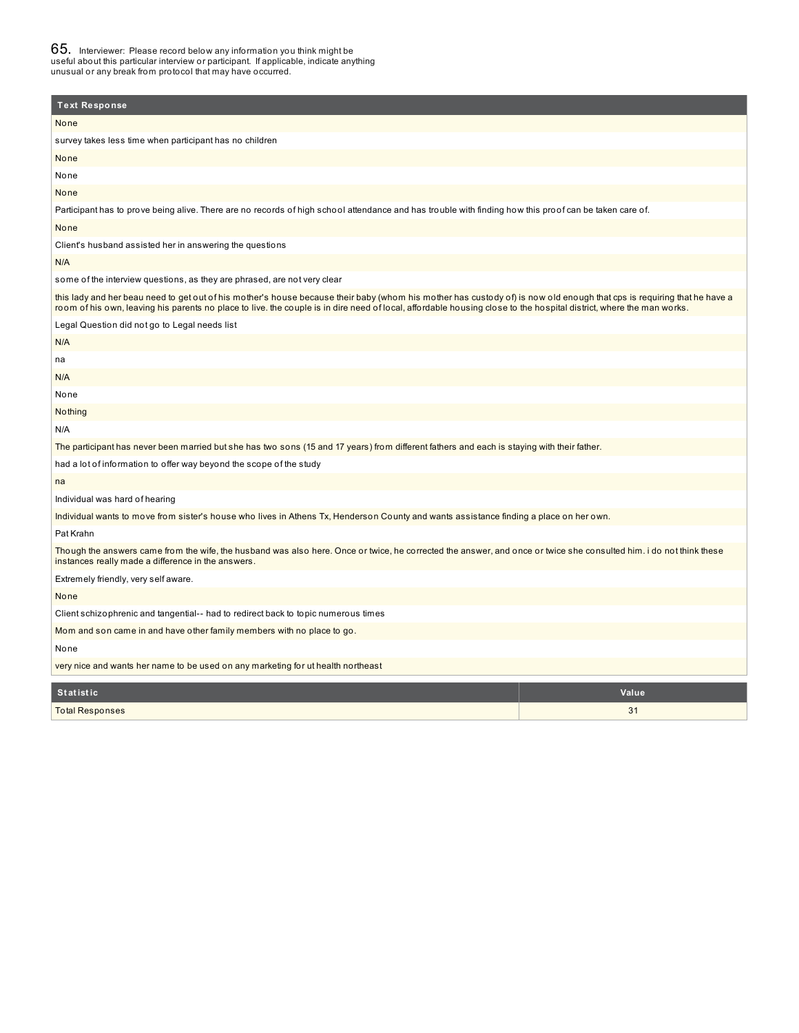65. Interviewer: Please record below any information you think might be useful about this particular interview or participant. If applicable, indicate anything unusual or any break from protocol that may have occurred.

| Text Response |
| --- |
| None |
| survey takes less time when participant has no children |
| None |
| None |
| None |
| Participant has to prove being alive. There are no records of high school attendance and has trouble with finding how this proof can be taken care of. |
| None |
| Client's husband assisted her in answering the questions |
| N/A |
| some of the interview questions, as they are phrased, are not very clear |
| this lady and her beau need to get out of his mother's house because their baby (whom his mother has custody of) is now old enough that cps is requiring that he have a room of his own, leaving his parents no place to live. the couple is in dire need of local, affordable housing close to the hospital district, where the man works. |
| Legal Question did not go to Legal needs list |
| N/A |
| na |
| N/A |
| None |
| Nothing |
| N/A |
| The participant has never been married but she has two sons (15 and 17 years) from different fathers and each is staying with their father. |
| had a lot of information to offer way beyond the scope of the study |
| na |
| Individual was hard of hearing |
| Individual wants to move from sister's house who lives in Athens Tx, Henderson County and wants assistance finding a place on her own. |
| Pat Krahn |
| Though the answers came from the wife, the husband was also here. Once or twice, he corrected the answer, and once or twice she consulted him. i do not think these instances really made a difference in the answers. |
| Extremely friendly, very self aware. |
| None |
| Client schizophrenic and tangential-- had to redirect back to topic numerous times |
| Mom and son came in and have other family members with no place to go. |
| None |
| very nice and wants her name to be used on any marketing for ut health northeast |

| Statistic | Value |
| --- | --- |
| Total Responses | 31 |